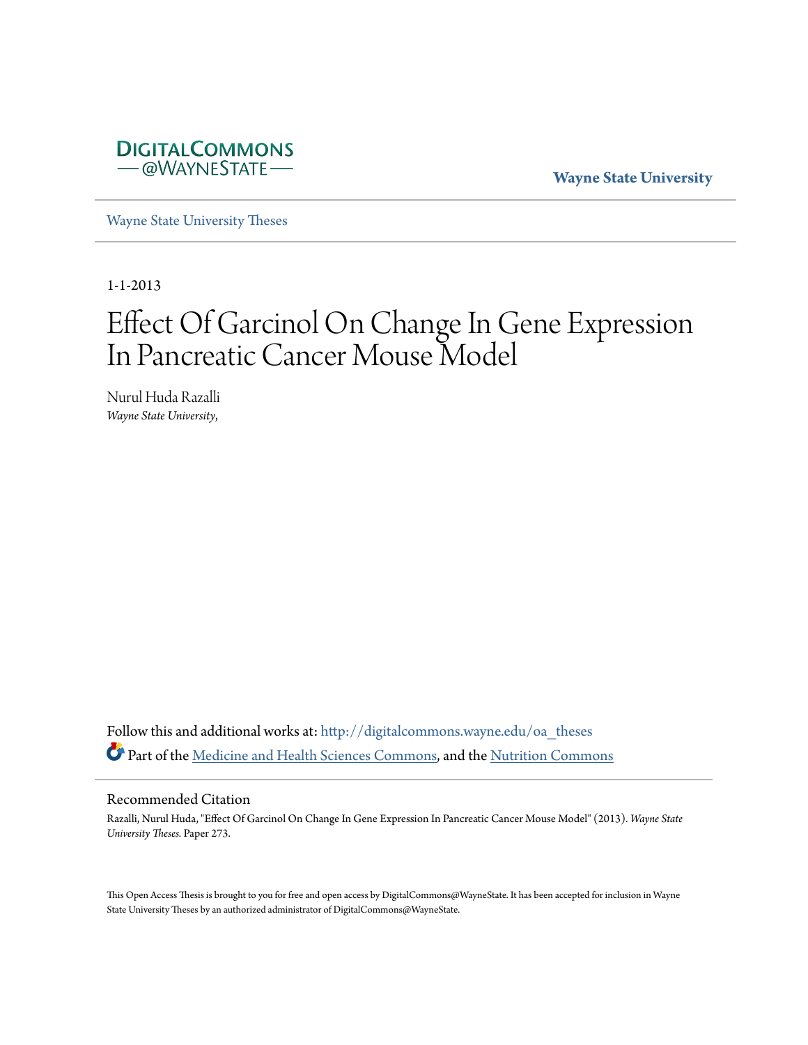DigitalCommons @WayneState

Wayne State University

Wayne State University Theses

1-1-2013

# Effect Of Garcinol On Change In Gene Expression In Pancreatic Cancer Mouse Model

Nurul Huda Razalli
*Wayne State University,*

Follow this and additional works at: http://digitalcommons.wayne.edu/oa_theses

Part of the Medicine and Health Sciences Commons, and the Nutrition Commons

## Recommended Citation

Razalli, Nurul Huda, "Effect Of Garcinol On Change In Gene Expression In Pancreatic Cancer Mouse Model" (2013). *Wayne State University Theses.* Paper 273.

This Open Access Thesis is brought to you for free and open access by DigitalCommons@WayneState. It has been accepted for inclusion in Wayne State University Theses by an authorized administrator of DigitalCommons@WayneState.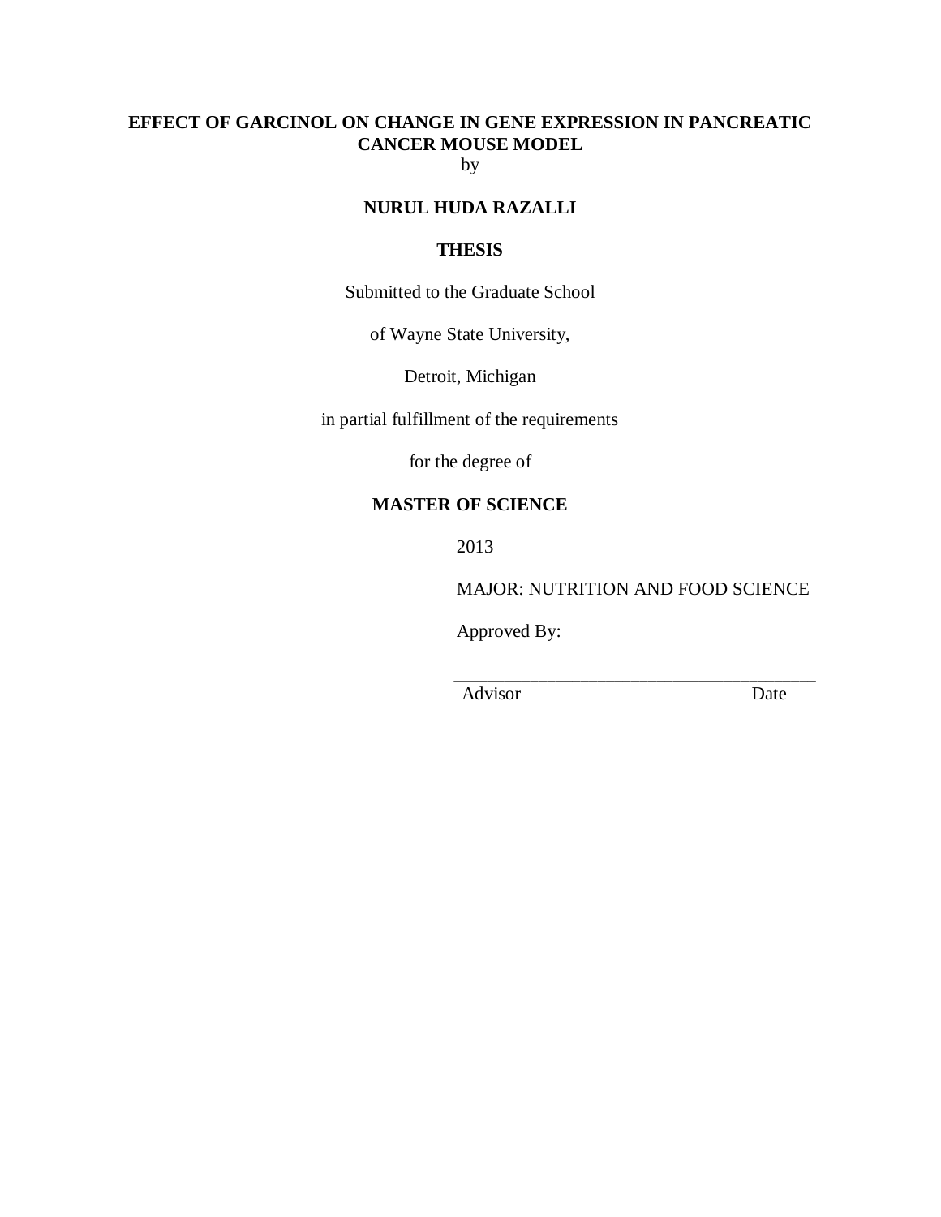**EFFECT OF GARCINOL ON CHANGE IN GENE EXPRESSION IN PANCREATIC CANCER MOUSE MODEL**

by

**NURUL HUDA RAZALLI**

**THESIS**

Submitted to the Graduate School

of Wayne State University,

Detroit, Michigan

in partial fulfillment of the requirements

for the degree of

**MASTER OF SCIENCE**

2013

MAJOR: NUTRITION AND FOOD SCIENCE

Approved By:

\_\_\_\_\_\_\_\_\_\_\_\_\_\_\_\_\_\_\_\_\_\_\_\_\_\_\_\_\_\_\_\_\_\_\_\_\_\_\_\_

Advisor                                        Date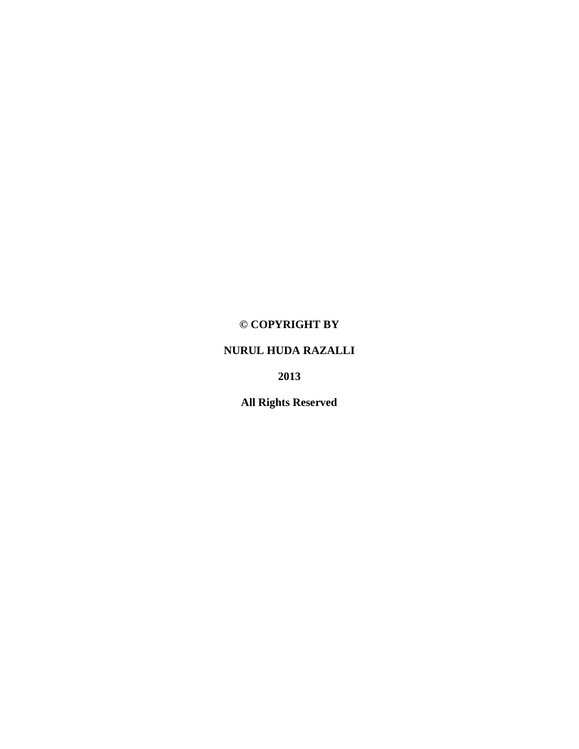**© COPYRIGHT BY**

**NURUL HUDA RAZALLI**

**2013**

**All Rights Reserved**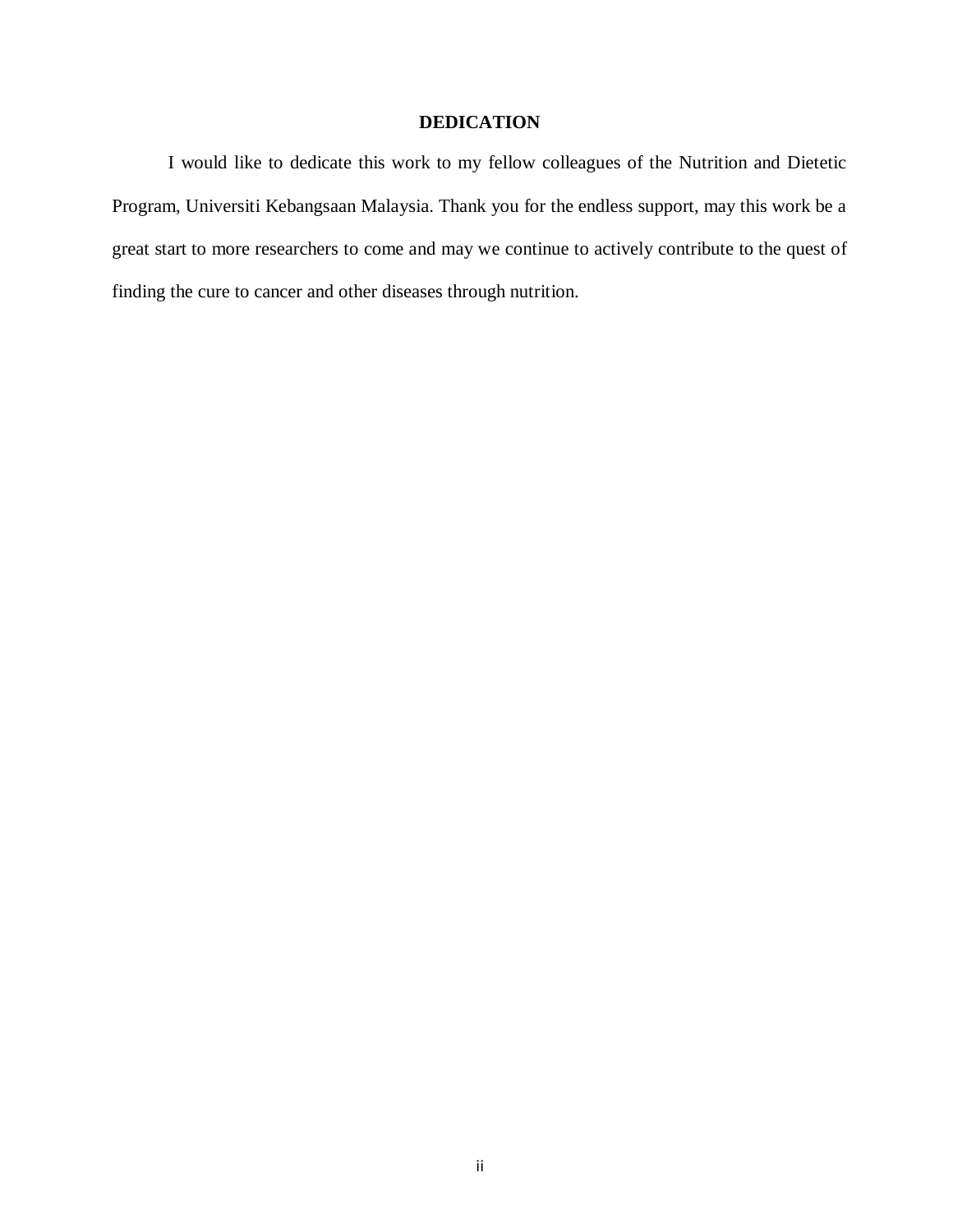# DEDICATION

I would like to dedicate this work to my fellow colleagues of the Nutrition and Dietetic Program, Universiti Kebangsaan Malaysia. Thank you for the endless support, may this work be a great start to more researchers to come and may we continue to actively contribute to the quest of finding the cure to cancer and other diseases through nutrition.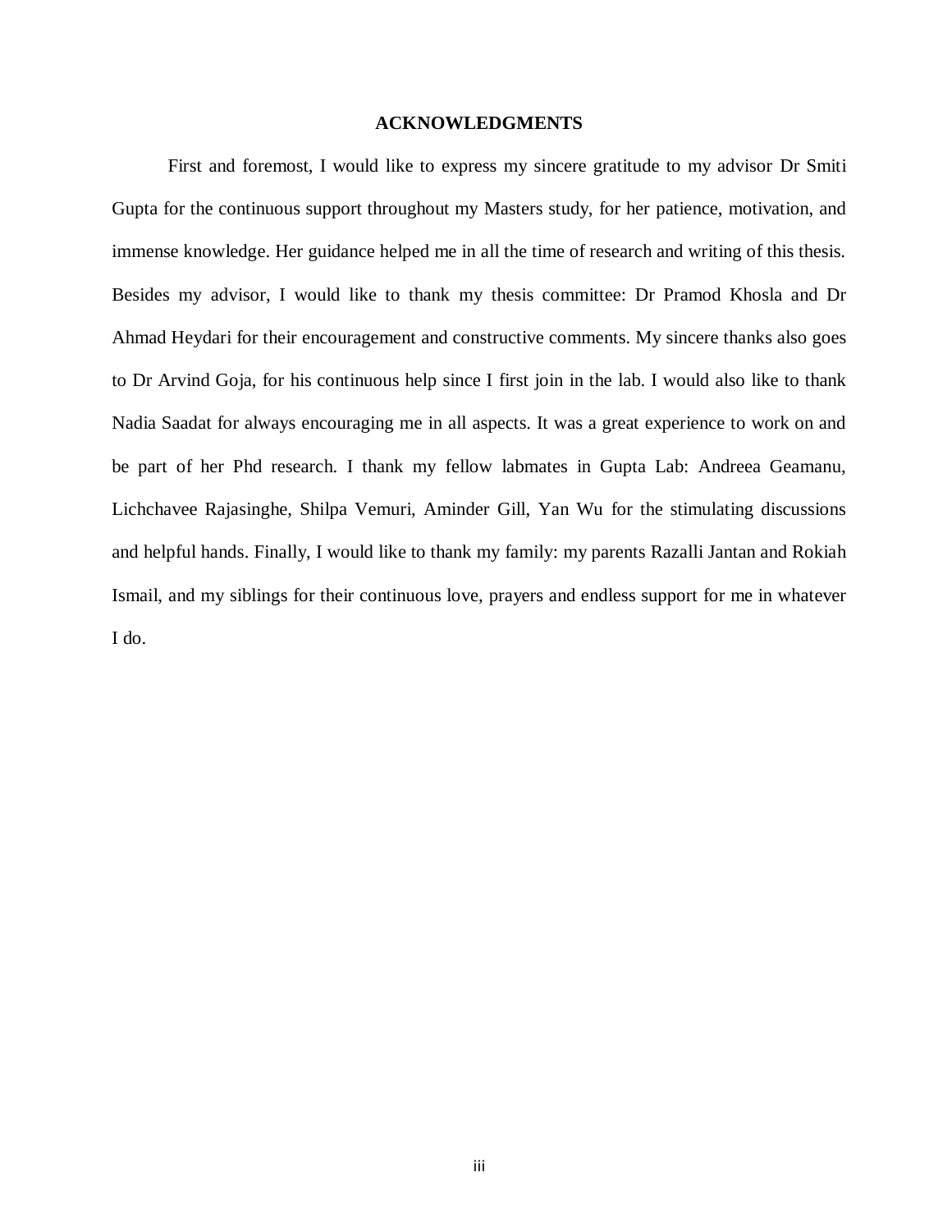## ACKNOWLEDGMENTS

First and foremost, I would like to express my sincere gratitude to my advisor Dr Smiti Gupta for the continuous support throughout my Masters study, for her patience, motivation, and immense knowledge. Her guidance helped me in all the time of research and writing of this thesis. Besides my advisor, I would like to thank my thesis committee: Dr Pramod Khosla and Dr Ahmad Heydari for their encouragement and constructive comments. My sincere thanks also goes to Dr Arvind Goja, for his continuous help since I first join in the lab. I would also like to thank Nadia Saadat for always encouraging me in all aspects. It was a great experience to work on and be part of her Phd research. I thank my fellow labmates in Gupta Lab: Andreea Geamanu, Lichchavee Rajasinghe, Shilpa Vemuri, Aminder Gill, Yan Wu for the stimulating discussions and helpful hands. Finally, I would like to thank my family: my parents Razalli Jantan and Rokiah Ismail, and my siblings for their continuous love, prayers and endless support for me in whatever I do.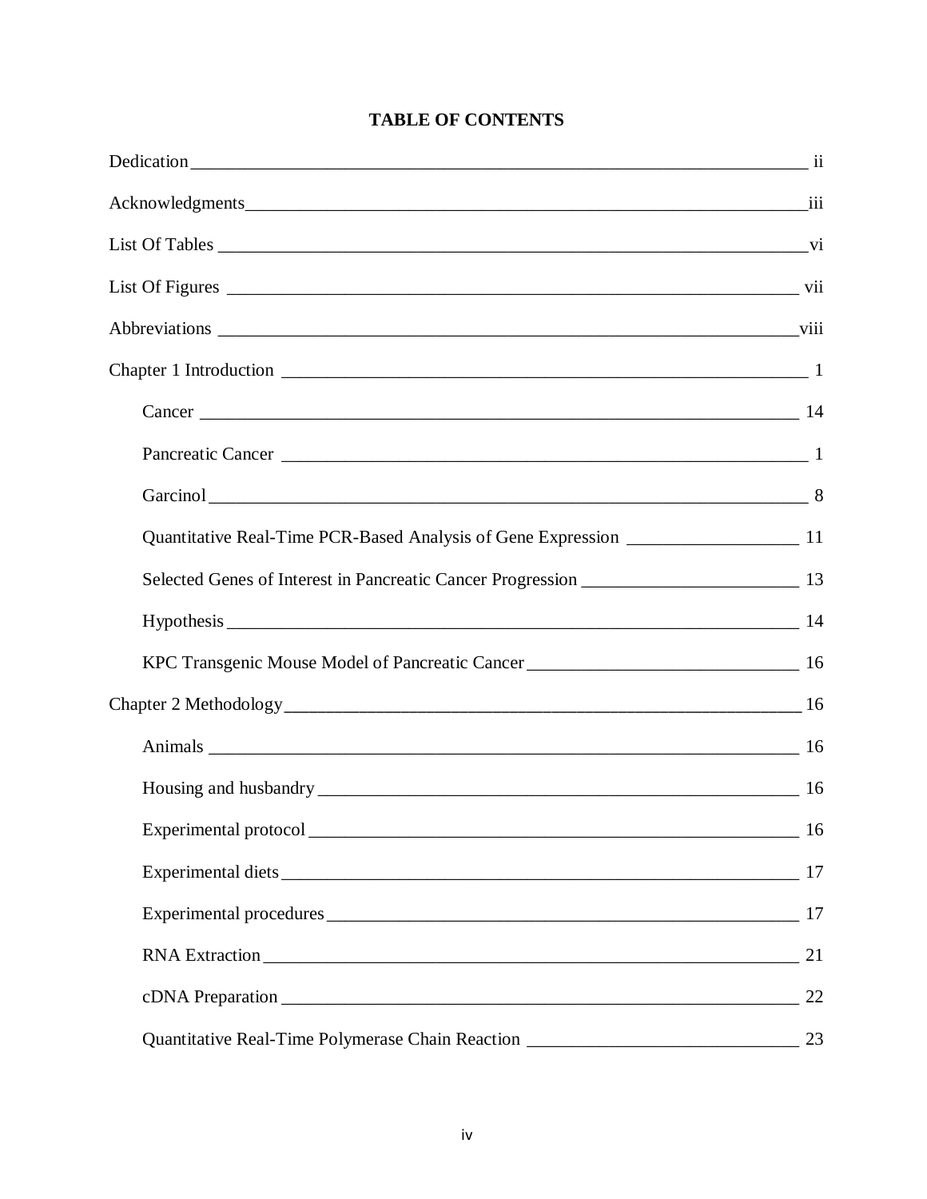# TABLE OF CONTENTS

Dedication ____ ii

Acknowledgments ____ iii

List Of Tables ____ vi

List Of Figures ____ vii

Abbreviations ____ viii

Chapter 1 Introduction ____ 1

- Cancer ____ 14
- Pancreatic Cancer ____ 1
- Garcinol ____ 8
- Quantitative Real-Time PCR-Based Analysis of Gene Expression ____ 11
- Selected Genes of Interest in Pancreatic Cancer Progression ____ 13
- Hypothesis ____ 14
- KPC Transgenic Mouse Model of Pancreatic Cancer ____ 16

Chapter 2 Methodology ____ 16

- Animals ____ 16
- Housing and husbandry ____ 16
- Experimental protocol ____ 16
- Experimental diets ____ 17
- Experimental procedures ____ 17
- RNA Extraction ____ 21
- cDNA Preparation ____ 22
- Quantitative Real-Time Polymerase Chain Reaction ____ 23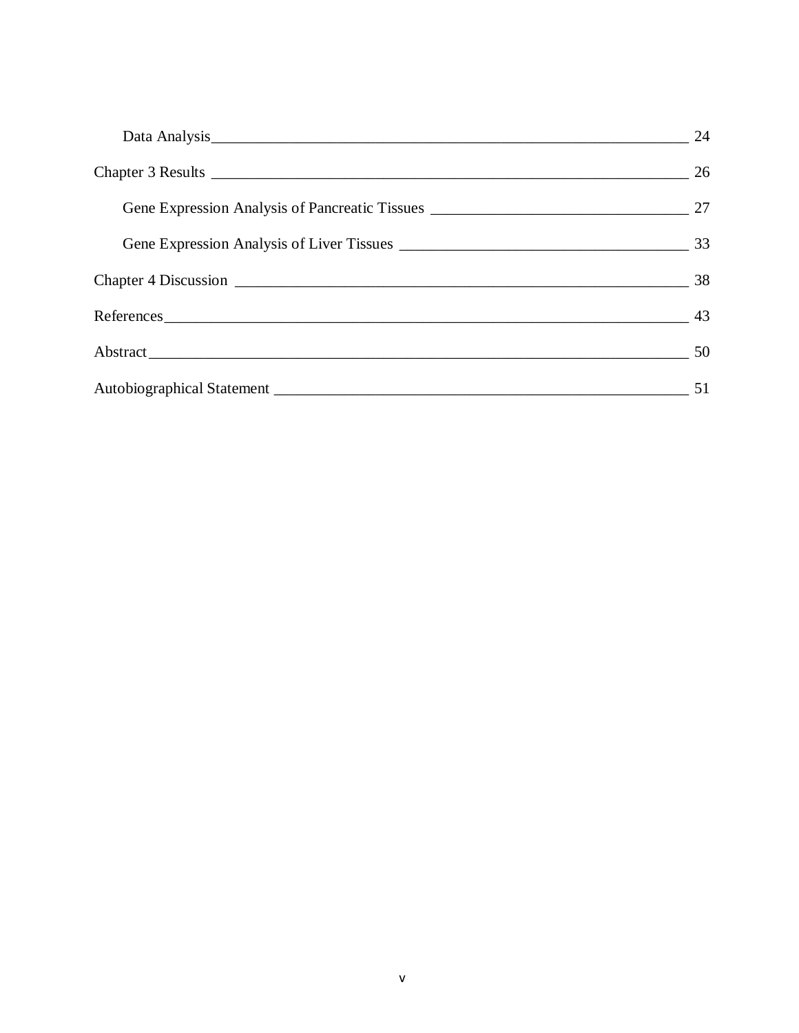Data Analysis ____________________________________________ 24

Chapter 3 Results ____________________________________________ 26

Gene Expression Analysis of Pancreatic Tissues ____________________________ 27

Gene Expression Analysis of Liver Tissues ________________________________ 33

Chapter 4 Discussion ____________________________________________ 38

References ____________________________________________ 43

Abstract ____________________________________________ 50

Autobiographical Statement ____________________________________________ 51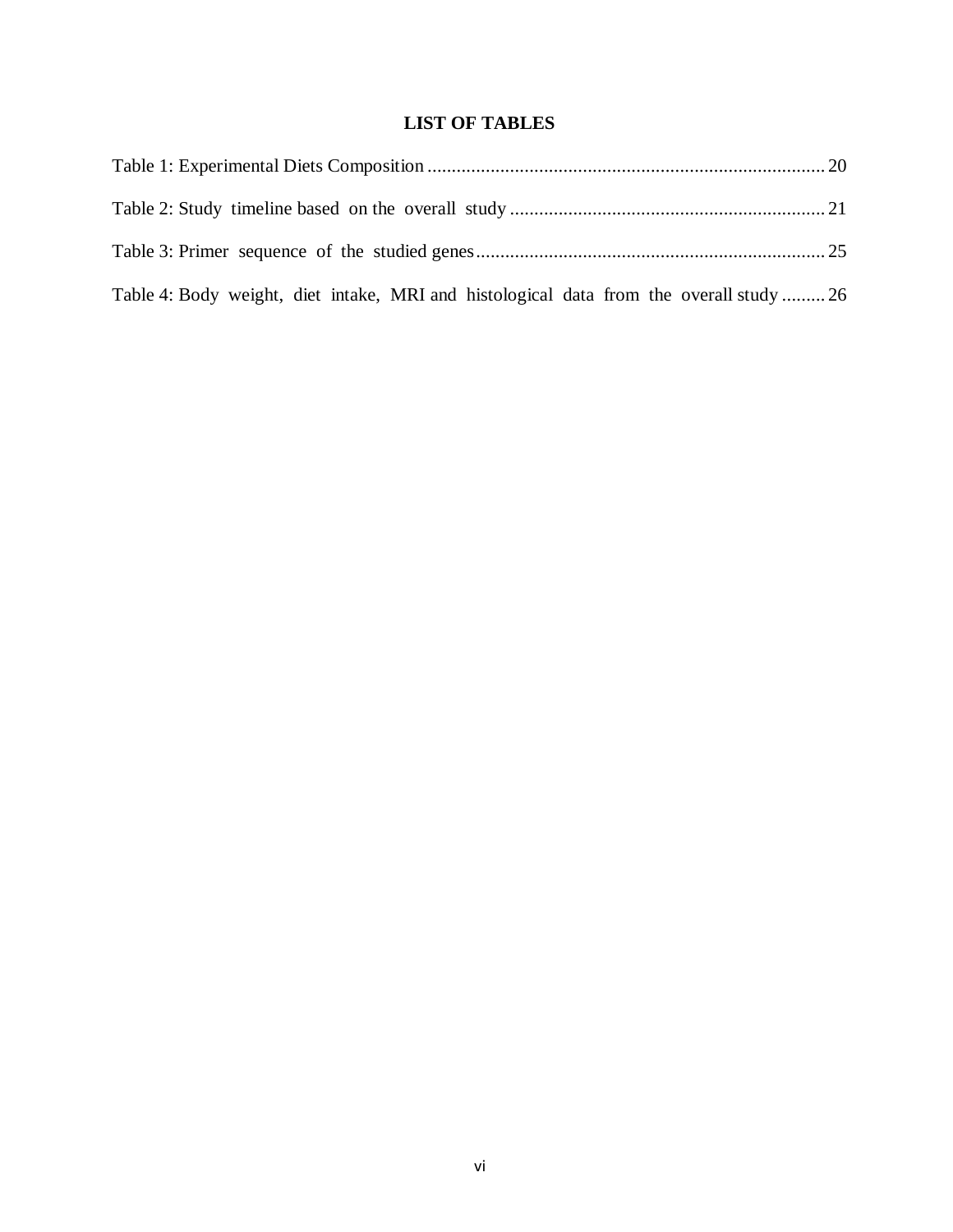# LIST OF TABLES

Table 1: Experimental Diets Composition ........................................................................................ 20

Table 2: Study timeline based on the overall study ........................................................................ 21

Table 3: Primer sequence of the studied genes ................................................................................ 25

Table 4: Body weight, diet intake, MRI and histological data from the overall study ......... 26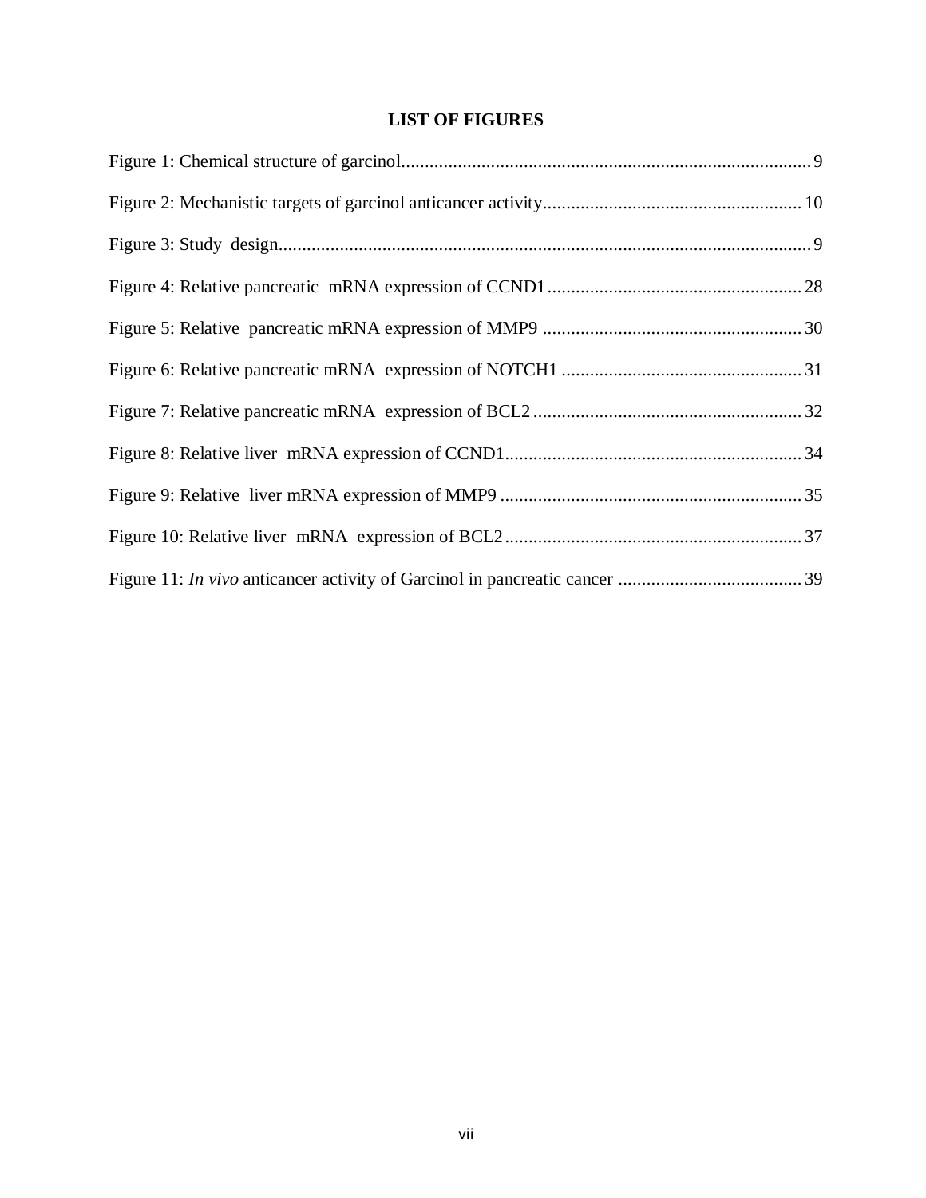## LIST OF FIGURES

Figure 1: Chemical structure of garcinol....................................................................................... 9

Figure 2: Mechanistic targets of garcinol anticancer activity....................................................... 10

Figure 3: Study design................................................................................................................... 9

Figure 4: Relative pancreatic mRNA expression of CCND1...................................................... 28

Figure 5: Relative pancreatic mRNA expression of MMP9 ....................................................... 30

Figure 6: Relative pancreatic mRNA expression of NOTCH1 ................................................... 31

Figure 7: Relative pancreatic mRNA expression of BCL2......................................................... 32

Figure 8: Relative liver mRNA expression of CCND1............................................................... 34

Figure 9: Relative liver mRNA expression of MMP9 ................................................................ 35

Figure 10: Relative liver mRNA expression of BCL2............................................................... 37

Figure 11: *In vivo* anticancer activity of Garcinol in pancreatic cancer ....................................... 39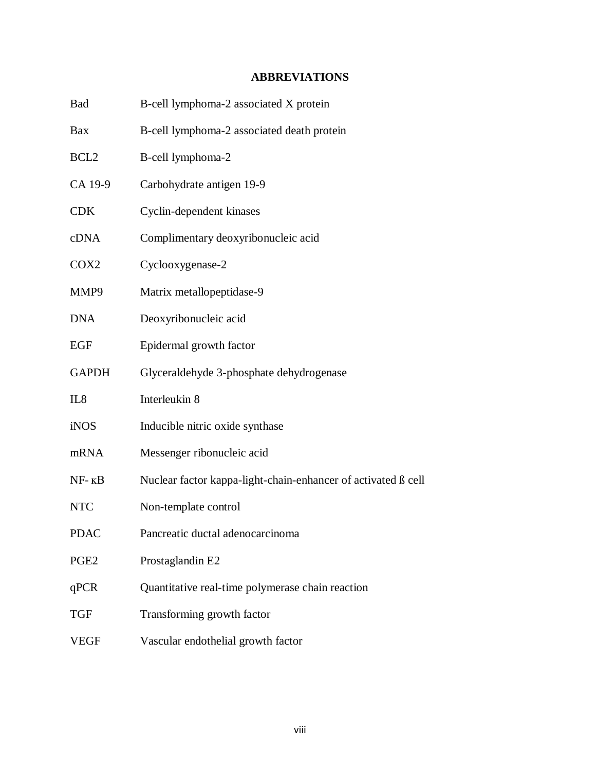# ABBREVIATIONS

| | |
|---|---|
| Bad | B-cell lymphoma-2 associated X protein |
| Bax | B-cell lymphoma-2 associated death protein |
| BCL2 | B-cell lymphoma-2 |
| CA 19-9 | Carbohydrate antigen 19-9 |
| CDK | Cyclin-dependent kinases |
| cDNA | Complimentary deoxyribonucleic acid |
| COX2 | Cyclooxygenase-2 |
| MMP9 | Matrix metallopeptidase-9 |
| DNA | Deoxyribonucleic acid |
| EGF | Epidermal growth factor |
| GAPDH | Glyceraldehyde 3-phosphate dehydrogenase |
| IL8 | Interleukin 8 |
| iNOS | Inducible nitric oxide synthase |
| mRNA | Messenger ribonucleic acid |
| NF- κB | Nuclear factor kappa-light-chain-enhancer of activated ß cell |
| NTC | Non-template control |
| PDAC | Pancreatic ductal adenocarcinoma |
| PGE2 | Prostaglandin E2 |
| qPCR | Quantitative real-time polymerase chain reaction |
| TGF | Transforming growth factor |
| VEGF | Vascular endothelial growth factor |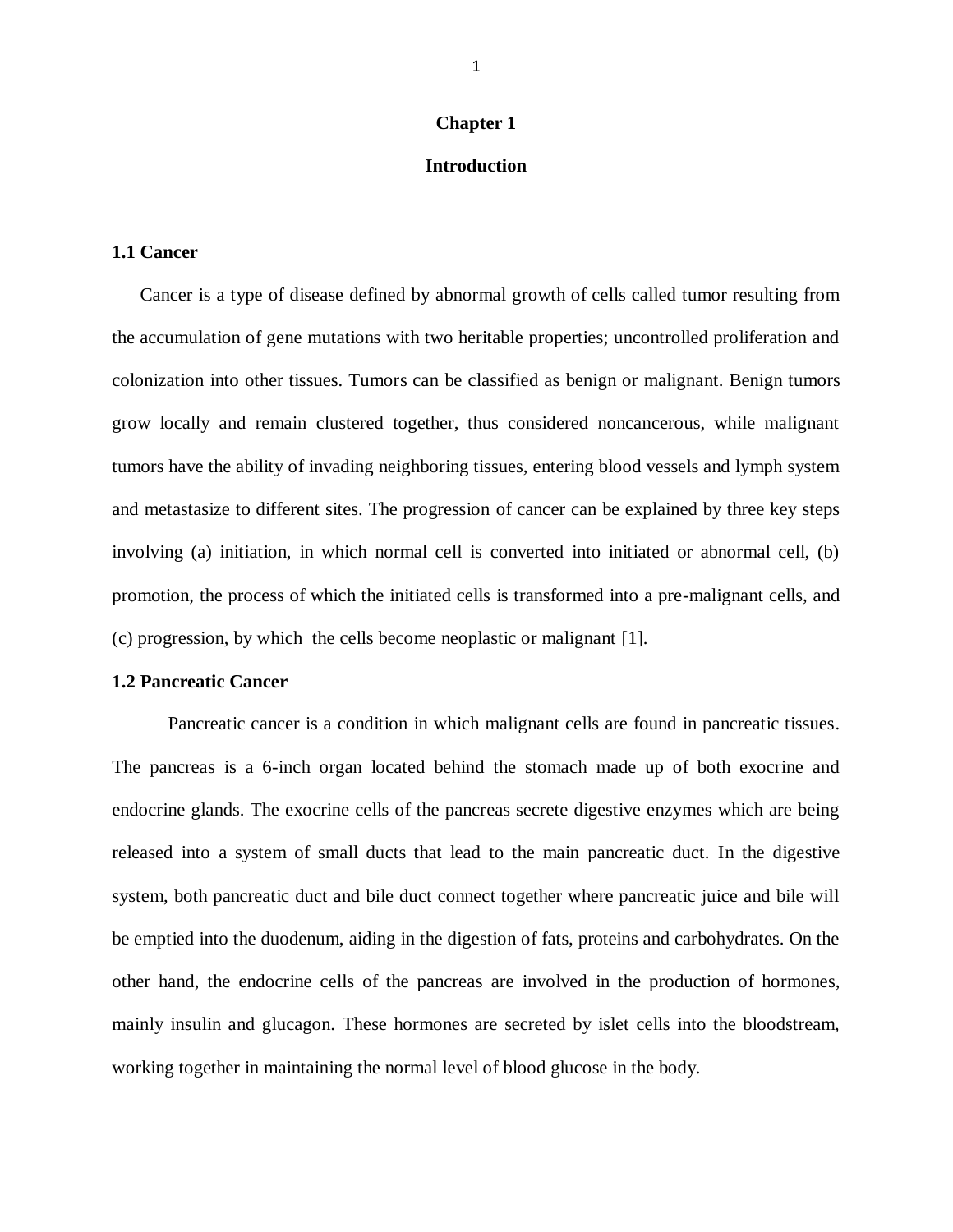# Chapter 1

# Introduction

## 1.1 Cancer

Cancer is a type of disease defined by abnormal growth of cells called tumor resulting from the accumulation of gene mutations with two heritable properties; uncontrolled proliferation and colonization into other tissues. Tumors can be classified as benign or malignant. Benign tumors grow locally and remain clustered together, thus considered noncancerous, while malignant tumors have the ability of invading neighboring tissues, entering blood vessels and lymph system and metastasize to different sites. The progression of cancer can be explained by three key steps involving (a) initiation, in which normal cell is converted into initiated or abnormal cell, (b) promotion, the process of which the initiated cells is transformed into a pre-malignant cells, and (c) progression, by which the cells become neoplastic or malignant [1].

## 1.2 Pancreatic Cancer

Pancreatic cancer is a condition in which malignant cells are found in pancreatic tissues. The pancreas is a 6-inch organ located behind the stomach made up of both exocrine and endocrine glands. The exocrine cells of the pancreas secrete digestive enzymes which are being released into a system of small ducts that lead to the main pancreatic duct. In the digestive system, both pancreatic duct and bile duct connect together where pancreatic juice and bile will be emptied into the duodenum, aiding in the digestion of fats, proteins and carbohydrates. On the other hand, the endocrine cells of the pancreas are involved in the production of hormones, mainly insulin and glucagon. These hormones are secreted by islet cells into the bloodstream, working together in maintaining the normal level of blood glucose in the body.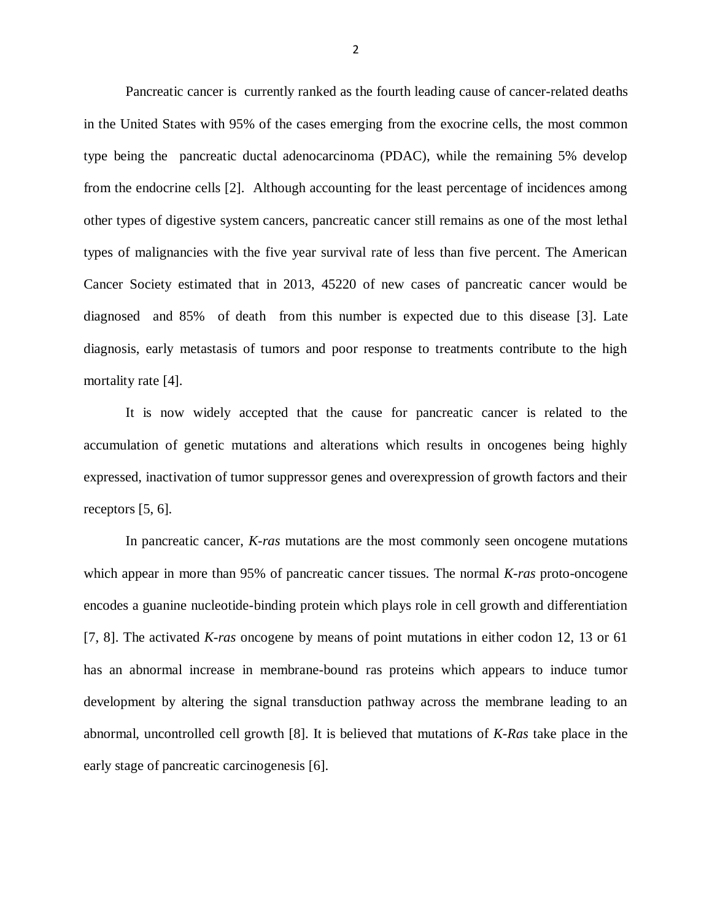Pancreatic cancer is currently ranked as the fourth leading cause of cancer-related deaths in the United States with 95% of the cases emerging from the exocrine cells, the most common type being the pancreatic ductal adenocarcinoma (PDAC), while the remaining 5% develop from the endocrine cells [2]. Although accounting for the least percentage of incidences among other types of digestive system cancers, pancreatic cancer still remains as one of the most lethal types of malignancies with the five year survival rate of less than five percent. The American Cancer Society estimated that in 2013, 45220 of new cases of pancreatic cancer would be diagnosed and 85% of death from this number is expected due to this disease [3]. Late diagnosis, early metastasis of tumors and poor response to treatments contribute to the high mortality rate [4].

It is now widely accepted that the cause for pancreatic cancer is related to the accumulation of genetic mutations and alterations which results in oncogenes being highly expressed, inactivation of tumor suppressor genes and overexpression of growth factors and their receptors [5, 6].

In pancreatic cancer, *K-ras* mutations are the most commonly seen oncogene mutations which appear in more than 95% of pancreatic cancer tissues. The normal *K-ras* proto-oncogene encodes a guanine nucleotide-binding protein which plays role in cell growth and differentiation [7, 8]. The activated *K-ras* oncogene by means of point mutations in either codon 12, 13 or 61 has an abnormal increase in membrane-bound ras proteins which appears to induce tumor development by altering the signal transduction pathway across the membrane leading to an abnormal, uncontrolled cell growth [8]. It is believed that mutations of *K-Ras* take place in the early stage of pancreatic carcinogenesis [6].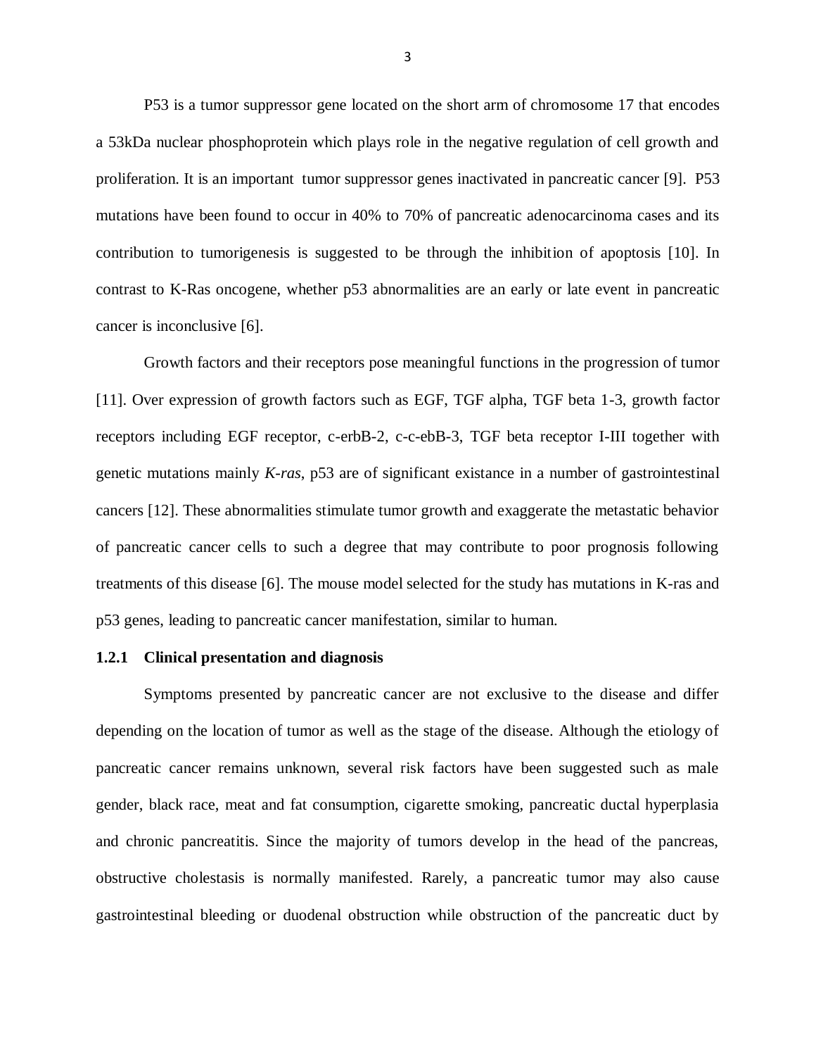P53 is a tumor suppressor gene located on the short arm of chromosome 17 that encodes a 53kDa nuclear phosphoprotein which plays role in the negative regulation of cell growth and proliferation. It is an important tumor suppressor genes inactivated in pancreatic cancer [9]. P53 mutations have been found to occur in 40% to 70% of pancreatic adenocarcinoma cases and its contribution to tumorigenesis is suggested to be through the inhibition of apoptosis [10]. In contrast to K-Ras oncogene, whether p53 abnormalities are an early or late event in pancreatic cancer is inconclusive [6].

Growth factors and their receptors pose meaningful functions in the progression of tumor [11]. Over expression of growth factors such as EGF, TGF alpha, TGF beta 1-3, growth factor receptors including EGF receptor, c-erbB-2, c-c-ebB-3, TGF beta receptor I-III together with genetic mutations mainly *K-ras*, p53 are of significant existance in a number of gastrointestinal cancers [12]. These abnormalities stimulate tumor growth and exaggerate the metastatic behavior of pancreatic cancer cells to such a degree that may contribute to poor prognosis following treatments of this disease [6]. The mouse model selected for the study has mutations in K-ras and p53 genes, leading to pancreatic cancer manifestation, similar to human.

### 1.2.1 Clinical presentation and diagnosis

Symptoms presented by pancreatic cancer are not exclusive to the disease and differ depending on the location of tumor as well as the stage of the disease. Although the etiology of pancreatic cancer remains unknown, several risk factors have been suggested such as male gender, black race, meat and fat consumption, cigarette smoking, pancreatic ductal hyperplasia and chronic pancreatitis. Since the majority of tumors develop in the head of the pancreas, obstructive cholestasis is normally manifested. Rarely, a pancreatic tumor may also cause gastrointestinal bleeding or duodenal obstruction while obstruction of the pancreatic duct by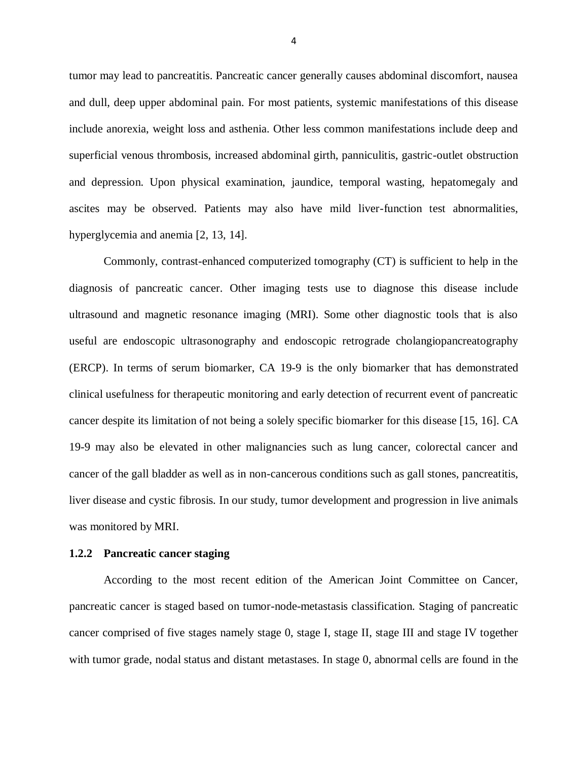tumor may lead to pancreatitis. Pancreatic cancer generally causes abdominal discomfort, nausea and dull, deep upper abdominal pain. For most patients, systemic manifestations of this disease include anorexia, weight loss and asthenia. Other less common manifestations include deep and superficial venous thrombosis, increased abdominal girth, panniculitis, gastric-outlet obstruction and depression. Upon physical examination, jaundice, temporal wasting, hepatomegaly and ascites may be observed. Patients may also have mild liver-function test abnormalities, hyperglycemia and anemia [2, 13, 14].

Commonly, contrast-enhanced computerized tomography (CT) is sufficient to help in the diagnosis of pancreatic cancer. Other imaging tests use to diagnose this disease include ultrasound and magnetic resonance imaging (MRI). Some other diagnostic tools that is also useful are endoscopic ultrasonography and endoscopic retrograde cholangiopancreatography (ERCP). In terms of serum biomarker, CA 19-9 is the only biomarker that has demonstrated clinical usefulness for therapeutic monitoring and early detection of recurrent event of pancreatic cancer despite its limitation of not being a solely specific biomarker for this disease [15, 16]. CA 19-9 may also be elevated in other malignancies such as lung cancer, colorectal cancer and cancer of the gall bladder as well as in non-cancerous conditions such as gall stones, pancreatitis, liver disease and cystic fibrosis. In our study, tumor development and progression in live animals was monitored by MRI.

### 1.2.2 Pancreatic cancer staging

According to the most recent edition of the American Joint Committee on Cancer, pancreatic cancer is staged based on tumor-node-metastasis classification. Staging of pancreatic cancer comprised of five stages namely stage 0, stage I, stage II, stage III and stage IV together with tumor grade, nodal status and distant metastases. In stage 0, abnormal cells are found in the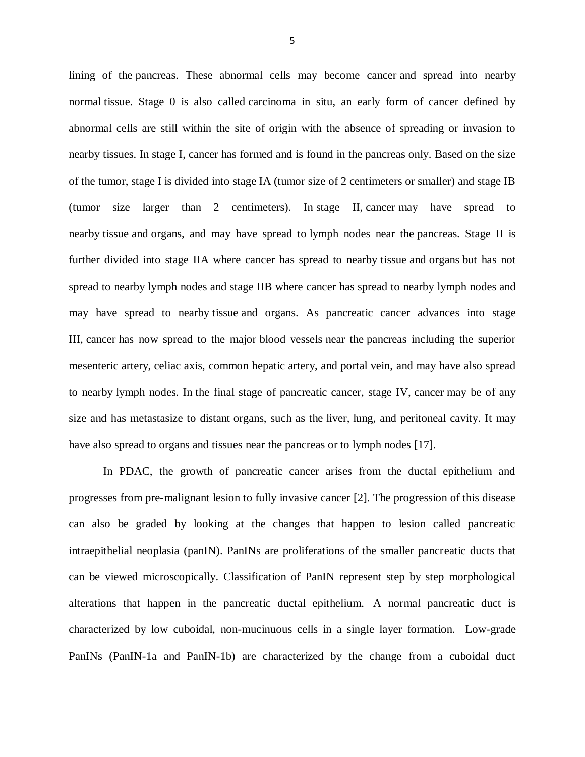lining of the pancreas. These abnormal cells may become cancer and spread into nearby normal tissue. Stage 0 is also called carcinoma in situ, an early form of cancer defined by abnormal cells are still within the site of origin with the absence of spreading or invasion to nearby tissues. In stage I, cancer has formed and is found in the pancreas only. Based on the size of the tumor, stage I is divided into stage IA (tumor size of 2 centimeters or smaller) and stage IB (tumor size larger than 2 centimeters). In stage II, cancer may have spread to nearby tissue and organs, and may have spread to lymph nodes near the pancreas. Stage II is further divided into stage IIA where cancer has spread to nearby tissue and organs but has not spread to nearby lymph nodes and stage IIB where cancer has spread to nearby lymph nodes and may have spread to nearby tissue and organs. As pancreatic cancer advances into stage III, cancer has now spread to the major blood vessels near the pancreas including the superior mesenteric artery, celiac axis, common hepatic artery, and portal vein, and may have also spread to nearby lymph nodes. In the final stage of pancreatic cancer, stage IV, cancer may be of any size and has metastasize to distant organs, such as the liver, lung, and peritoneal cavity. It may have also spread to organs and tissues near the pancreas or to lymph nodes [17].

In PDAC, the growth of pancreatic cancer arises from the ductal epithelium and progresses from pre-malignant lesion to fully invasive cancer [2]. The progression of this disease can also be graded by looking at the changes that happen to lesion called pancreatic intraepithelial neoplasia (panIN). PanINs are proliferations of the smaller pancreatic ducts that can be viewed microscopically. Classification of PanIN represent step by step morphological alterations that happen in the pancreatic ductal epithelium. A normal pancreatic duct is characterized by low cuboidal, non-mucinuous cells in a single layer formation. Low-grade PanINs (PanIN-1a and PanIN-1b) are characterized by the change from a cuboidal duct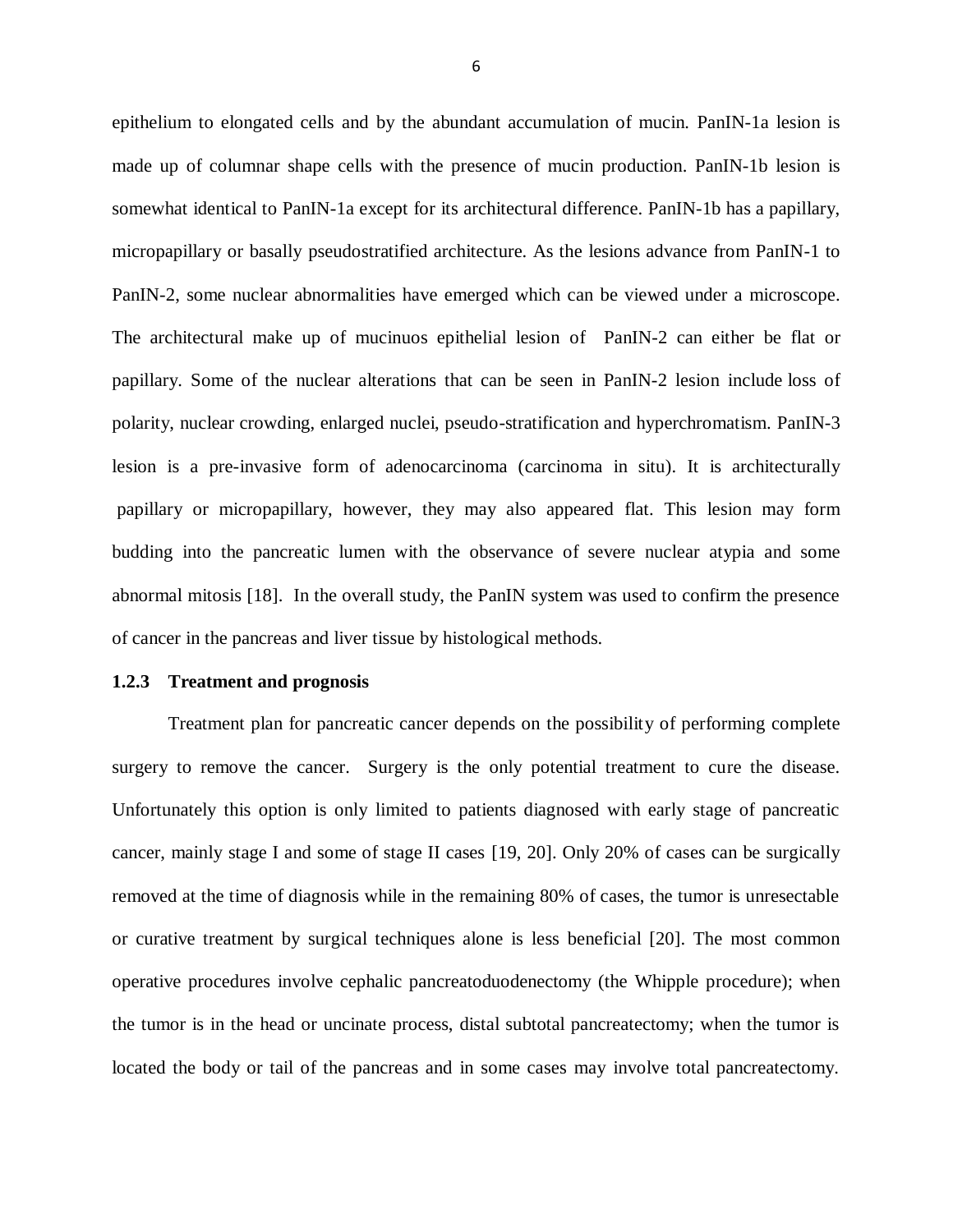epithelium to elongated cells and by the abundant accumulation of mucin. PanIN-1a lesion is made up of columnar shape cells with the presence of mucin production. PanIN-1b lesion is somewhat identical to PanIN-1a except for its architectural difference. PanIN-1b has a papillary, micropapillary or basally pseudostratified architecture. As the lesions advance from PanIN-1 to PanIN-2, some nuclear abnormalities have emerged which can be viewed under a microscope. The architectural make up of mucinuos epithelial lesion of PanIN-2 can either be flat or papillary. Some of the nuclear alterations that can be seen in PanIN-2 lesion include loss of polarity, nuclear crowding, enlarged nuclei, pseudo-stratification and hyperchromatism. PanIN-3 lesion is a pre-invasive form of adenocarcinoma (carcinoma in situ). It is architecturally papillary or micropapillary, however, they may also appeared flat. This lesion may form budding into the pancreatic lumen with the observance of severe nuclear atypia and some abnormal mitosis [18]. In the overall study, the PanIN system was used to confirm the presence of cancer in the pancreas and liver tissue by histological methods.

### 1.2.3 Treatment and prognosis

Treatment plan for pancreatic cancer depends on the possibility of performing complete surgery to remove the cancer. Surgery is the only potential treatment to cure the disease. Unfortunately this option is only limited to patients diagnosed with early stage of pancreatic cancer, mainly stage I and some of stage II cases [19, 20]. Only 20% of cases can be surgically removed at the time of diagnosis while in the remaining 80% of cases, the tumor is unresectable or curative treatment by surgical techniques alone is less beneficial [20]. The most common operative procedures involve cephalic pancreatoduodenectomy (the Whipple procedure); when the tumor is in the head or uncinate process, distal subtotal pancreatectomy; when the tumor is located the body or tail of the pancreas and in some cases may involve total pancreatectomy.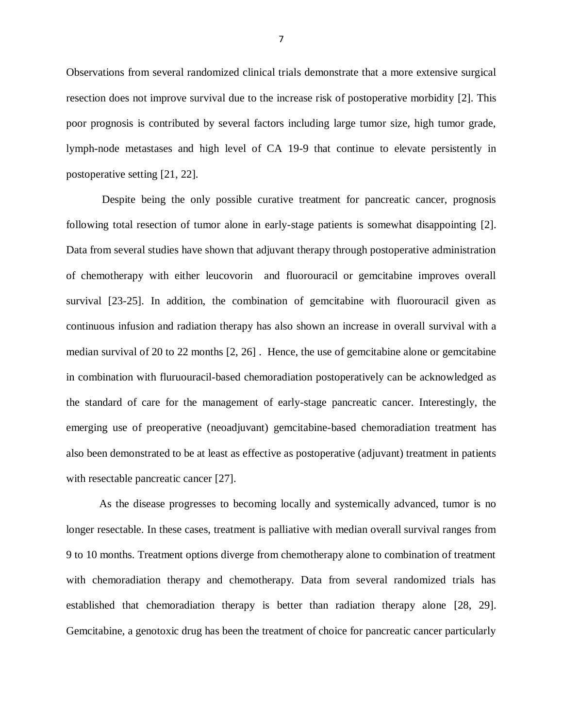Observations from several randomized clinical trials demonstrate that a more extensive surgical resection does not improve survival due to the increase risk of postoperative morbidity [2]. This poor prognosis is contributed by several factors including large tumor size, high tumor grade, lymph-node metastases and high level of CA 19-9 that continue to elevate persistently in postoperative setting [21, 22].

Despite being the only possible curative treatment for pancreatic cancer, prognosis following total resection of tumor alone in early-stage patients is somewhat disappointing [2]. Data from several studies have shown that adjuvant therapy through postoperative administration of chemotherapy with either leucovorin and fluorouracil or gemcitabine improves overall survival [23-25]. In addition, the combination of gemcitabine with fluorouracil given as continuous infusion and radiation therapy has also shown an increase in overall survival with a median survival of 20 to 22 months [2, 26] . Hence, the use of gemcitabine alone or gemcitabine in combination with fluruouracil-based chemoradiation postoperatively can be acknowledged as the standard of care for the management of early-stage pancreatic cancer. Interestingly, the emerging use of preoperative (neoadjuvant) gemcitabine-based chemoradiation treatment has also been demonstrated to be at least as effective as postoperative (adjuvant) treatment in patients with resectable pancreatic cancer [27].

As the disease progresses to becoming locally and systemically advanced, tumor is no longer resectable. In these cases, treatment is palliative with median overall survival ranges from 9 to 10 months. Treatment options diverge from chemotherapy alone to combination of treatment with chemoradiation therapy and chemotherapy. Data from several randomized trials has established that chemoradiation therapy is better than radiation therapy alone [28, 29]. Gemcitabine, a genotoxic drug has been the treatment of choice for pancreatic cancer particularly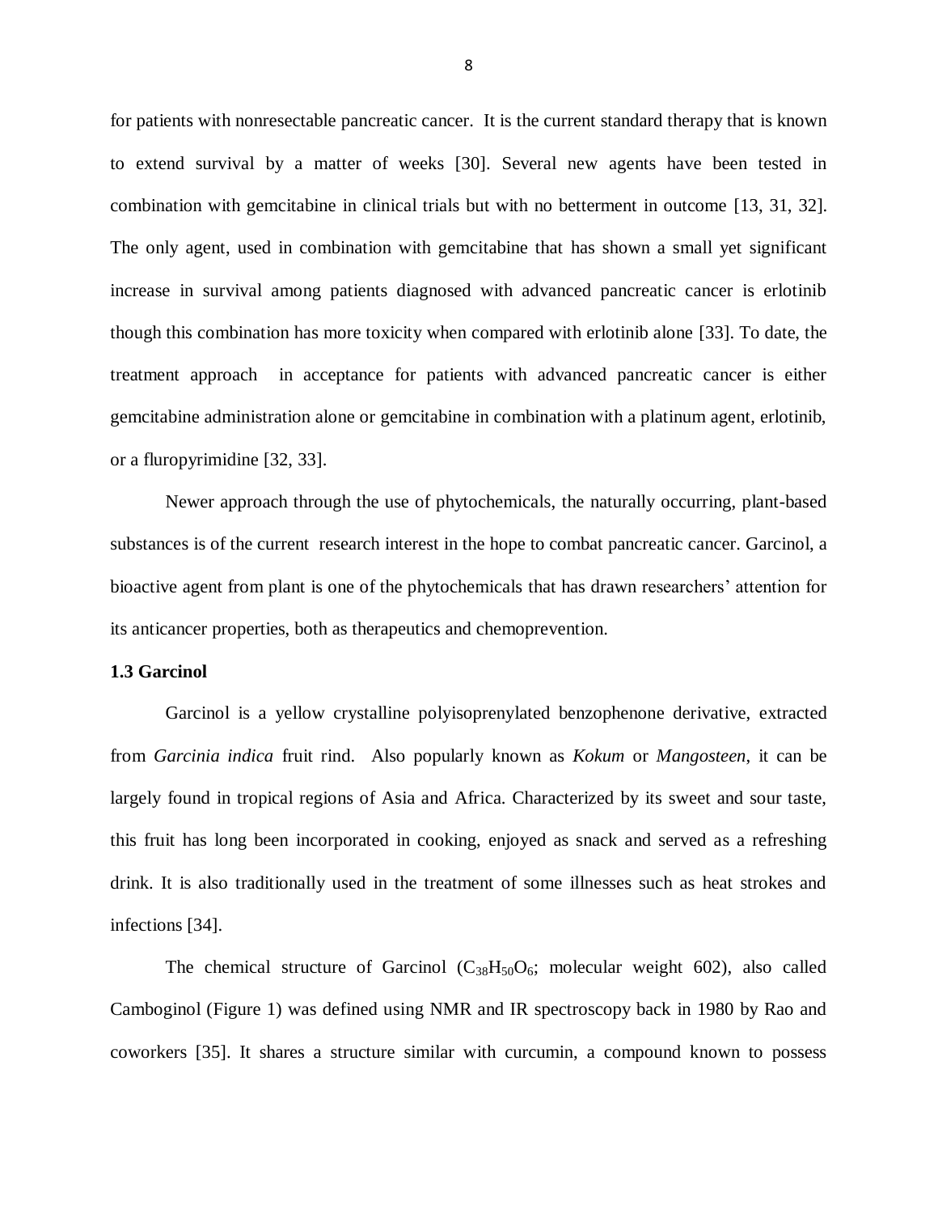for patients with nonresectable pancreatic cancer. It is the current standard therapy that is known to extend survival by a matter of weeks [30]. Several new agents have been tested in combination with gemcitabine in clinical trials but with no betterment in outcome [13, 31, 32]. The only agent, used in combination with gemcitabine that has shown a small yet significant increase in survival among patients diagnosed with advanced pancreatic cancer is erlotinib though this combination has more toxicity when compared with erlotinib alone [33]. To date, the treatment approach in acceptance for patients with advanced pancreatic cancer is either gemcitabine administration alone or gemcitabine in combination with a platinum agent, erlotinib, or a fluropyrimidine [32, 33].

Newer approach through the use of phytochemicals, the naturally occurring, plant-based substances is of the current research interest in the hope to combat pancreatic cancer. Garcinol, a bioactive agent from plant is one of the phytochemicals that has drawn researchers' attention for its anticancer properties, both as therapeutics and chemoprevention.

**1.3 Garcinol**

Garcinol is a yellow crystalline polyisoprenylated benzophenone derivative, extracted from *Garcinia indica* fruit rind. Also popularly known as *Kokum* or *Mangosteen*, it can be largely found in tropical regions of Asia and Africa. Characterized by its sweet and sour taste, this fruit has long been incorporated in cooking, enjoyed as snack and served as a refreshing drink. It is also traditionally used in the treatment of some illnesses such as heat strokes and infections [34].

The chemical structure of Garcinol ($C_{38}H_{50}O_6$; molecular weight 602), also called Camboginol (Figure 1) was defined using NMR and IR spectroscopy back in 1980 by Rao and coworkers [35]. It shares a structure similar with curcumin, a compound known to possess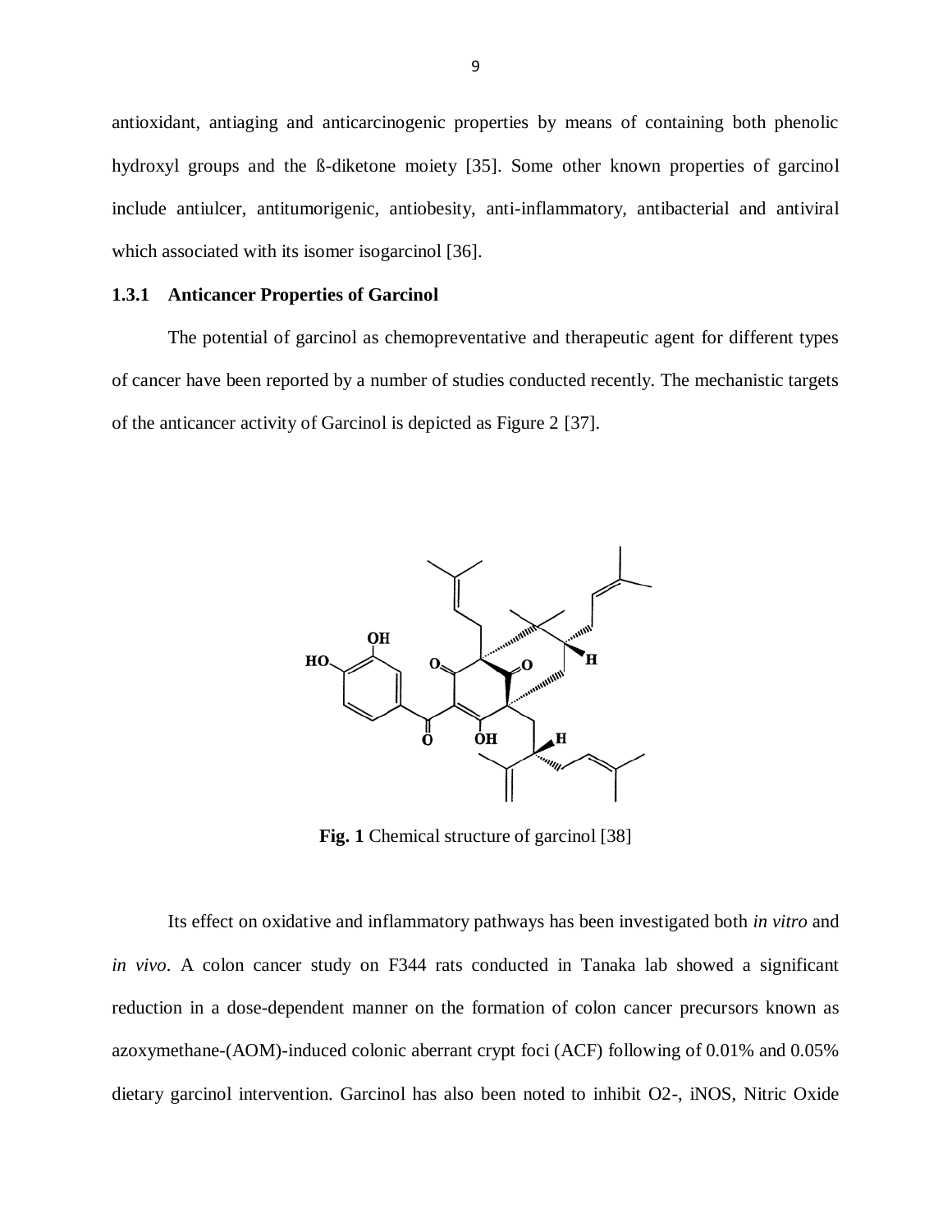antioxidant, antiaging and anticarcinogenic properties by means of containing both phenolic hydroxyl groups and the ß-diketone moiety [35]. Some other known properties of garcinol include antiulcer, antitumorigenic, antiobesity, anti-inflammatory, antibacterial and antiviral which associated with its isomer isogarcinol [36].

### 1.3.1 Anticancer Properties of Garcinol

The potential of garcinol as chemopreventative and therapeutic agent for different types of cancer have been reported by a number of studies conducted recently. The mechanistic targets of the anticancer activity of Garcinol is depicted as Figure 2 [37].

**Fig. 1** Chemical structure of garcinol [38]

Its effect on oxidative and inflammatory pathways has been investigated both *in vitro* and *in vivo*. A colon cancer study on F344 rats conducted in Tanaka lab showed a significant reduction in a dose-dependent manner on the formation of colon cancer precursors known as azoxymethane-(AOM)-induced colonic aberrant crypt foci (ACF) following of 0.01% and 0.05% dietary garcinol intervention. Garcinol has also been noted to inhibit O2-, iNOS, Nitric Oxide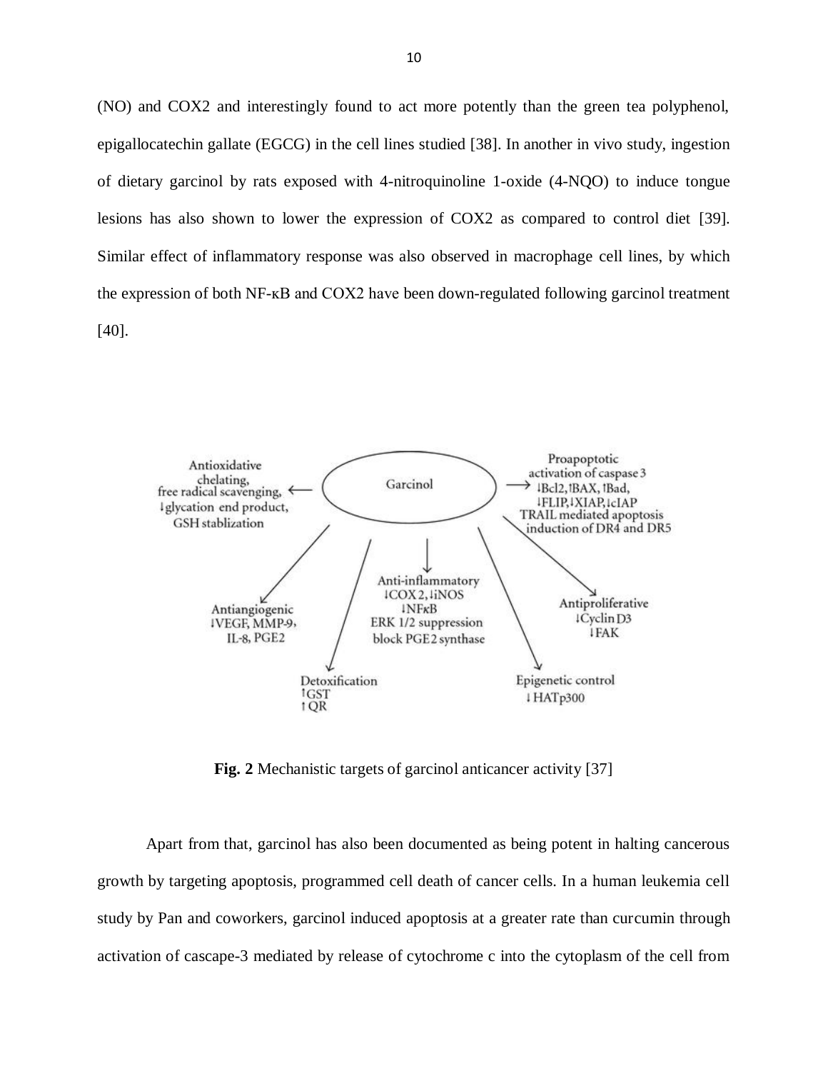(NO) and COX2 and interestingly found to act more potently than the green tea polyphenol, epigallocatechin gallate (EGCG) in the cell lines studied [38]. In another in vivo study, ingestion of dietary garcinol by rats exposed with 4-nitroquinoline 1-oxide (4-NQO) to induce tongue lesions has also shown to lower the expression of COX2 as compared to control diet [39]. Similar effect of inflammatory response was also observed in macrophage cell lines, by which the expression of both NF-κB and COX2 have been down-regulated following garcinol treatment [40].

Antioxidative chelating, free radical scavenging, ↓glycation end product, GSH stablization

Garcinol

Proapoptotic activation of caspase 3 ↓Bcl2, ↑BAX, ↑Bad, ↓FLIP, ↓XIAP, ↓cIAP TRAIL mediated apoptosis induction of DR4 and DR5

Antiangiogenic ↓VEGF, MMP-9, IL-8, PGE2

Anti-inflammatory ↓COX 2, ↓iNOS ↓NFκB ERK 1/2 suppression block PGE2 synthase

Antiproliferative ↓Cyclin D3 ↓FAK

Detoxification ↑GST ↑QR

Epigenetic control ↓HATp300

**Fig. 2** Mechanistic targets of garcinol anticancer activity [37]

Apart from that, garcinol has also been documented as being potent in halting cancerous growth by targeting apoptosis, programmed cell death of cancer cells. In a human leukemia cell study by Pan and coworkers, garcinol induced apoptosis at a greater rate than curcumin through activation of cascape-3 mediated by release of cytochrome c into the cytoplasm of the cell from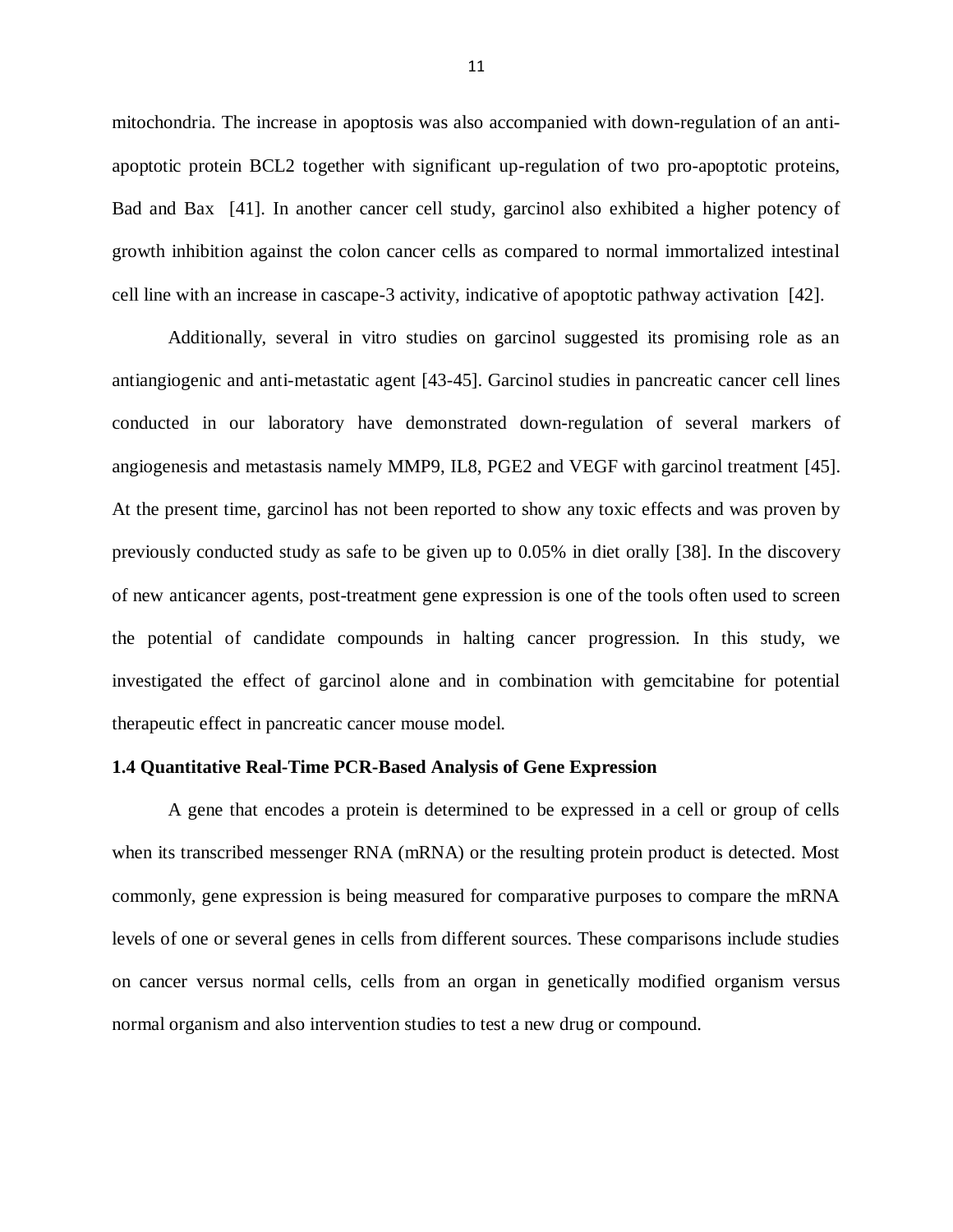mitochondria. The increase in apoptosis was also accompanied with down-regulation of an anti-apoptotic protein BCL2 together with significant up-regulation of two pro-apoptotic proteins, Bad and Bax [41]. In another cancer cell study, garcinol also exhibited a higher potency of growth inhibition against the colon cancer cells as compared to normal immortalized intestinal cell line with an increase in cascape-3 activity, indicative of apoptotic pathway activation [42].

Additionally, several in vitro studies on garcinol suggested its promising role as an antiangiogenic and anti-metastatic agent [43-45]. Garcinol studies in pancreatic cancer cell lines conducted in our laboratory have demonstrated down-regulation of several markers of angiogenesis and metastasis namely MMP9, IL8, PGE2 and VEGF with garcinol treatment [45]. At the present time, garcinol has not been reported to show any toxic effects and was proven by previously conducted study as safe to be given up to 0.05% in diet orally [38]. In the discovery of new anticancer agents, post-treatment gene expression is one of the tools often used to screen the potential of candidate compounds in halting cancer progression. In this study, we investigated the effect of garcinol alone and in combination with gemcitabine for potential therapeutic effect in pancreatic cancer mouse model.

### 1.4 Quantitative Real-Time PCR-Based Analysis of Gene Expression

A gene that encodes a protein is determined to be expressed in a cell or group of cells when its transcribed messenger RNA (mRNA) or the resulting protein product is detected. Most commonly, gene expression is being measured for comparative purposes to compare the mRNA levels of one or several genes in cells from different sources. These comparisons include studies on cancer versus normal cells, cells from an organ in genetically modified organism versus normal organism and also intervention studies to test a new drug or compound.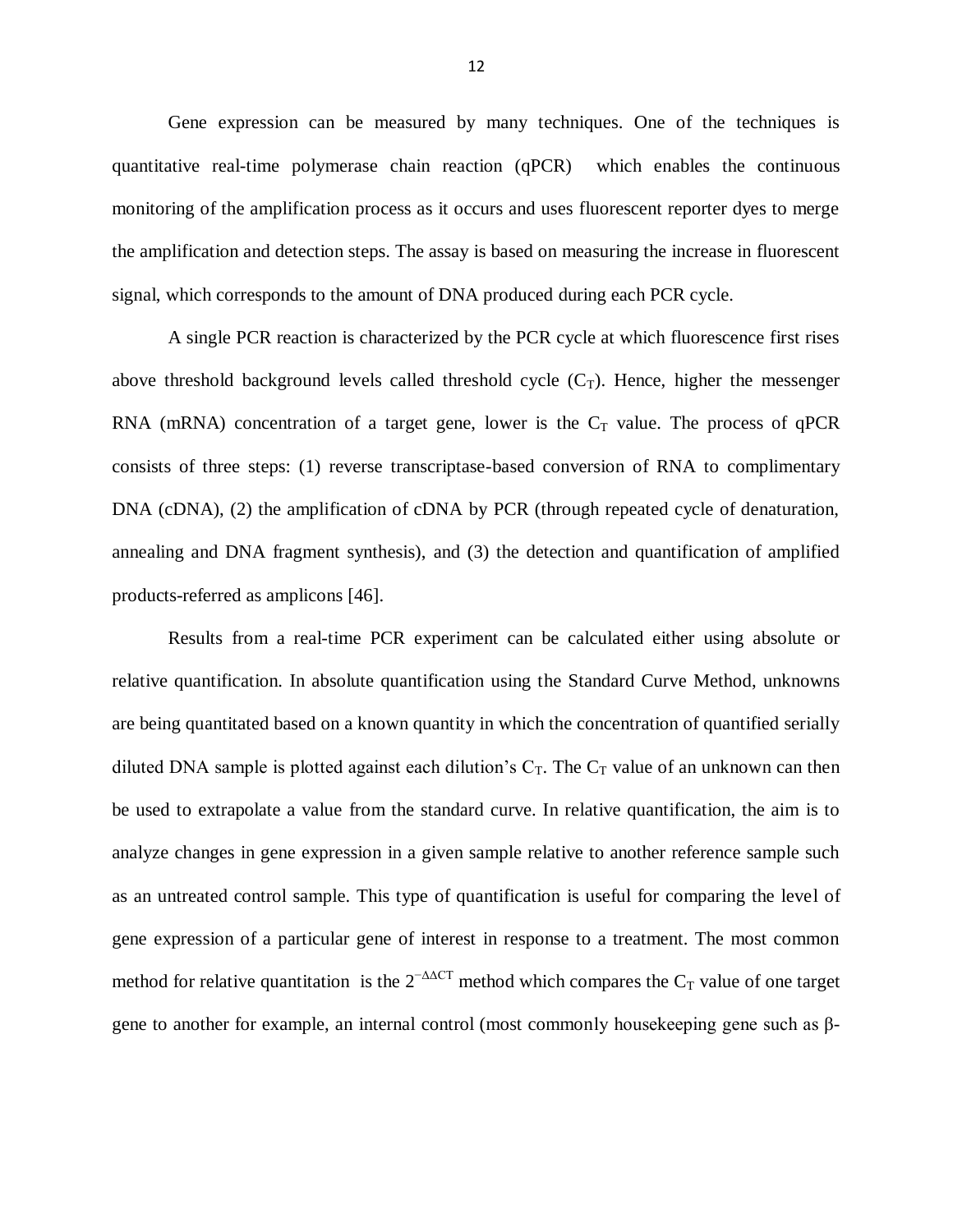Gene expression can be measured by many techniques. One of the techniques is quantitative real-time polymerase chain reaction (qPCR) which enables the continuous monitoring of the amplification process as it occurs and uses fluorescent reporter dyes to merge the amplification and detection steps. The assay is based on measuring the increase in fluorescent signal, which corresponds to the amount of DNA produced during each PCR cycle.

A single PCR reaction is characterized by the PCR cycle at which fluorescence first rises above threshold background levels called threshold cycle ($C_T$). Hence, higher the messenger RNA (mRNA) concentration of a target gene, lower is the $C_T$ value. The process of qPCR consists of three steps: (1) reverse transcriptase-based conversion of RNA to complimentary DNA (cDNA), (2) the amplification of cDNA by PCR (through repeated cycle of denaturation, annealing and DNA fragment synthesis), and (3) the detection and quantification of amplified products-referred as amplicons [46].

Results from a real-time PCR experiment can be calculated either using absolute or relative quantification. In absolute quantification using the Standard Curve Method, unknowns are being quantitated based on a known quantity in which the concentration of quantified serially diluted DNA sample is plotted against each dilution's $C_T$. The $C_T$ value of an unknown can then be used to extrapolate a value from the standard curve. In relative quantification, the aim is to analyze changes in gene expression in a given sample relative to another reference sample such as an untreated control sample. This type of quantification is useful for comparing the level of gene expression of a particular gene of interest in response to a treatment. The most common method for relative quantitation is the $2^{-\Delta\Delta CT}$ method which compares the $C_T$ value of one target gene to another for example, an internal control (most commonly housekeeping gene such as β-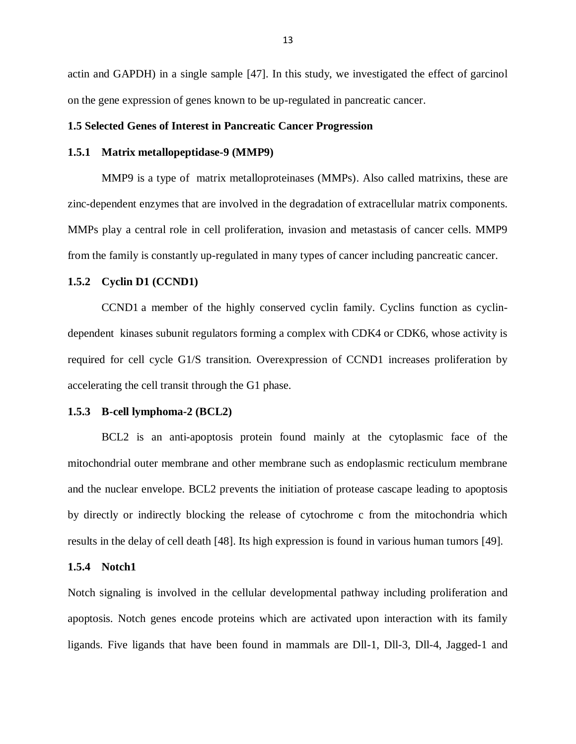actin and GAPDH) in a single sample [47]. In this study, we investigated the effect of garcinol on the gene expression of genes known to be up-regulated in pancreatic cancer.

## 1.5 Selected Genes of Interest in Pancreatic Cancer Progression

### 1.5.1 Matrix metallopeptidase-9 (MMP9)

MMP9 is a type of matrix metalloproteinases (MMPs). Also called matrixins, these are zinc-dependent enzymes that are involved in the degradation of extracellular matrix components. MMPs play a central role in cell proliferation, invasion and metastasis of cancer cells. MMP9 from the family is constantly up-regulated in many types of cancer including pancreatic cancer.

### 1.5.2 Cyclin D1 (CCND1)

CCND1 a member of the highly conserved cyclin family. Cyclins function as cyclin-dependent kinases subunit regulators forming a complex with CDK4 or CDK6, whose activity is required for cell cycle G1/S transition. Overexpression of CCND1 increases proliferation by accelerating the cell transit through the G1 phase.

### 1.5.3 B-cell lymphoma-2 (BCL2)

BCL2 is an anti-apoptosis protein found mainly at the cytoplasmic face of the mitochondrial outer membrane and other membrane such as endoplasmic recticulum membrane and the nuclear envelope. BCL2 prevents the initiation of protease cascape leading to apoptosis by directly or indirectly blocking the release of cytochrome c from the mitochondria which results in the delay of cell death [48]. Its high expression is found in various human tumors [49].

### 1.5.4 Notch1

Notch signaling is involved in the cellular developmental pathway including proliferation and apoptosis. Notch genes encode proteins which are activated upon interaction with its family ligands. Five ligands that have been found in mammals are Dll-1, Dll-3, Dll-4, Jagged-1 and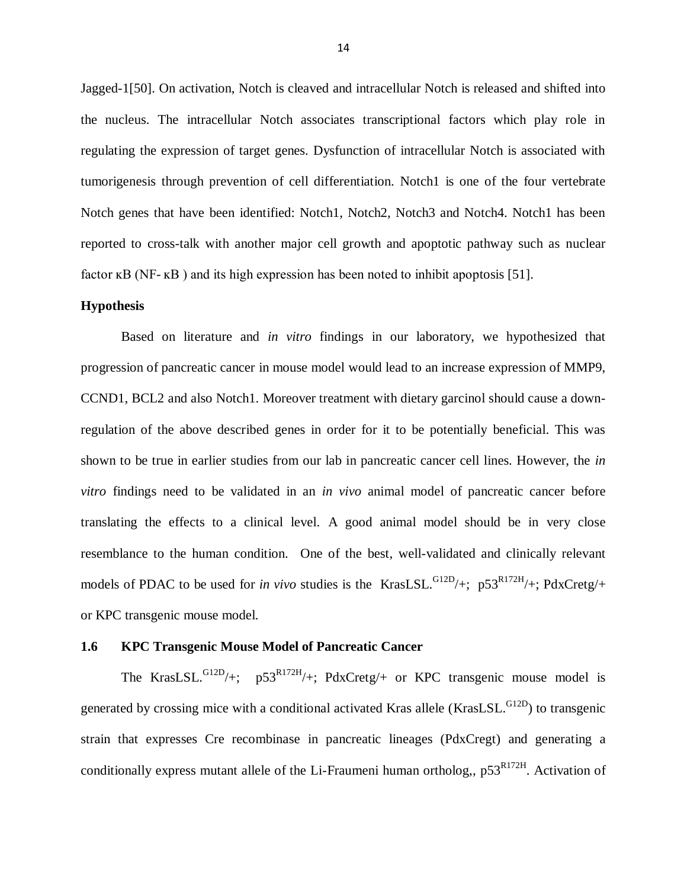Jagged-1[50]. On activation, Notch is cleaved and intracellular Notch is released and shifted into the nucleus. The intracellular Notch associates transcriptional factors which play role in regulating the expression of target genes. Dysfunction of intracellular Notch is associated with tumorigenesis through prevention of cell differentiation. Notch1 is one of the four vertebrate Notch genes that have been identified: Notch1, Notch2, Notch3 and Notch4. Notch1 has been reported to cross-talk with another major cell growth and apoptotic pathway such as nuclear factor κB (NF- κB ) and its high expression has been noted to inhibit apoptosis [51].

**Hypothesis**

Based on literature and *in vitro* findings in our laboratory, we hypothesized that progression of pancreatic cancer in mouse model would lead to an increase expression of MMP9, CCND1, BCL2 and also Notch1. Moreover treatment with dietary garcinol should cause a down-regulation of the above described genes in order for it to be potentially beneficial. This was shown to be true in earlier studies from our lab in pancreatic cancer cell lines. However, the *in vitro* findings need to be validated in an *in vivo* animal model of pancreatic cancer before translating the effects to a clinical level. A good animal model should be in very close resemblance to the human condition. One of the best, well-validated and clinically relevant models of PDAC to be used for *in vivo* studies is the KrasLSL.$^{G12D}$/+; p53$^{R172H}$/+; PdxCretg/+ or KPC transgenic mouse model.

## 1.6 KPC Transgenic Mouse Model of Pancreatic Cancer

The KrasLSL.$^{G12D}$/+; p53$^{R172H}$/+; PdxCretg/+ or KPC transgenic mouse model is generated by crossing mice with a conditional activated Kras allele (KrasLSL.$^{G12D}$) to transgenic strain that expresses Cre recombinase in pancreatic lineages (PdxCregt) and generating a conditionally express mutant allele of the Li-Fraumeni human ortholog,, p53$^{R172H}$. Activation of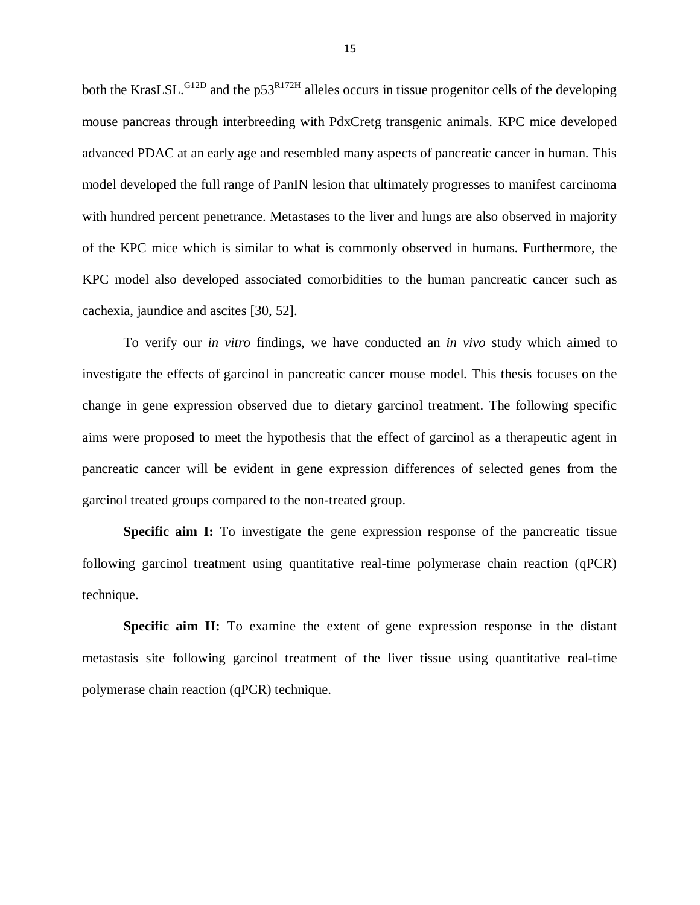both the KrasLSL.$^{G12D}$ and the p53$^{R172H}$ alleles occurs in tissue progenitor cells of the developing mouse pancreas through interbreeding with PdxCretg transgenic animals. KPC mice developed advanced PDAC at an early age and resembled many aspects of pancreatic cancer in human. This model developed the full range of PanIN lesion that ultimately progresses to manifest carcinoma with hundred percent penetrance. Metastases to the liver and lungs are also observed in majority of the KPC mice which is similar to what is commonly observed in humans. Furthermore, the KPC model also developed associated comorbidities to the human pancreatic cancer such as cachexia, jaundice and ascites [30, 52].

To verify our *in vitro* findings, we have conducted an *in vivo* study which aimed to investigate the effects of garcinol in pancreatic cancer mouse model. This thesis focuses on the change in gene expression observed due to dietary garcinol treatment. The following specific aims were proposed to meet the hypothesis that the effect of garcinol as a therapeutic agent in pancreatic cancer will be evident in gene expression differences of selected genes from the garcinol treated groups compared to the non-treated group.

**Specific aim I:** To investigate the gene expression response of the pancreatic tissue following garcinol treatment using quantitative real-time polymerase chain reaction (qPCR) technique.

**Specific aim II:** To examine the extent of gene expression response in the distant metastasis site following garcinol treatment of the liver tissue using quantitative real-time polymerase chain reaction (qPCR) technique.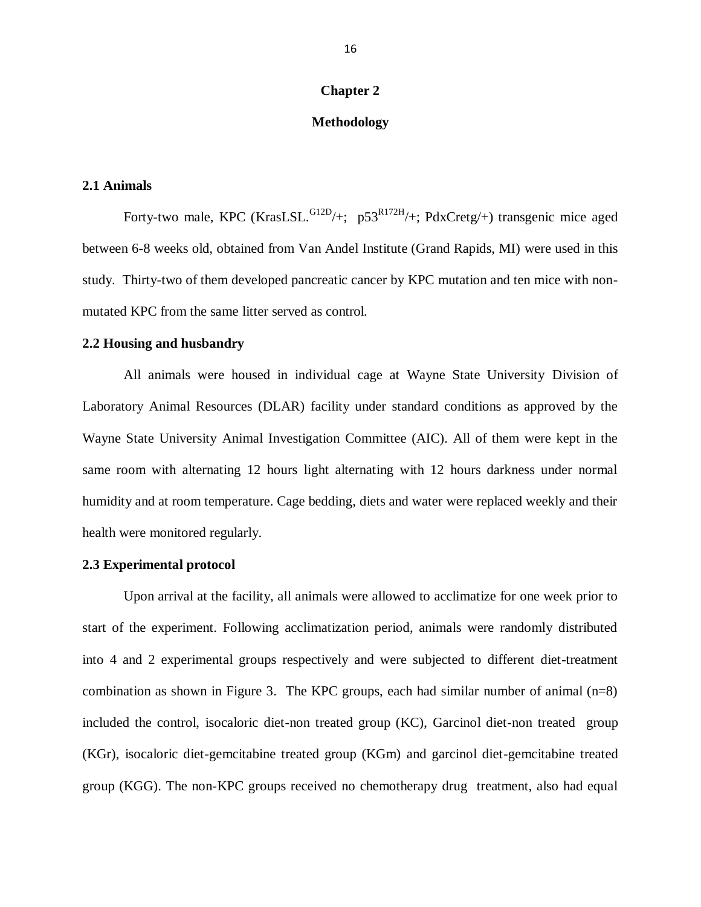# Chapter 2

# Methodology

### 2.1 Animals

Forty-two male, KPC (KrasLSL.$^{G12D}$/+;  p53$^{R172H}$/+; PdxCretg/+) transgenic mice aged between 6-8 weeks old, obtained from Van Andel Institute (Grand Rapids, MI) were used in this study. Thirty-two of them developed pancreatic cancer by KPC mutation and ten mice with non-mutated KPC from the same litter served as control.

### 2.2 Housing and husbandry

All animals were housed in individual cage at Wayne State University Division of Laboratory Animal Resources (DLAR) facility under standard conditions as approved by the Wayne State University Animal Investigation Committee (AIC). All of them were kept in the same room with alternating 12 hours light alternating with 12 hours darkness under normal humidity and at room temperature. Cage bedding, diets and water were replaced weekly and their health were monitored regularly.

### 2.3 Experimental protocol

Upon arrival at the facility, all animals were allowed to acclimatize for one week prior to start of the experiment. Following acclimatization period, animals were randomly distributed into 4 and 2 experimental groups respectively and were subjected to different diet-treatment combination as shown in Figure 3. The KPC groups, each had similar number of animal (n=8) included the control, isocaloric diet-non treated group (KC), Garcinol diet-non treated group (KGr), isocaloric diet-gemcitabine treated group (KGm) and garcinol diet-gemcitabine treated group (KGG). The non-KPC groups received no chemotherapy drug treatment, also had equal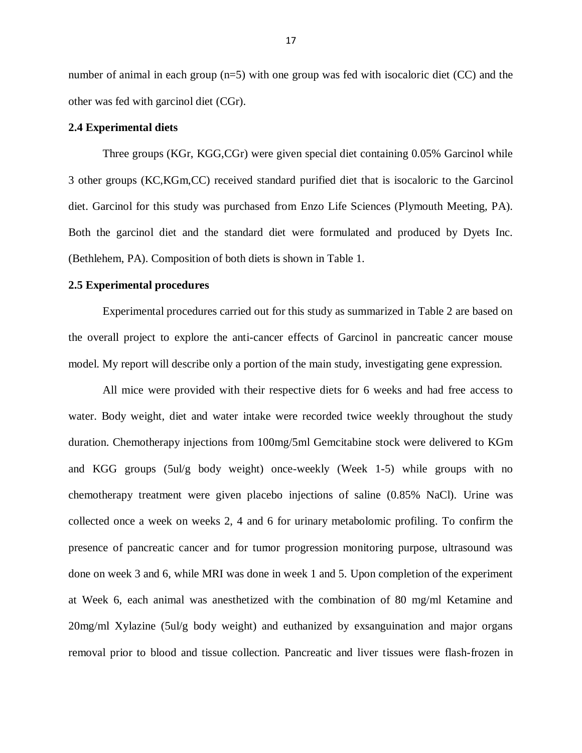number of animal in each group (n=5) with one group was fed with isocaloric diet (CC) and the other was fed with garcinol diet (CGr).

### 2.4 Experimental diets

Three groups (KGr, KGG,CGr) were given special diet containing 0.05% Garcinol while 3 other groups (KC,KGm,CC) received standard purified diet that is isocaloric to the Garcinol diet. Garcinol for this study was purchased from Enzo Life Sciences (Plymouth Meeting, PA). Both the garcinol diet and the standard diet were formulated and produced by Dyets Inc. (Bethlehem, PA). Composition of both diets is shown in Table 1.

### 2.5 Experimental procedures

Experimental procedures carried out for this study as summarized in Table 2 are based on the overall project to explore the anti-cancer effects of Garcinol in pancreatic cancer mouse model. My report will describe only a portion of the main study, investigating gene expression.

All mice were provided with their respective diets for 6 weeks and had free access to water. Body weight, diet and water intake were recorded twice weekly throughout the study duration. Chemotherapy injections from 100mg/5ml Gemcitabine stock were delivered to KGm and KGG groups (5ul/g body weight) once-weekly (Week 1-5) while groups with no chemotherapy treatment were given placebo injections of saline (0.85% NaCl). Urine was collected once a week on weeks 2, 4 and 6 for urinary metabolomic profiling. To confirm the presence of pancreatic cancer and for tumor progression monitoring purpose, ultrasound was done on week 3 and 6, while MRI was done in week 1 and 5. Upon completion of the experiment at Week 6, each animal was anesthetized with the combination of 80 mg/ml Ketamine and 20mg/ml Xylazine (5ul/g body weight) and euthanized by exsanguination and major organs removal prior to blood and tissue collection. Pancreatic and liver tissues were flash-frozen in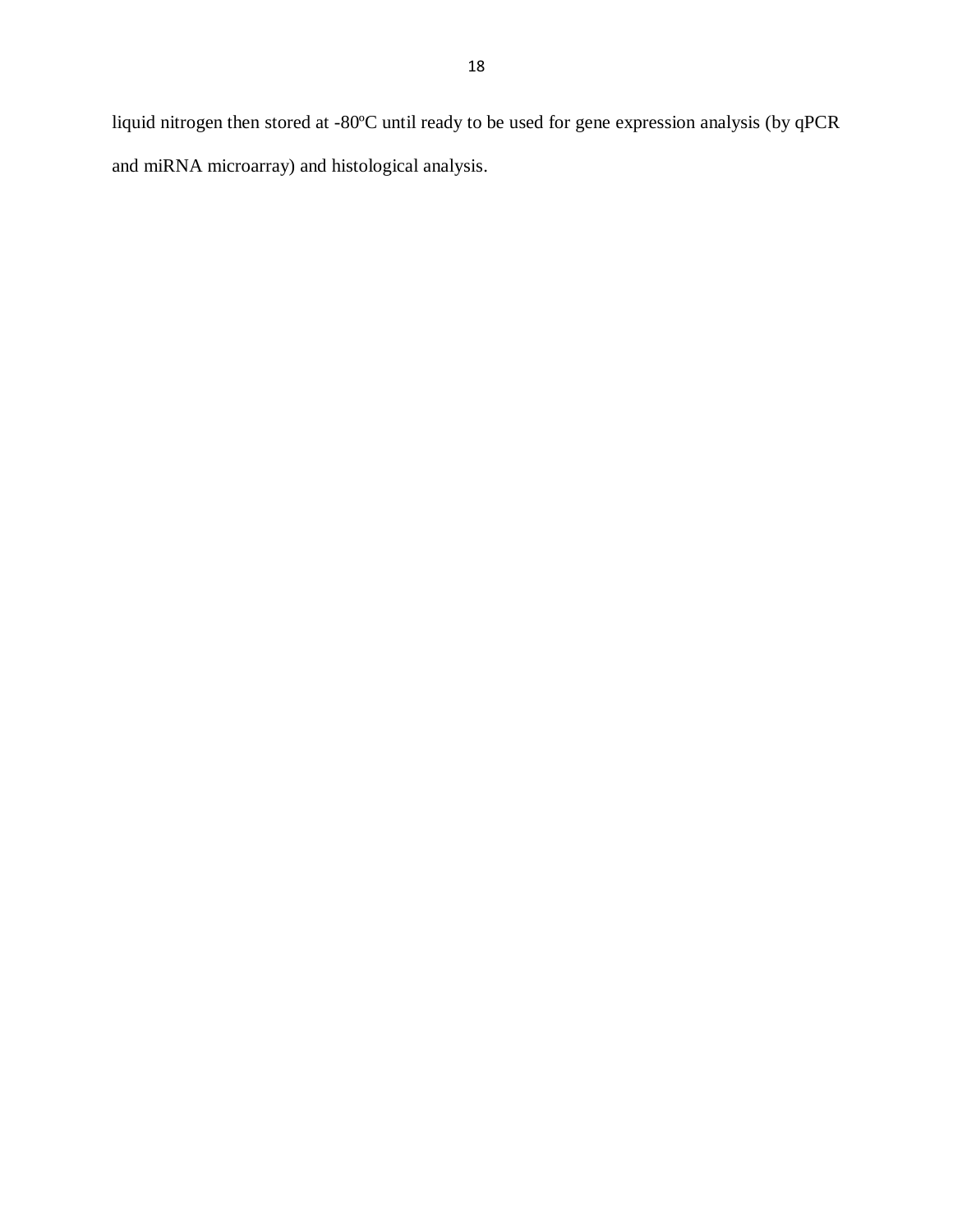liquid nitrogen then stored at -80ºC until ready to be used for gene expression analysis (by qPCR and miRNA microarray) and histological analysis.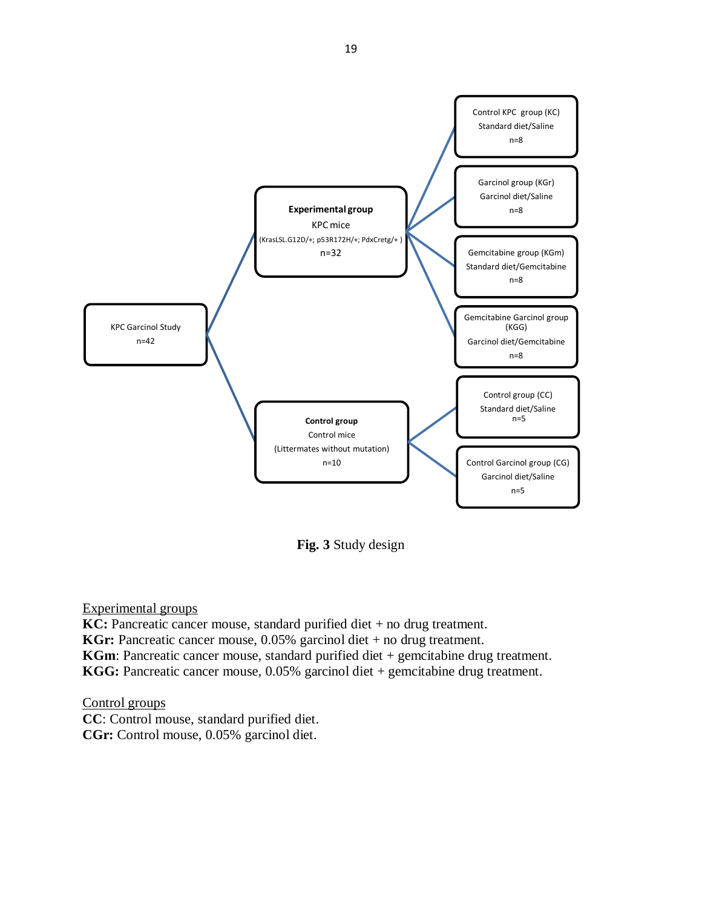- **KPC Garcinol Study** n=42
  - **Experimental group** KPC mice (KrasLSL.G12D/+; p53R172H/+; PdxCretg/+ ) n=32
    - Control KPC group (KC) Standard diet/Saline n=8
    - Garcinol group (KGr) Garcinol diet/Saline n=8
    - Gemcitabine group (KGm) Standard diet/Gemcitabine n=8
    - Gemcitabine Garcinol group (KGG) Garcinol diet/Gemcitabine n=8
  - **Control group** Control mice (Littermates without mutation) n=10
    - Control group (CC) Standard diet/Saline n=5
    - Control Garcinol group (CG) Garcinol diet/Saline n=5

**Fig. 3** Study design

<u>Experimental groups</u>

**KC:** Pancreatic cancer mouse, standard purified diet + no drug treatment.
**KGr:** Pancreatic cancer mouse, 0.05% garcinol diet + no drug treatment.
**KGm**: Pancreatic cancer mouse, standard purified diet + gemcitabine drug treatment.
**KGG:** Pancreatic cancer mouse, 0.05% garcinol diet + gemcitabine drug treatment.

<u>Control groups</u>

**CC**: Control mouse, standard purified diet.
**CGr:** Control mouse, 0.05% garcinol diet.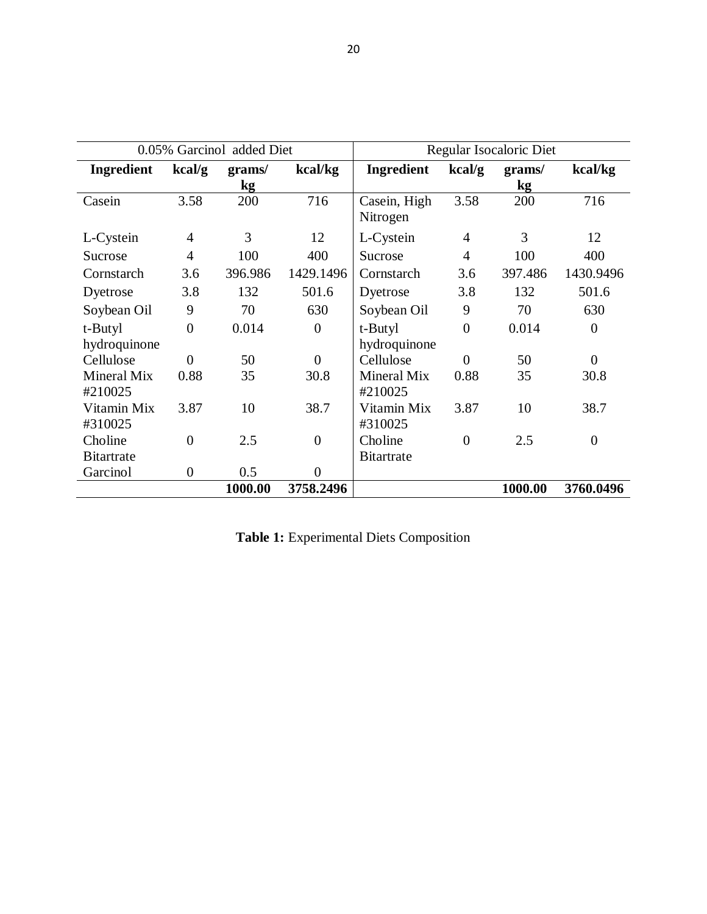| 0.05% Garcinol added Diet | | | | Regular Isocaloric Diet | | | |
|---|---|---|---|---|---|---|---|
| **Ingredient** | **kcal/g** | **grams/ kg** | **kcal/kg** | **Ingredient** | **kcal/g** | **grams/ kg** | **kcal/kg** |
| Casein | 3.58 | 200 | 716 | Casein, High Nitrogen | 3.58 | 200 | 716 |
| L-Cystein | 4 | 3 | 12 | L-Cystein | 4 | 3 | 12 |
| Sucrose | 4 | 100 | 400 | Sucrose | 4 | 100 | 400 |
| Cornstarch | 3.6 | 396.986 | 1429.1496 | Cornstarch | 3.6 | 397.486 | 1430.9496 |
| Dyetrose | 3.8 | 132 | 501.6 | Dyetrose | 3.8 | 132 | 501.6 |
| Soybean Oil | 9 | 70 | 630 | Soybean Oil | 9 | 70 | 630 |
| t-Butyl hydroquinone | 0 | 0.014 | 0 | t-Butyl hydroquinone | 0 | 0.014 | 0 |
| Cellulose | 0 | 50 | 0 | Cellulose | 0 | 50 | 0 |
| Mineral Mix #210025 | 0.88 | 35 | 30.8 | Mineral Mix #210025 | 0.88 | 35 | 30.8 |
| Vitamin Mix #310025 | 3.87 | 10 | 38.7 | Vitamin Mix #310025 | 3.87 | 10 | 38.7 |
| Choline Bitartrate | 0 | 2.5 | 0 | Choline Bitartrate | 0 | 2.5 | 0 |
| Garcinol | 0 | 0.5 | 0 | | | | |
| | | **1000.00** | **3758.2496** | | | **1000.00** | **3760.0496** |

**Table 1:** Experimental Diets Composition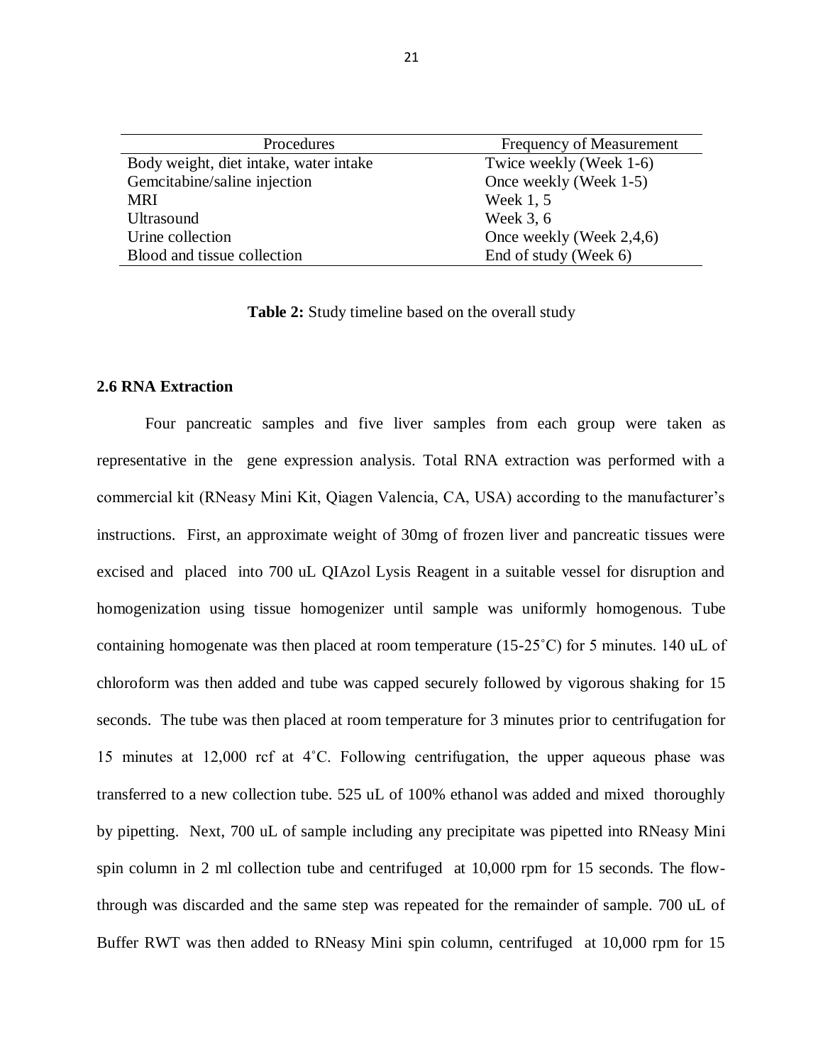| Procedures | Frequency of Measurement |
|---|---|
| Body weight, diet intake, water intake | Twice weekly (Week 1-6) |
| Gemcitabine/saline injection | Once weekly (Week 1-5) |
| MRI | Week 1, 5 |
| Ultrasound | Week 3, 6 |
| Urine collection | Once weekly (Week 2,4,6) |
| Blood and tissue collection | End of study (Week 6) |

**Table 2:** Study timeline based on the overall study

### 2.6 RNA Extraction

Four pancreatic samples and five liver samples from each group were taken as representative in the gene expression analysis. Total RNA extraction was performed with a commercial kit (RNeasy Mini Kit, Qiagen Valencia, CA, USA) according to the manufacturer's instructions. First, an approximate weight of 30mg of frozen liver and pancreatic tissues were excised and placed into 700 uL QIAzol Lysis Reagent in a suitable vessel for disruption and homogenization using tissue homogenizer until sample was uniformly homogenous. Tube containing homogenate was then placed at room temperature (15-25˚C) for 5 minutes. 140 uL of chloroform was then added and tube was capped securely followed by vigorous shaking for 15 seconds. The tube was then placed at room temperature for 3 minutes prior to centrifugation for 15 minutes at 12,000 rcf at 4˚C. Following centrifugation, the upper aqueous phase was transferred to a new collection tube. 525 uL of 100% ethanol was added and mixed thoroughly by pipetting. Next, 700 uL of sample including any precipitate was pipetted into RNeasy Mini spin column in 2 ml collection tube and centrifuged at 10,000 rpm for 15 seconds. The flow-through was discarded and the same step was repeated for the remainder of sample. 700 uL of Buffer RWT was then added to RNeasy Mini spin column, centrifuged at 10,000 rpm for 15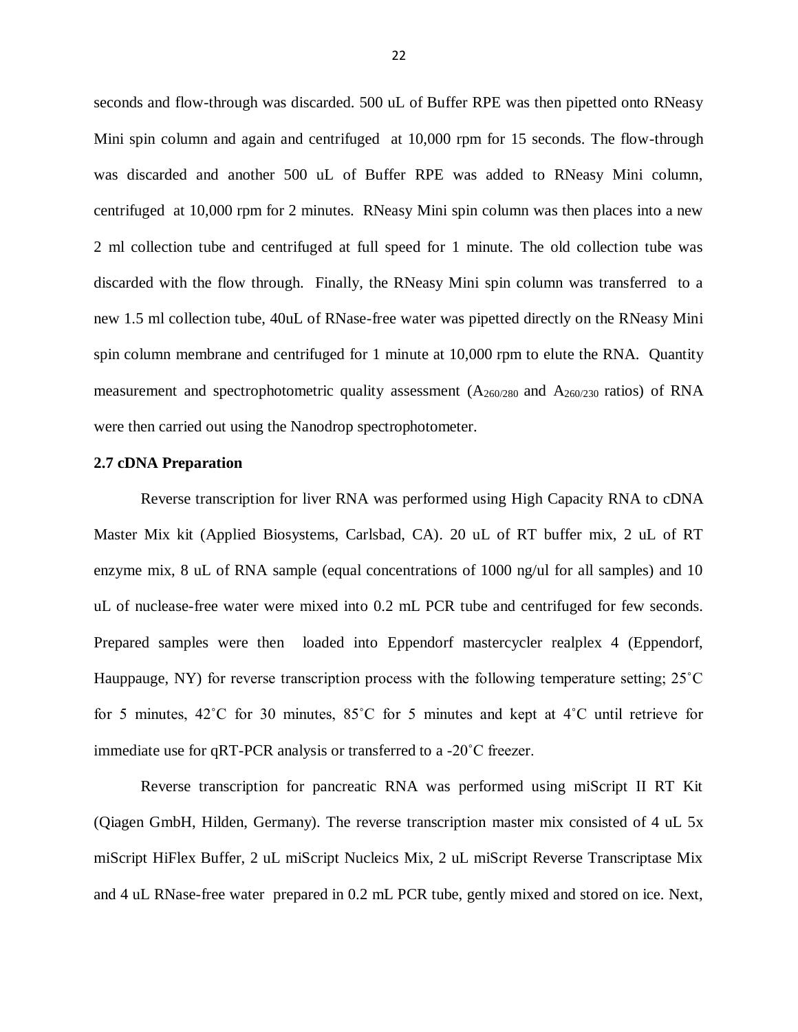seconds and flow-through was discarded. 500 uL of Buffer RPE was then pipetted onto RNeasy Mini spin column and again and centrifuged at 10,000 rpm for 15 seconds. The flow-through was discarded and another 500 uL of Buffer RPE was added to RNeasy Mini column, centrifuged at 10,000 rpm for 2 minutes. RNeasy Mini spin column was then places into a new 2 ml collection tube and centrifuged at full speed for 1 minute. The old collection tube was discarded with the flow through. Finally, the RNeasy Mini spin column was transferred to a new 1.5 ml collection tube, 40uL of RNase-free water was pipetted directly on the RNeasy Mini spin column membrane and centrifuged for 1 minute at 10,000 rpm to elute the RNA. Quantity measurement and spectrophotometric quality assessment ($A_{260/280}$ and $A_{260/230}$ ratios) of RNA were then carried out using the Nanodrop spectrophotometer.

**2.7 cDNA Preparation**

Reverse transcription for liver RNA was performed using High Capacity RNA to cDNA Master Mix kit (Applied Biosystems, Carlsbad, CA). 20 uL of RT buffer mix, 2 uL of RT enzyme mix, 8 uL of RNA sample (equal concentrations of 1000 ng/ul for all samples) and 10 uL of nuclease-free water were mixed into 0.2 mL PCR tube and centrifuged for few seconds. Prepared samples were then loaded into Eppendorf mastercycler realplex 4 (Eppendorf, Hauppauge, NY) for reverse transcription process with the following temperature setting; 25˚C for 5 minutes, 42˚C for 30 minutes, 85˚C for 5 minutes and kept at 4˚C until retrieve for immediate use for qRT-PCR analysis or transferred to a -20˚C freezer.

Reverse transcription for pancreatic RNA was performed using miScript II RT Kit (Qiagen GmbH, Hilden, Germany). The reverse transcription master mix consisted of 4 uL 5x miScript HiFlex Buffer, 2 uL miScript Nucleics Mix, 2 uL miScript Reverse Transcriptase Mix and 4 uL RNase-free water prepared in 0.2 mL PCR tube, gently mixed and stored on ice. Next,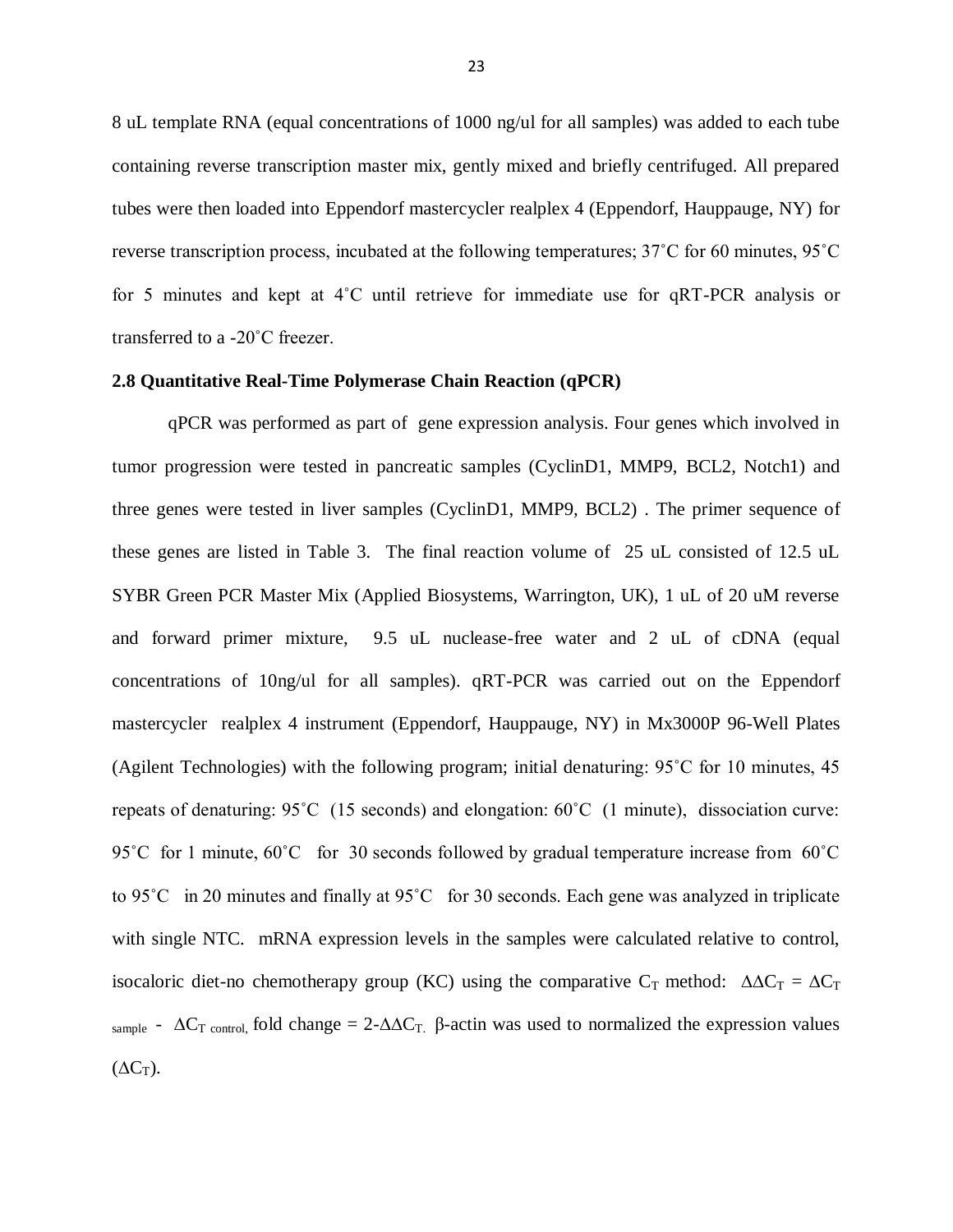8 uL template RNA (equal concentrations of 1000 ng/ul for all samples) was added to each tube containing reverse transcription master mix, gently mixed and briefly centrifuged. All prepared tubes were then loaded into Eppendorf mastercycler realplex 4 (Eppendorf, Hauppauge, NY) for reverse transcription process, incubated at the following temperatures; 37˚C for 60 minutes, 95˚C for 5 minutes and kept at 4˚C until retrieve for immediate use for qRT-PCR analysis or transferred to a -20˚C freezer.

**2.8 Quantitative Real-Time Polymerase Chain Reaction (qPCR)**

qPCR was performed as part of gene expression analysis. Four genes which involved in tumor progression were tested in pancreatic samples (CyclinD1, MMP9, BCL2, Notch1) and three genes were tested in liver samples (CyclinD1, MMP9, BCL2) . The primer sequence of these genes are listed in Table 3. The final reaction volume of 25 uL consisted of 12.5 uL SYBR Green PCR Master Mix (Applied Biosystems, Warrington, UK), 1 uL of 20 uM reverse and forward primer mixture, 9.5 uL nuclease-free water and 2 uL of cDNA (equal concentrations of 10ng/ul for all samples). qRT-PCR was carried out on the Eppendorf mastercycler realplex 4 instrument (Eppendorf, Hauppauge, NY) in Mx3000P 96-Well Plates (Agilent Technologies) with the following program; initial denaturing: 95˚C for 10 minutes, 45 repeats of denaturing: 95˚C (15 seconds) and elongation: 60˚C (1 minute), dissociation curve: 95˚C for 1 minute, 60˚C for 30 seconds followed by gradual temperature increase from 60˚C to 95˚C in 20 minutes and finally at 95˚C for 30 seconds. Each gene was analyzed in triplicate with single NTC. mRNA expression levels in the samples were calculated relative to control, isocaloric diet-no chemotherapy group (KC) using the comparative $C_T$ method: $\Delta\Delta C_T = \Delta C_{T\ sample} - \Delta C_{T\ control}$, fold change = 2-$\Delta\Delta C_T$. β-actin was used to normalized the expression values ($\Delta C_T$).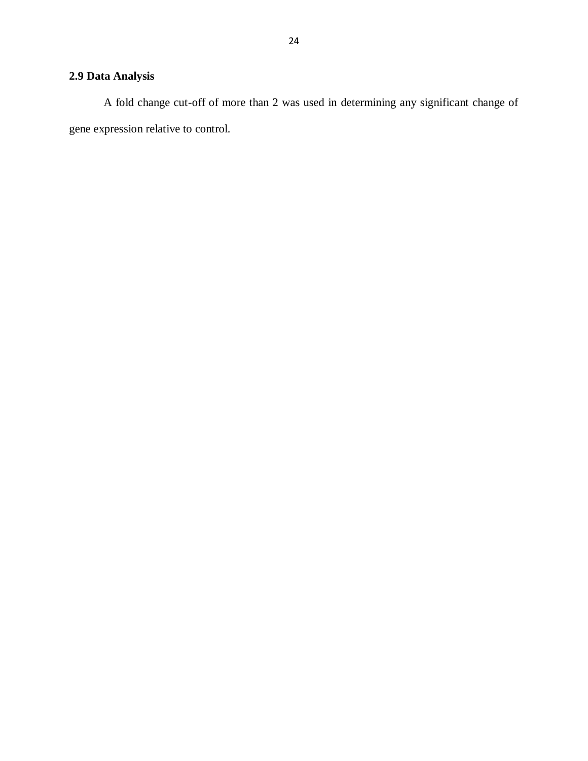### 2.9 Data Analysis

A fold change cut-off of more than 2 was used in determining any significant change of gene expression relative to control.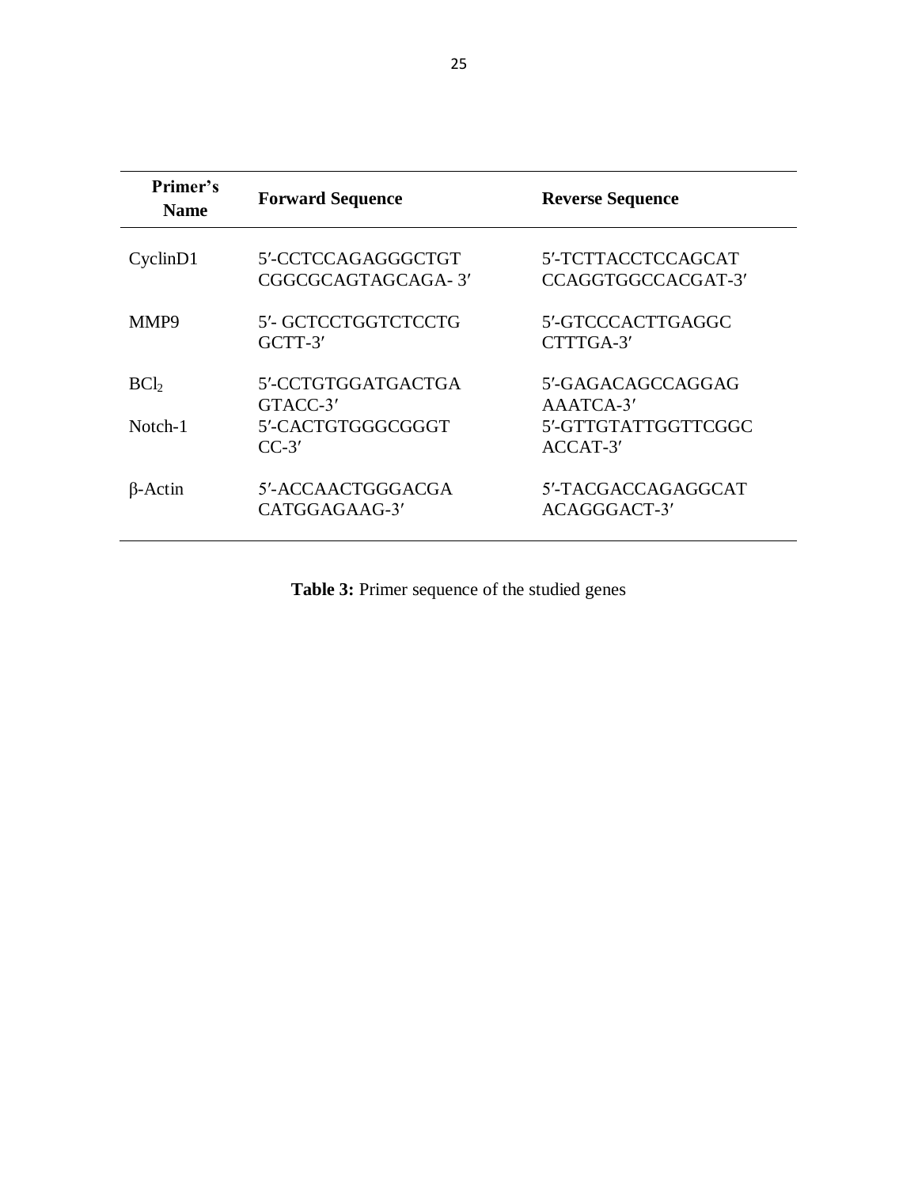| Primer's Name | Forward Sequence | Reverse Sequence |
|---|---|---|
| CyclinD1 | 5′-CCTCCAGAGGGCTGT CGGCGCAGTAGCAGA- 3′ | 5′-TCTTACCTCCAGCAT CCAGGTGGCCACGAT-3′ |
| MMP9 | 5′- GCTCCTGGTCTCCTG GCTT-3′ | 5′-GTCCCACTTGAGGC CTTTGA-3′ |
| $BCl_2$ | 5′-CCTGTGGATGACTGA GTACC-3′ | 5′-GAGACAGCCAGGAG AAATCA-3′ |
| Notch-1 | 5′-CACTGTGGGCGGGT CC-3′ | 5′-GTTGTATTGGTTCGGC ACCAT-3′ |
| β-Actin | 5′-ACCAACTGGGACGA CATGGAGAAG-3′ | 5′-TACGACCAGAGGCAT ACAGGGACT-3′ |

**Table 3:** Primer sequence of the studied genes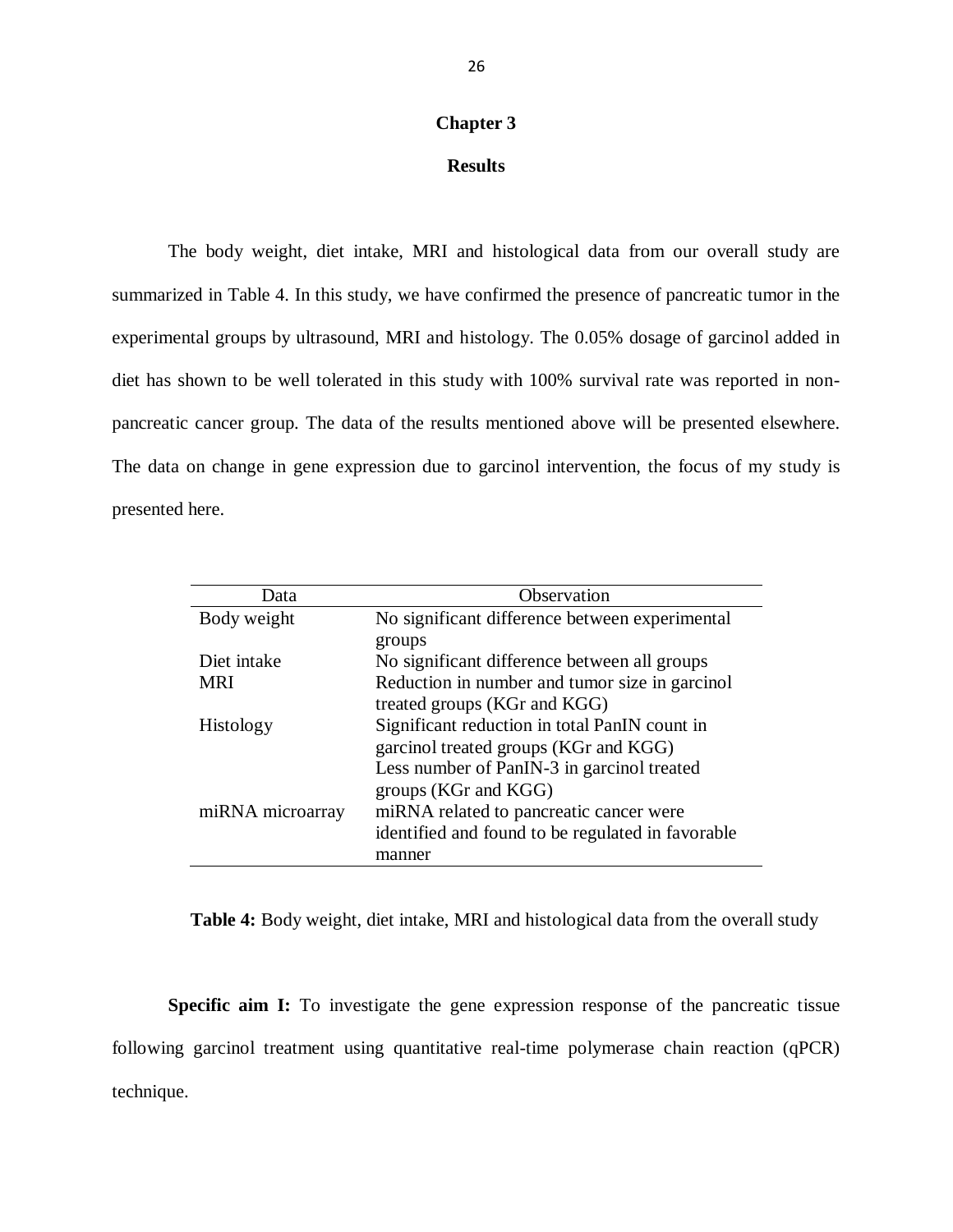# Chapter 3

## Results

The body weight, diet intake, MRI and histological data from our overall study are summarized in Table 4. In this study, we have confirmed the presence of pancreatic tumor in the experimental groups by ultrasound, MRI and histology. The 0.05% dosage of garcinol added in diet has shown to be well tolerated in this study with 100% survival rate was reported in non-pancreatic cancer group. The data of the results mentioned above will be presented elsewhere. The data on change in gene expression due to garcinol intervention, the focus of my study is presented here.

| Data | Observation |
|---|---|
| Body weight | No significant difference between experimental groups |
| Diet intake | No significant difference between all groups |
| MRI | Reduction in number and tumor size in garcinol treated groups (KGr and KGG) |
| Histology | Significant reduction in total PanIN count in garcinol treated groups (KGr and KGG)<br>Less number of PanIN-3 in garcinol treated groups (KGr and KGG) |
| miRNA microarray | miRNA related to pancreatic cancer were identified and found to be regulated in favorable manner |

**Table 4:** Body weight, diet intake, MRI and histological data from the overall study

**Specific aim I:** To investigate the gene expression response of the pancreatic tissue following garcinol treatment using quantitative real-time polymerase chain reaction (qPCR) technique.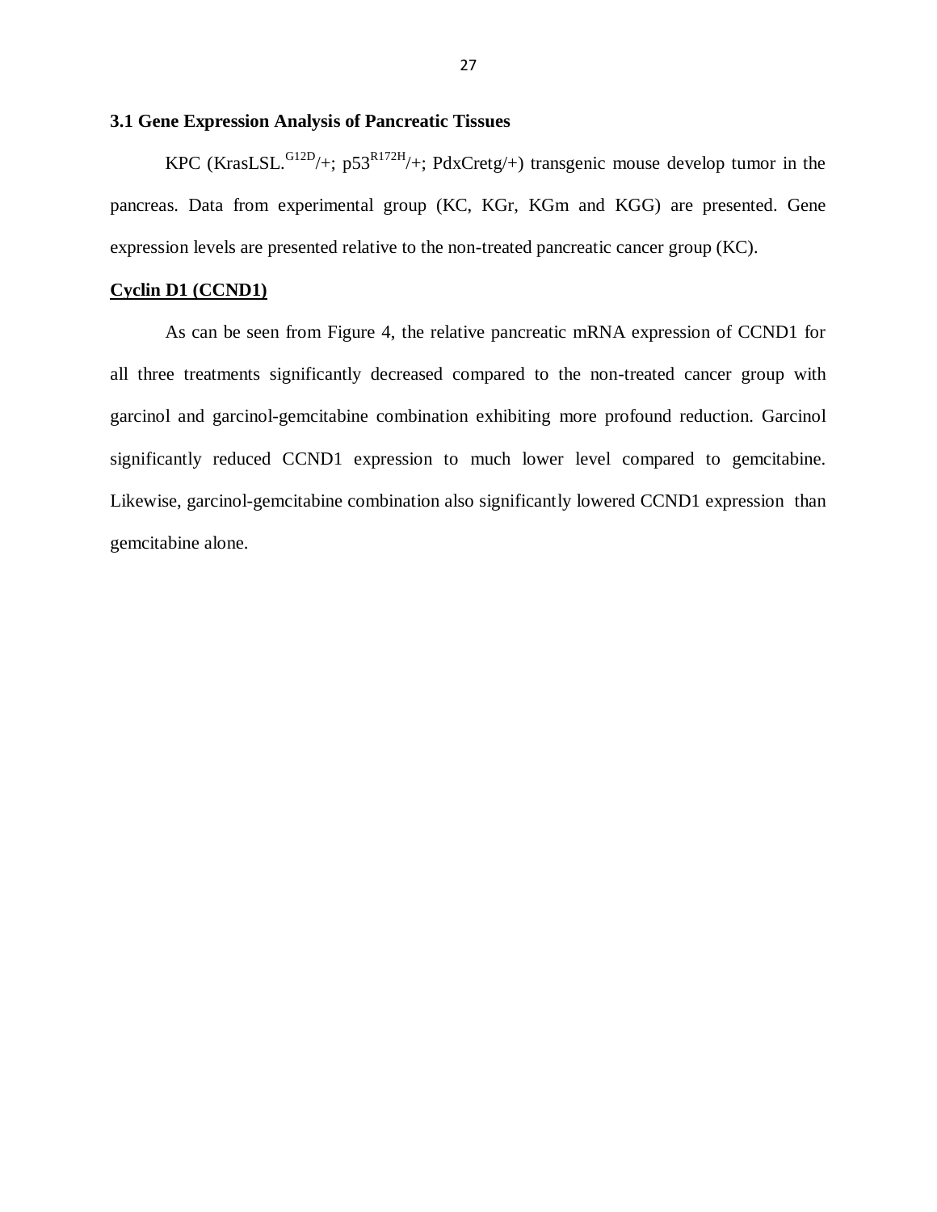### 3.1 Gene Expression Analysis of Pancreatic Tissues

KPC (KrasLSL.$^{G12D}$/+; p53$^{R172H}$/+; PdxCretg/+) transgenic mouse develop tumor in the pancreas. Data from experimental group (KC, KGr, KGm and KGG) are presented. Gene expression levels are presented relative to the non-treated pancreatic cancer group (KC).

**Cyclin D1 (CCND1)**

As can be seen from Figure 4, the relative pancreatic mRNA expression of CCND1 for all three treatments significantly decreased compared to the non-treated cancer group with garcinol and garcinol-gemcitabine combination exhibiting more profound reduction. Garcinol significantly reduced CCND1 expression to much lower level compared to gemcitabine. Likewise, garcinol-gemcitabine combination also significantly lowered CCND1 expression than gemcitabine alone.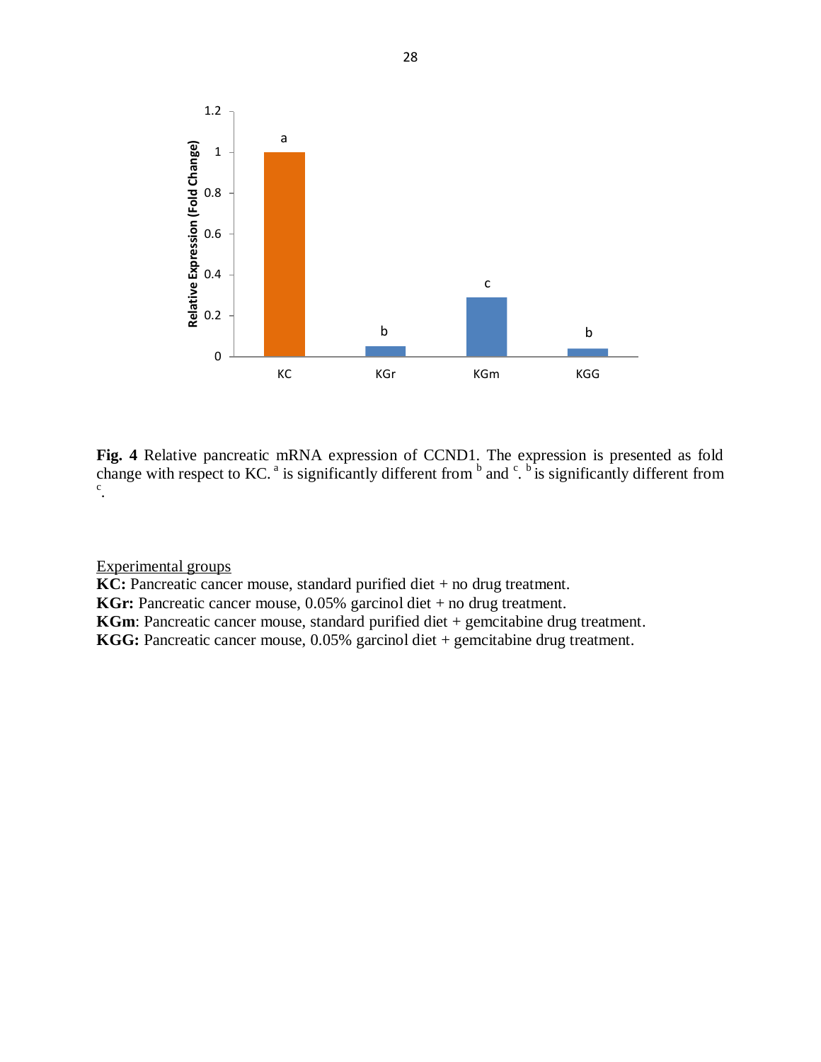**Fig. 4** Relative pancreatic mRNA expression of CCND1. The expression is presented as fold change with respect to KC. [a] is significantly different from [b] and [c]. [b] is significantly different from [c].

Experimental groups

**KC:** Pancreatic cancer mouse, standard purified diet + no drug treatment.
**KGr:** Pancreatic cancer mouse, 0.05% garcinol diet + no drug treatment.
**KGm**: Pancreatic cancer mouse, standard purified diet + gemcitabine drug treatment.
**KGG:** Pancreatic cancer mouse, 0.05% garcinol diet + gemcitabine drug treatment.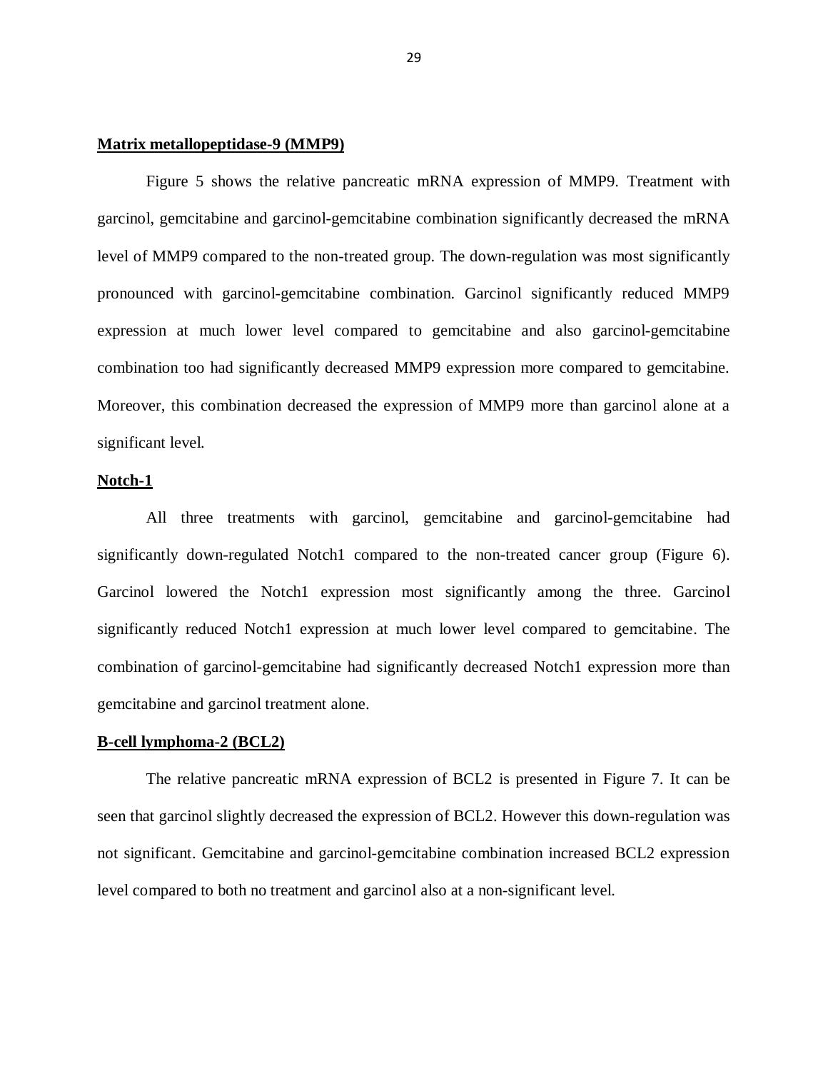**Matrix metallopeptidase-9 (MMP9)**

Figure 5 shows the relative pancreatic mRNA expression of MMP9. Treatment with garcinol, gemcitabine and garcinol-gemcitabine combination significantly decreased the mRNA level of MMP9 compared to the non-treated group. The down-regulation was most significantly pronounced with garcinol-gemcitabine combination. Garcinol significantly reduced MMP9 expression at much lower level compared to gemcitabine and also garcinol-gemcitabine combination too had significantly decreased MMP9 expression more compared to gemcitabine. Moreover, this combination decreased the expression of MMP9 more than garcinol alone at a significant level.

**Notch-1**

All three treatments with garcinol, gemcitabine and garcinol-gemcitabine had significantly down-regulated Notch1 compared to the non-treated cancer group (Figure 6). Garcinol lowered the Notch1 expression most significantly among the three. Garcinol significantly reduced Notch1 expression at much lower level compared to gemcitabine. The combination of garcinol-gemcitabine had significantly decreased Notch1 expression more than gemcitabine and garcinol treatment alone.

**B-cell lymphoma-2 (BCL2)**

The relative pancreatic mRNA expression of BCL2 is presented in Figure 7. It can be seen that garcinol slightly decreased the expression of BCL2. However this down-regulation was not significant. Gemcitabine and garcinol-gemcitabine combination increased BCL2 expression level compared to both no treatment and garcinol also at a non-significant level.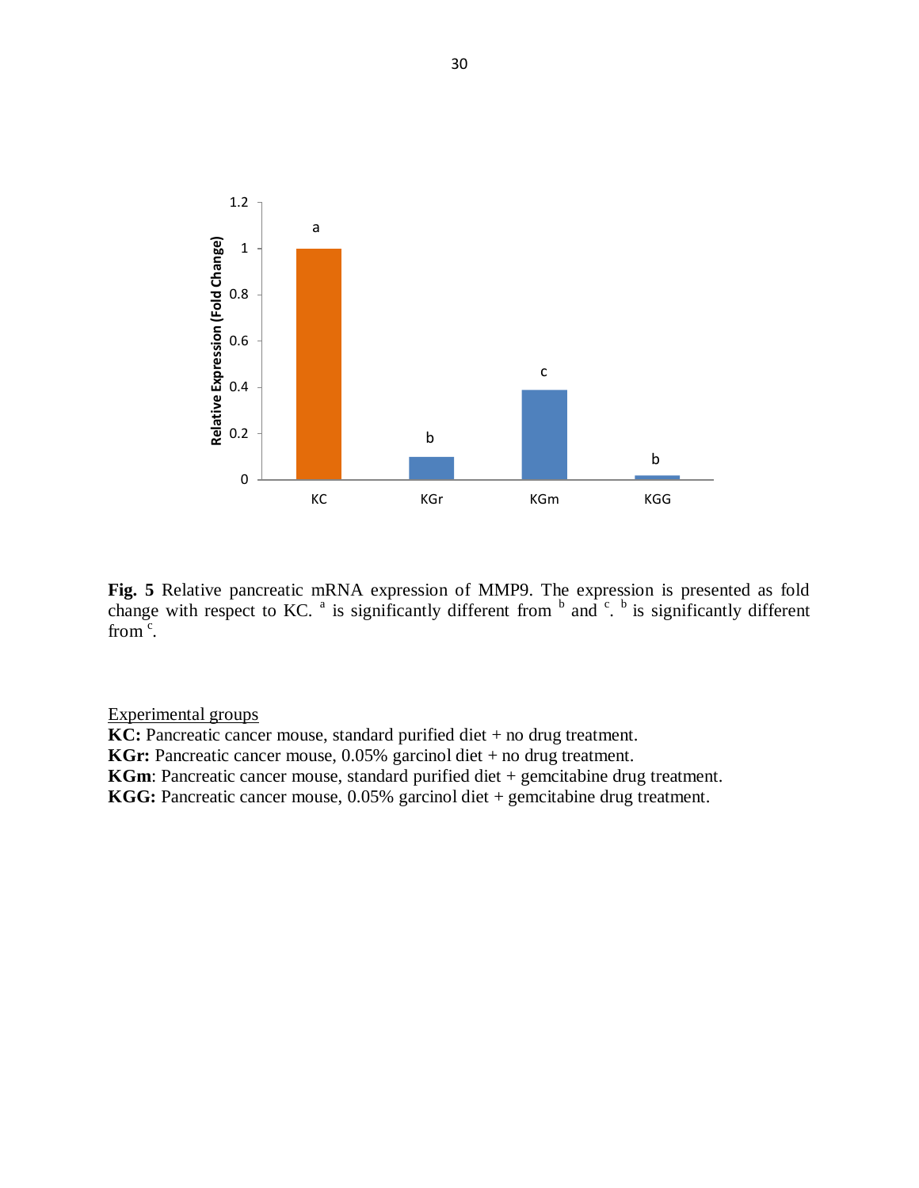**Fig. 5** Relative pancreatic mRNA expression of MMP9. The expression is presented as fold change with respect to KC. [a] is significantly different from [b] and [c]. [b] is significantly different from [c].

<u>Experimental groups</u>

**KC:** Pancreatic cancer mouse, standard purified diet + no drug treatment.
**KGr:** Pancreatic cancer mouse, 0.05% garcinol diet + no drug treatment.
**KGm**: Pancreatic cancer mouse, standard purified diet + gemcitabine drug treatment.
**KGG:** Pancreatic cancer mouse, 0.05% garcinol diet + gemcitabine drug treatment.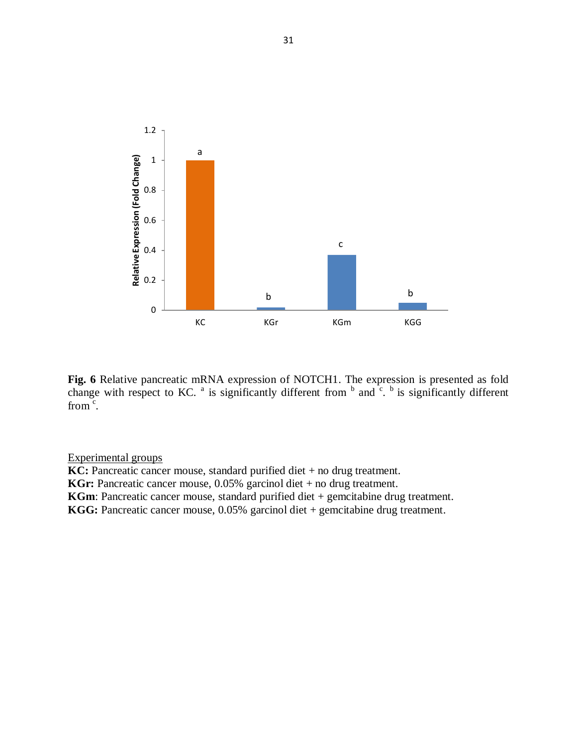**Fig. 6** Relative pancreatic mRNA expression of NOTCH1. The expression is presented as fold change with respect to KC. [a] is significantly different from [b] and [c]. [b] is significantly different from [c].

Experimental groups

**KC:** Pancreatic cancer mouse, standard purified diet + no drug treatment.

**KGr:** Pancreatic cancer mouse, 0.05% garcinol diet + no drug treatment.

**KGm**: Pancreatic cancer mouse, standard purified diet + gemcitabine drug treatment.

**KGG:** Pancreatic cancer mouse, 0.05% garcinol diet + gemcitabine drug treatment.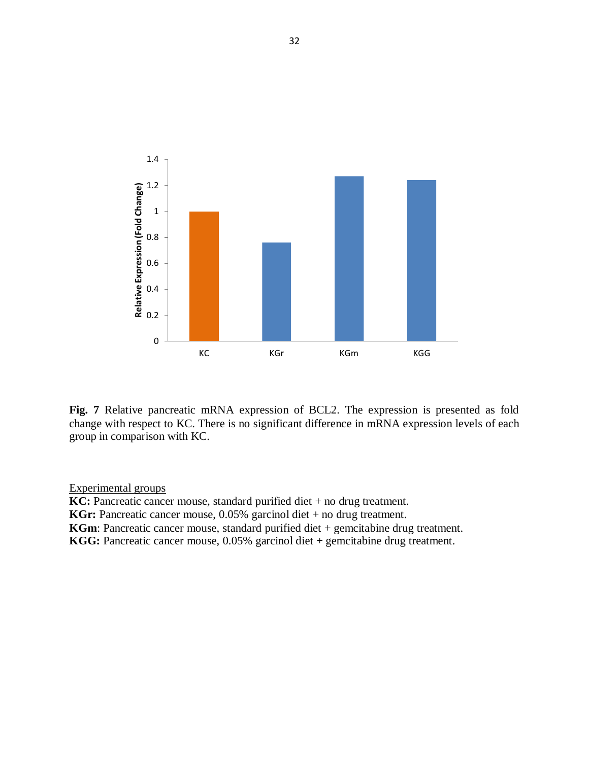**Fig. 7** Relative pancreatic mRNA expression of BCL2. The expression is presented as fold change with respect to KC. There is no significant difference in mRNA expression levels of each group in comparison with KC.

<u>Experimental groups</u>

**KC:** Pancreatic cancer mouse, standard purified diet + no drug treatment.
**KGr:** Pancreatic cancer mouse, 0.05% garcinol diet + no drug treatment.
**KGm**: Pancreatic cancer mouse, standard purified diet + gemcitabine drug treatment.
**KGG:** Pancreatic cancer mouse, 0.05% garcinol diet + gemcitabine drug treatment.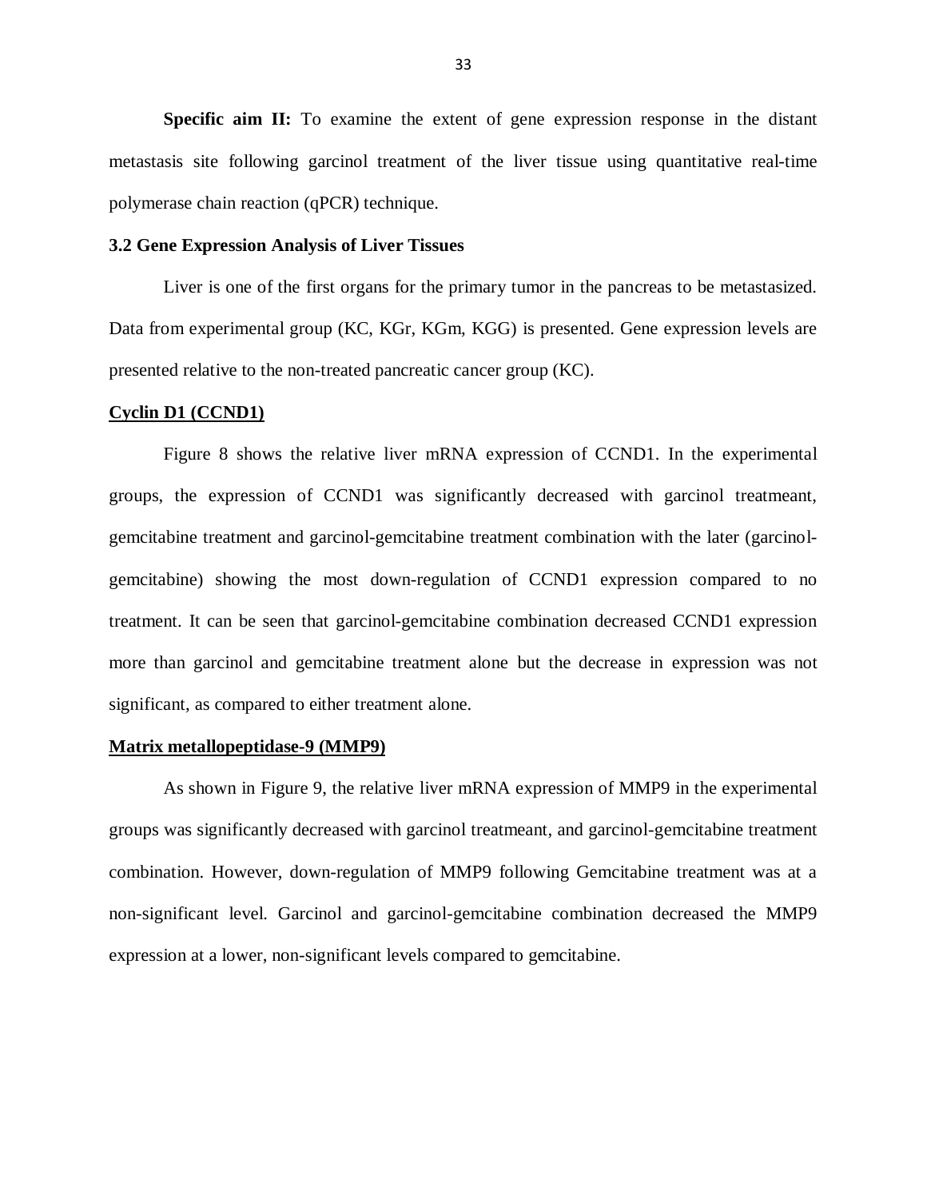**Specific aim II:** To examine the extent of gene expression response in the distant metastasis site following garcinol treatment of the liver tissue using quantitative real-time polymerase chain reaction (qPCR) technique.

### 3.2 Gene Expression Analysis of Liver Tissues

Liver is one of the first organs for the primary tumor in the pancreas to be metastasized. Data from experimental group (KC, KGr, KGm, KGG) is presented. Gene expression levels are presented relative to the non-treated pancreatic cancer group (KC).

**Cyclin D1 (CCND1)**

Figure 8 shows the relative liver mRNA expression of CCND1. In the experimental groups, the expression of CCND1 was significantly decreased with garcinol treatmeant, gemcitabine treatment and garcinol-gemcitabine treatment combination with the later (garcinol-gemcitabine) showing the most down-regulation of CCND1 expression compared to no treatment. It can be seen that garcinol-gemcitabine combination decreased CCND1 expression more than garcinol and gemcitabine treatment alone but the decrease in expression was not significant, as compared to either treatment alone.

**Matrix metallopeptidase-9 (MMP9)**

As shown in Figure 9, the relative liver mRNA expression of MMP9 in the experimental groups was significantly decreased with garcinol treatmeant, and garcinol-gemcitabine treatment combination. However, down-regulation of MMP9 following Gemcitabine treatment was at a non-significant level. Garcinol and garcinol-gemcitabine combination decreased the MMP9 expression at a lower, non-significant levels compared to gemcitabine.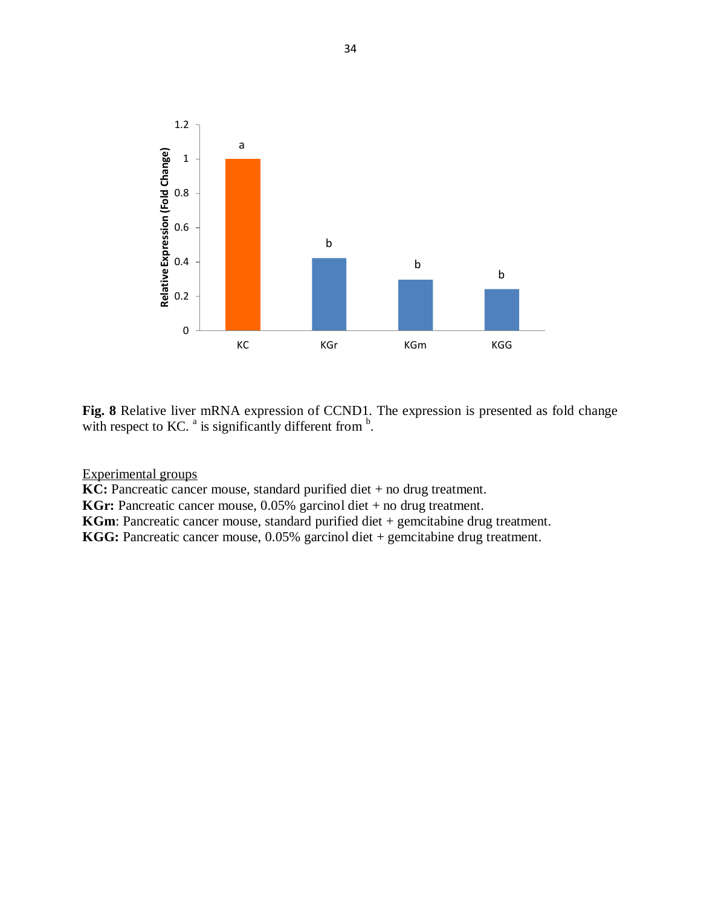**Fig. 8** Relative liver mRNA expression of CCND1. The expression is presented as fold change with respect to KC. [a] is significantly different from [b].

<u>Experimental groups</u>

**KC:** Pancreatic cancer mouse, standard purified diet + no drug treatment.
**KGr:** Pancreatic cancer mouse, 0.05% garcinol diet + no drug treatment.
**KGm**: Pancreatic cancer mouse, standard purified diet + gemcitabine drug treatment.
**KGG:** Pancreatic cancer mouse, 0.05% garcinol diet + gemcitabine drug treatment.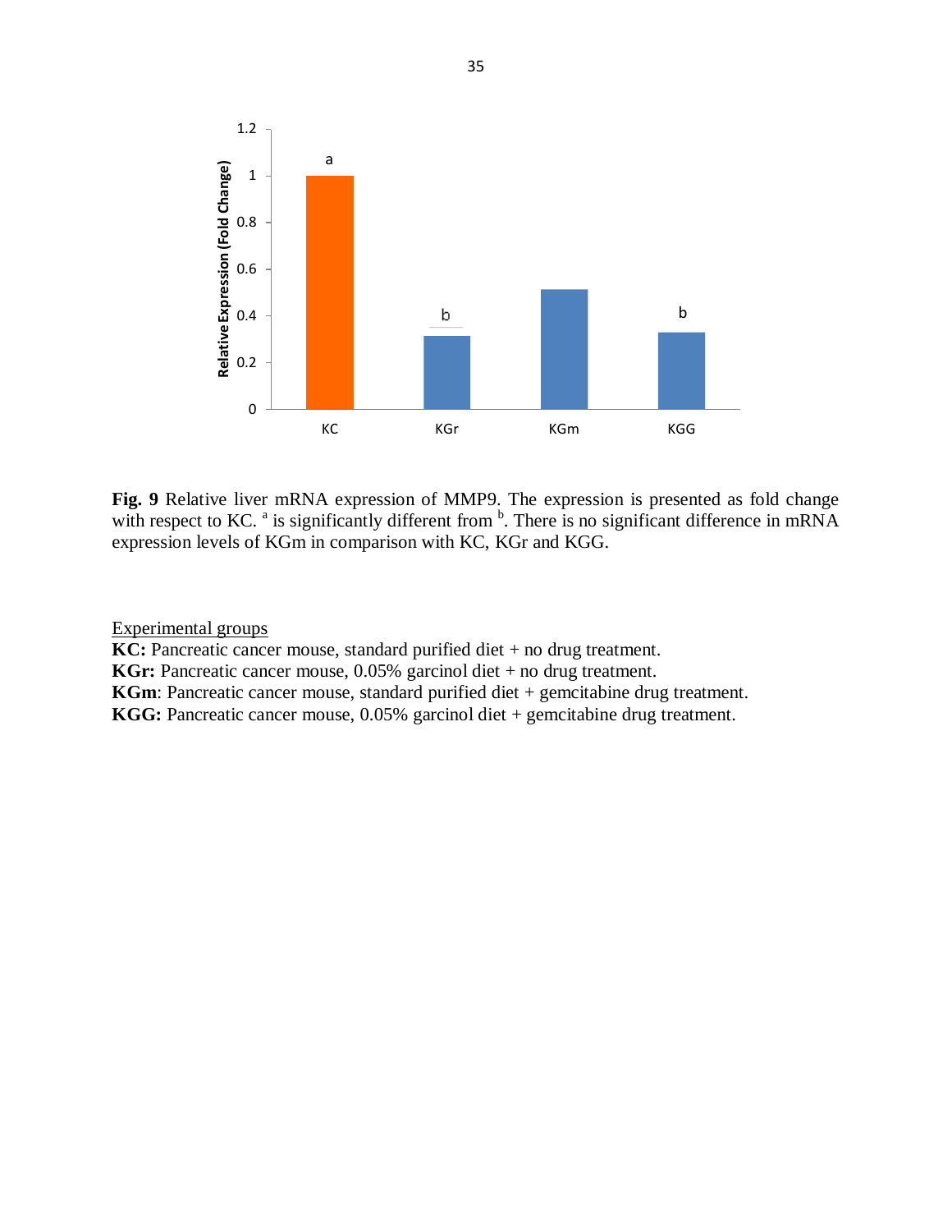**Fig. 9** Relative liver mRNA expression of MMP9. The expression is presented as fold change with respect to KC. [a] is significantly different from [b]. There is no significant difference in mRNA expression levels of KGm in comparison with KC, KGr and KGG.

<u>Experimental groups</u>

**KC:** Pancreatic cancer mouse, standard purified diet + no drug treatment.
**KGr:** Pancreatic cancer mouse, 0.05% garcinol diet + no drug treatment.
**KGm**: Pancreatic cancer mouse, standard purified diet + gemcitabine drug treatment.
**KGG:** Pancreatic cancer mouse, 0.05% garcinol diet + gemcitabine drug treatment.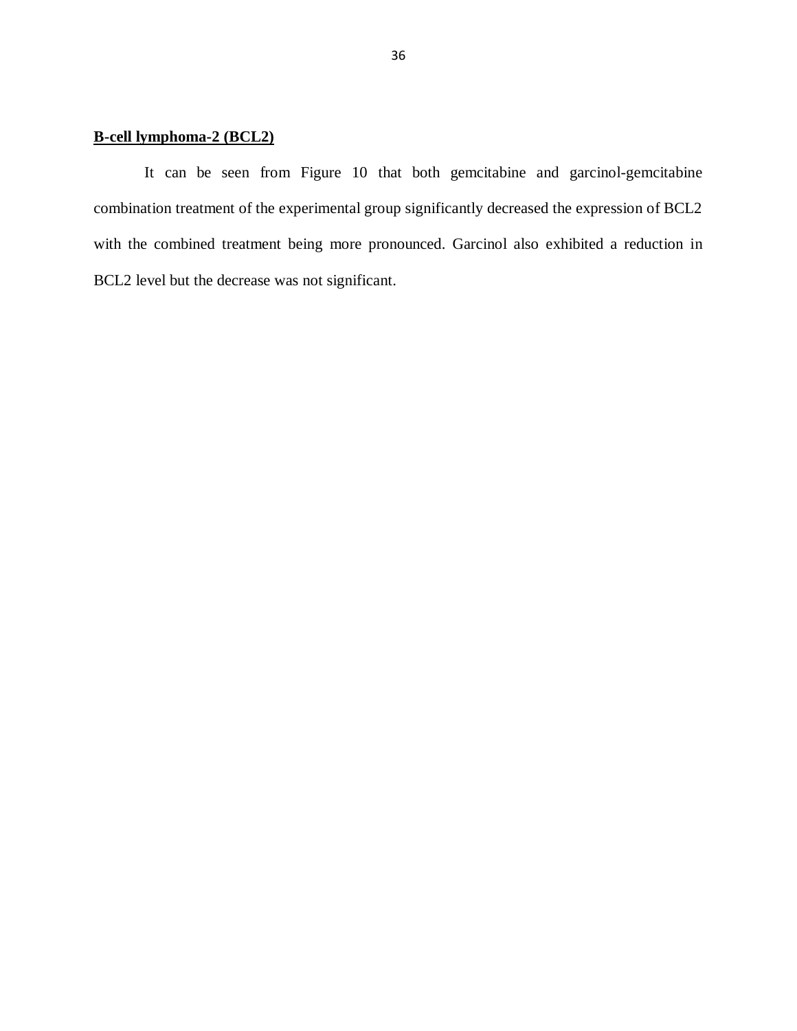**B-cell lymphoma-2 (BCL2)**

It can be seen from Figure 10 that both gemcitabine and garcinol-gemcitabine combination treatment of the experimental group significantly decreased the expression of BCL2 with the combined treatment being more pronounced. Garcinol also exhibited a reduction in BCL2 level but the decrease was not significant.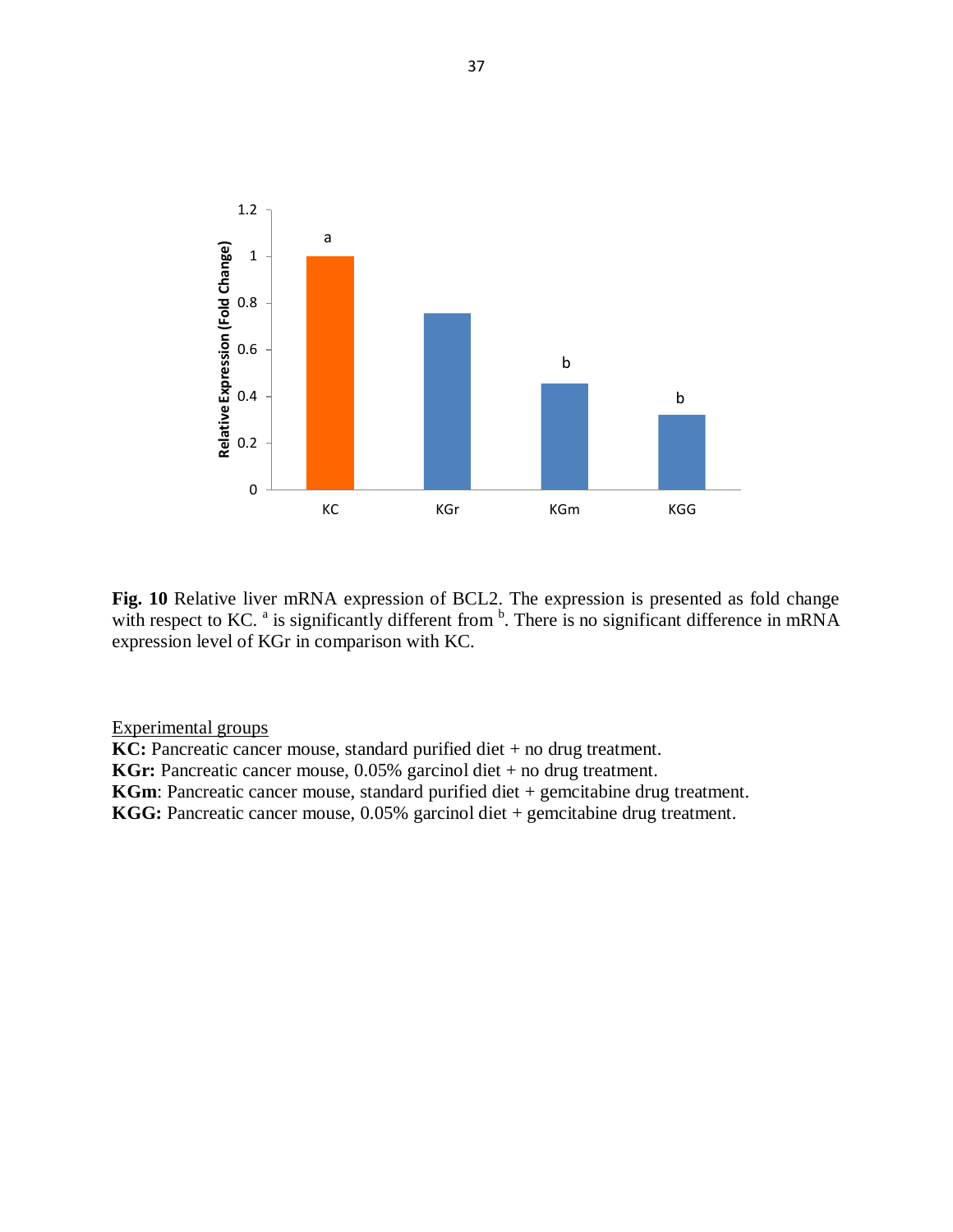**Fig. 10** Relative liver mRNA expression of BCL2. The expression is presented as fold change with respect to KC. [a] is significantly different from [b]. There is no significant difference in mRNA expression level of KGr in comparison with KC.

Experimental groups

**KC:** Pancreatic cancer mouse, standard purified diet + no drug treatment.
**KGr:** Pancreatic cancer mouse, 0.05% garcinol diet + no drug treatment.
**KGm**: Pancreatic cancer mouse, standard purified diet + gemcitabine drug treatment.
**KGG:** Pancreatic cancer mouse, 0.05% garcinol diet + gemcitabine drug treatment.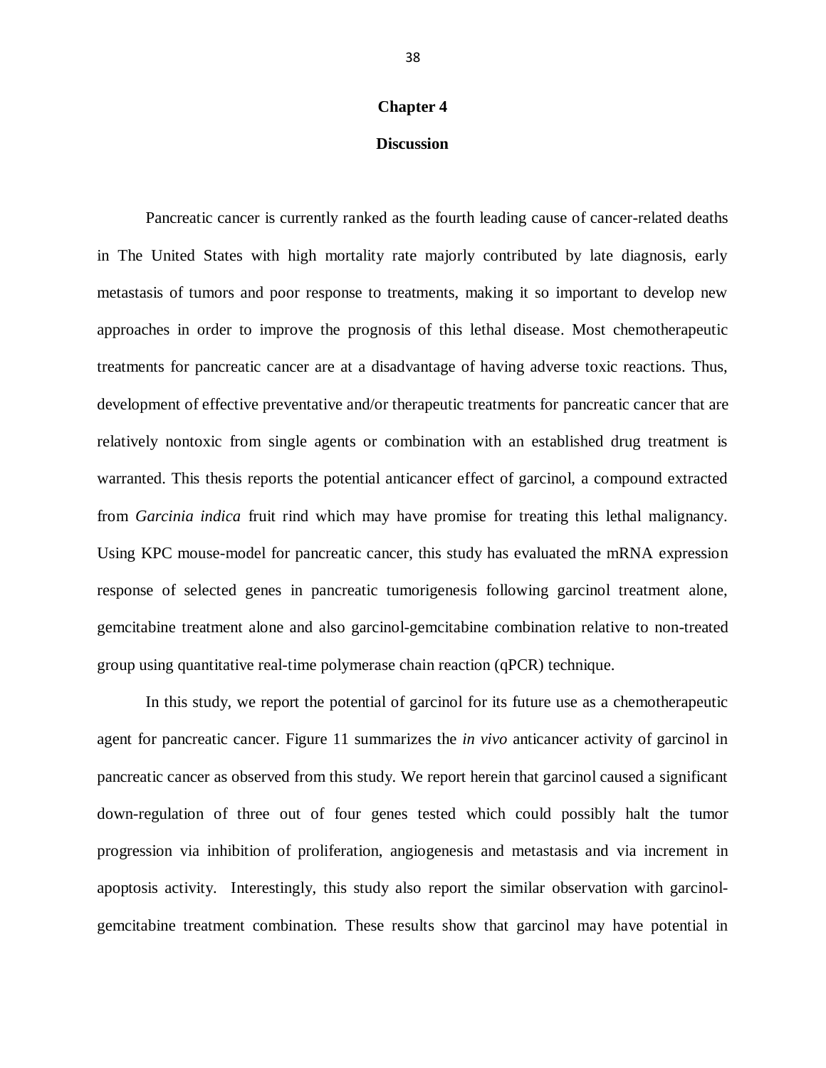# Chapter 4

## Discussion

Pancreatic cancer is currently ranked as the fourth leading cause of cancer-related deaths in The United States with high mortality rate majorly contributed by late diagnosis, early metastasis of tumors and poor response to treatments, making it so important to develop new approaches in order to improve the prognosis of this lethal disease. Most chemotherapeutic treatments for pancreatic cancer are at a disadvantage of having adverse toxic reactions. Thus, development of effective preventative and/or therapeutic treatments for pancreatic cancer that are relatively nontoxic from single agents or combination with an established drug treatment is warranted. This thesis reports the potential anticancer effect of garcinol, a compound extracted from *Garcinia indica* fruit rind which may have promise for treating this lethal malignancy. Using KPC mouse-model for pancreatic cancer, this study has evaluated the mRNA expression response of selected genes in pancreatic tumorigenesis following garcinol treatment alone, gemcitabine treatment alone and also garcinol-gemcitabine combination relative to non-treated group using quantitative real-time polymerase chain reaction (qPCR) technique.

In this study, we report the potential of garcinol for its future use as a chemotherapeutic agent for pancreatic cancer. Figure 11 summarizes the *in vivo* anticancer activity of garcinol in pancreatic cancer as observed from this study. We report herein that garcinol caused a significant down-regulation of three out of four genes tested which could possibly halt the tumor progression via inhibition of proliferation, angiogenesis and metastasis and via increment in apoptosis activity. Interestingly, this study also report the similar observation with garcinol-gemcitabine treatment combination. These results show that garcinol may have potential in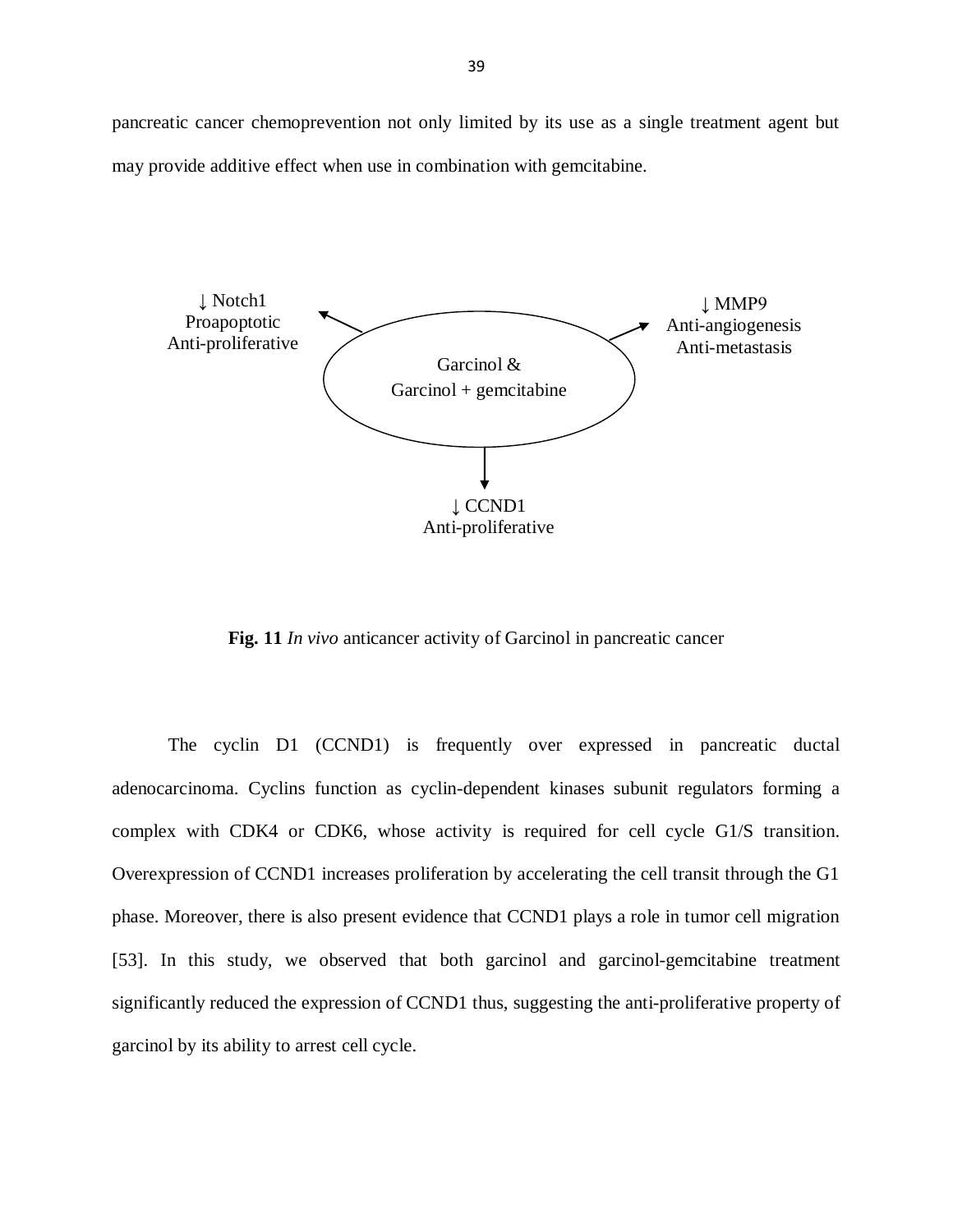pancreatic cancer chemoprevention not only limited by its use as a single treatment agent but may provide additive effect when use in combination with gemcitabine.

↓ Notch1
Proapoptotic
Anti-proliferative

Garcinol &
Garcinol + gemcitabine

↓ MMP9
Anti-angiogenesis
Anti-metastasis

↓ CCND1
Anti-proliferative

**Fig. 11** *In vivo* anticancer activity of Garcinol in pancreatic cancer

The cyclin D1 (CCND1) is frequently over expressed in pancreatic ductal adenocarcinoma. Cyclins function as cyclin-dependent kinases subunit regulators forming a complex with CDK4 or CDK6, whose activity is required for cell cycle G1/S transition. Overexpression of CCND1 increases proliferation by accelerating the cell transit through the G1 phase. Moreover, there is also present evidence that CCND1 plays a role in tumor cell migration [53]. In this study, we observed that both garcinol and garcinol-gemcitabine treatment significantly reduced the expression of CCND1 thus, suggesting the anti-proliferative property of garcinol by its ability to arrest cell cycle.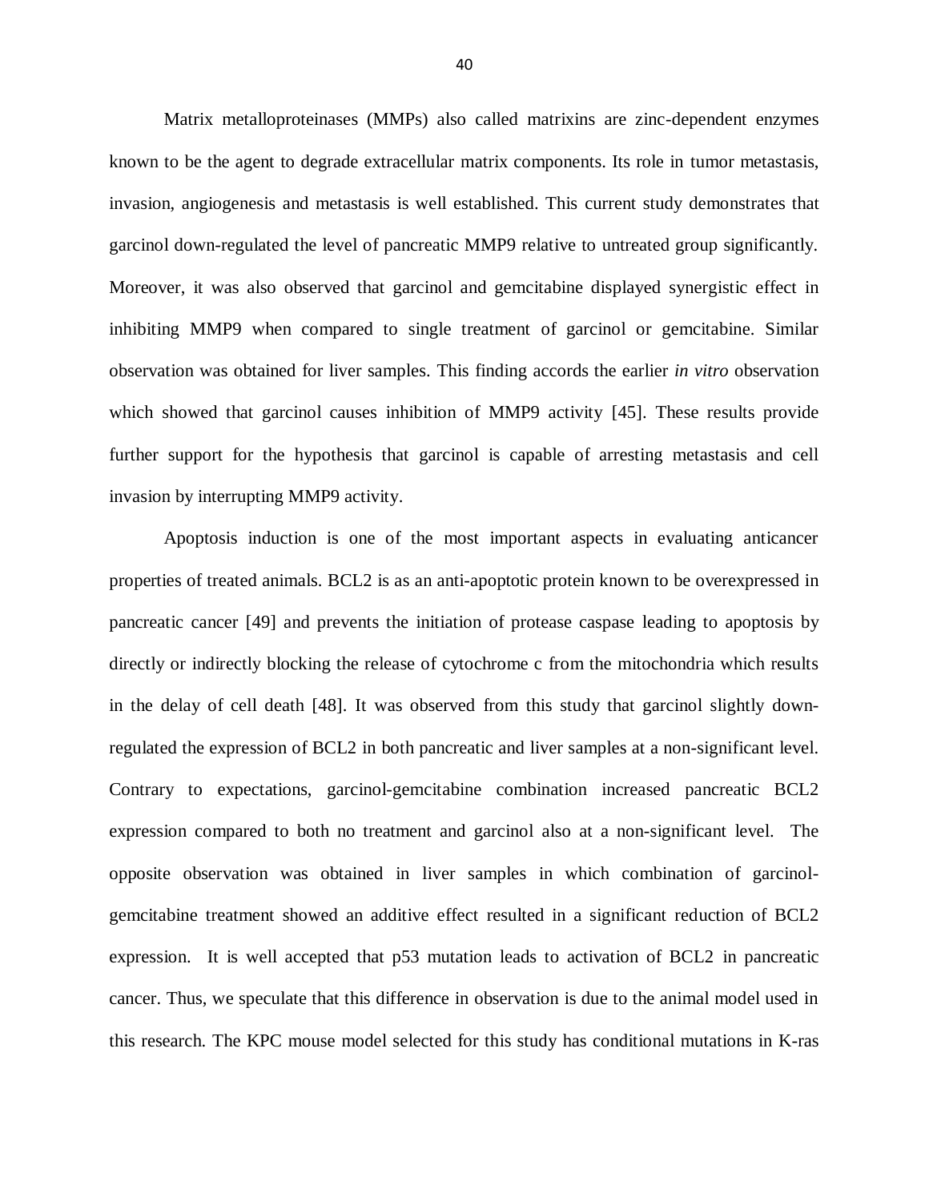Matrix metalloproteinases (MMPs) also called matrixins are zinc-dependent enzymes known to be the agent to degrade extracellular matrix components. Its role in tumor metastasis, invasion, angiogenesis and metastasis is well established. This current study demonstrates that garcinol down-regulated the level of pancreatic MMP9 relative to untreated group significantly. Moreover, it was also observed that garcinol and gemcitabine displayed synergistic effect in inhibiting MMP9 when compared to single treatment of garcinol or gemcitabine. Similar observation was obtained for liver samples. This finding accords the earlier *in vitro* observation which showed that garcinol causes inhibition of MMP9 activity [45]. These results provide further support for the hypothesis that garcinol is capable of arresting metastasis and cell invasion by interrupting MMP9 activity.

Apoptosis induction is one of the most important aspects in evaluating anticancer properties of treated animals. BCL2 is as an anti-apoptotic protein known to be overexpressed in pancreatic cancer [49] and prevents the initiation of protease caspase leading to apoptosis by directly or indirectly blocking the release of cytochrome c from the mitochondria which results in the delay of cell death [48]. It was observed from this study that garcinol slightly down-regulated the expression of BCL2 in both pancreatic and liver samples at a non-significant level. Contrary to expectations, garcinol-gemcitabine combination increased pancreatic BCL2 expression compared to both no treatment and garcinol also at a non-significant level. The opposite observation was obtained in liver samples in which combination of garcinol-gemcitabine treatment showed an additive effect resulted in a significant reduction of BCL2 expression. It is well accepted that p53 mutation leads to activation of BCL2 in pancreatic cancer. Thus, we speculate that this difference in observation is due to the animal model used in this research. The KPC mouse model selected for this study has conditional mutations in K-ras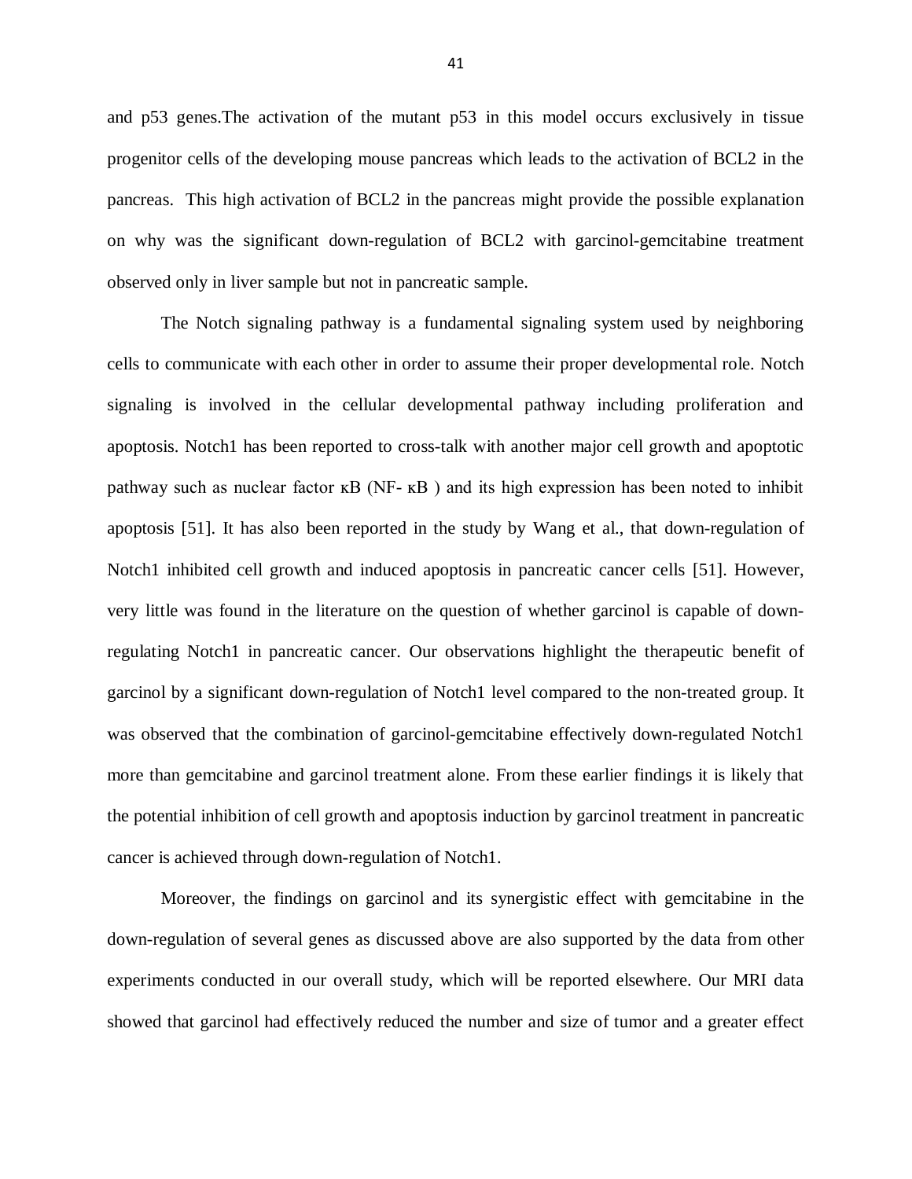and p53 genes.The activation of the mutant p53 in this model occurs exclusively in tissue progenitor cells of the developing mouse pancreas which leads to the activation of BCL2 in the pancreas. This high activation of BCL2 in the pancreas might provide the possible explanation on why was the significant down-regulation of BCL2 with garcinol-gemcitabine treatment observed only in liver sample but not in pancreatic sample.

The Notch signaling pathway is a fundamental signaling system used by neighboring cells to communicate with each other in order to assume their proper developmental role. Notch signaling is involved in the cellular developmental pathway including proliferation and apoptosis. Notch1 has been reported to cross-talk with another major cell growth and apoptotic pathway such as nuclear factor κB (NF- κB ) and its high expression has been noted to inhibit apoptosis [51]. It has also been reported in the study by Wang et al., that down-regulation of Notch1 inhibited cell growth and induced apoptosis in pancreatic cancer cells [51]. However, very little was found in the literature on the question of whether garcinol is capable of down-regulating Notch1 in pancreatic cancer. Our observations highlight the therapeutic benefit of garcinol by a significant down-regulation of Notch1 level compared to the non-treated group. It was observed that the combination of garcinol-gemcitabine effectively down-regulated Notch1 more than gemcitabine and garcinol treatment alone. From these earlier findings it is likely that the potential inhibition of cell growth and apoptosis induction by garcinol treatment in pancreatic cancer is achieved through down-regulation of Notch1.

Moreover, the findings on garcinol and its synergistic effect with gemcitabine in the down-regulation of several genes as discussed above are also supported by the data from other experiments conducted in our overall study, which will be reported elsewhere. Our MRI data showed that garcinol had effectively reduced the number and size of tumor and a greater effect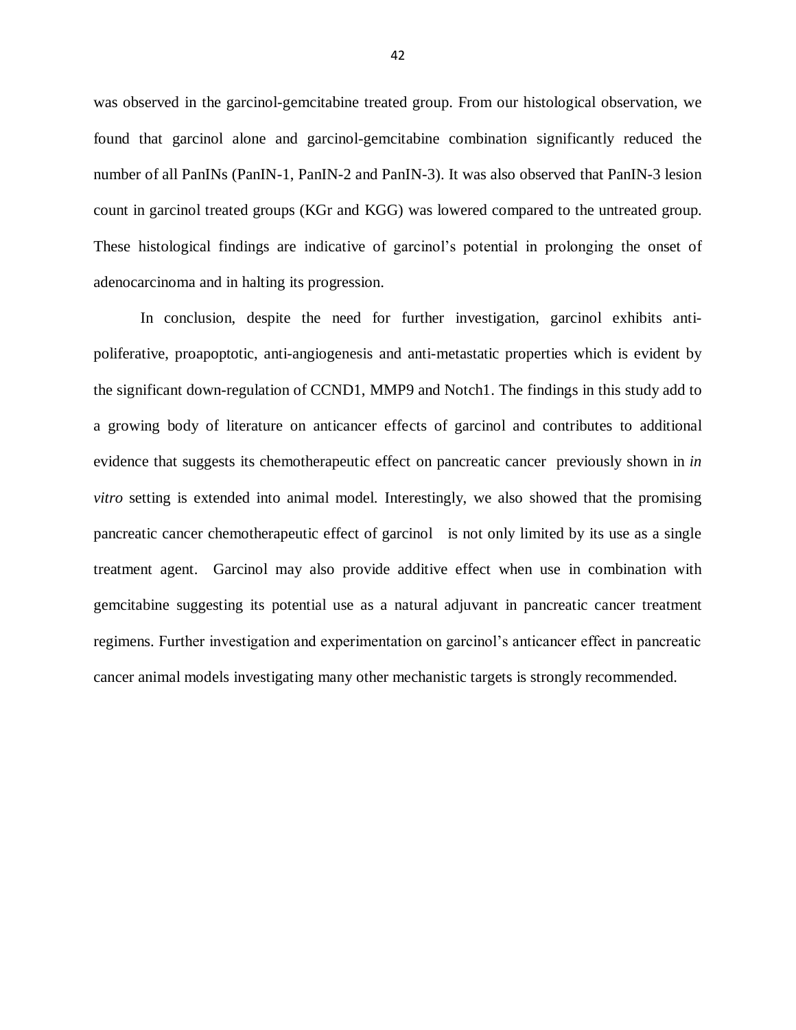was observed in the garcinol-gemcitabine treated group. From our histological observation, we found that garcinol alone and garcinol-gemcitabine combination significantly reduced the number of all PanINs (PanIN-1, PanIN-2 and PanIN-3). It was also observed that PanIN-3 lesion count in garcinol treated groups (KGr and KGG) was lowered compared to the untreated group. These histological findings are indicative of garcinol's potential in prolonging the onset of adenocarcinoma and in halting its progression.

In conclusion, despite the need for further investigation, garcinol exhibits anti-poliferative, proapoptotic, anti-angiogenesis and anti-metastatic properties which is evident by the significant down-regulation of CCND1, MMP9 and Notch1. The findings in this study add to a growing body of literature on anticancer effects of garcinol and contributes to additional evidence that suggests its chemotherapeutic effect on pancreatic cancer previously shown in *in vitro* setting is extended into animal model. Interestingly, we also showed that the promising pancreatic cancer chemotherapeutic effect of garcinol is not only limited by its use as a single treatment agent. Garcinol may also provide additive effect when use in combination with gemcitabine suggesting its potential use as a natural adjuvant in pancreatic cancer treatment regimens. Further investigation and experimentation on garcinol's anticancer effect in pancreatic cancer animal models investigating many other mechanistic targets is strongly recommended.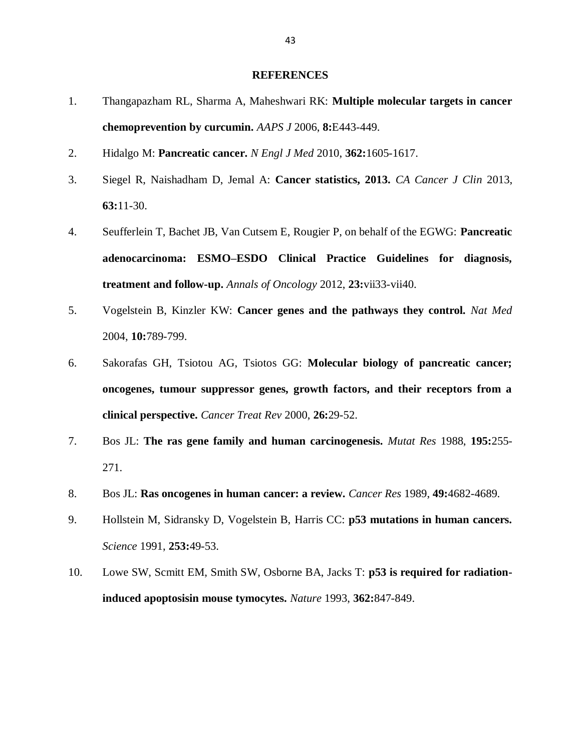# REFERENCES

1. Thangapazham RL, Sharma A, Maheshwari RK: **Multiple molecular targets in cancer chemoprevention by curcumin.** *AAPS J* 2006, **8:**E443-449.
2. Hidalgo M: **Pancreatic cancer.** *N Engl J Med* 2010, **362:**1605-1617.
3. Siegel R, Naishadham D, Jemal A: **Cancer statistics, 2013.** *CA Cancer J Clin* 2013, **63:**11-30.
4. Seufferlein T, Bachet JB, Van Cutsem E, Rougier P, on behalf of the EGWG: **Pancreatic adenocarcinoma: ESMO–ESDO Clinical Practice Guidelines for diagnosis, treatment and follow-up.** *Annals of Oncology* 2012, **23:**vii33-vii40.
5. Vogelstein B, Kinzler KW: **Cancer genes and the pathways they control.** *Nat Med* 2004, **10:**789-799.
6. Sakorafas GH, Tsiotou AG, Tsiotos GG: **Molecular biology of pancreatic cancer; oncogenes, tumour suppressor genes, growth factors, and their receptors from a clinical perspective.** *Cancer Treat Rev* 2000, **26:**29-52.
7. Bos JL: **The ras gene family and human carcinogenesis.** *Mutat Res* 1988, **195:**255-271.
8. Bos JL: **Ras oncogenes in human cancer: a review.** *Cancer Res* 1989, **49:**4682-4689.
9. Hollstein M, Sidransky D, Vogelstein B, Harris CC: **p53 mutations in human cancers.** *Science* 1991, **253:**49-53.
10. Lowe SW, Scmitt EM, Smith SW, Osborne BA, Jacks T: **p53 is required for radiation-induced apoptosisin mouse tymocytes.** *Nature* 1993, **362:**847-849.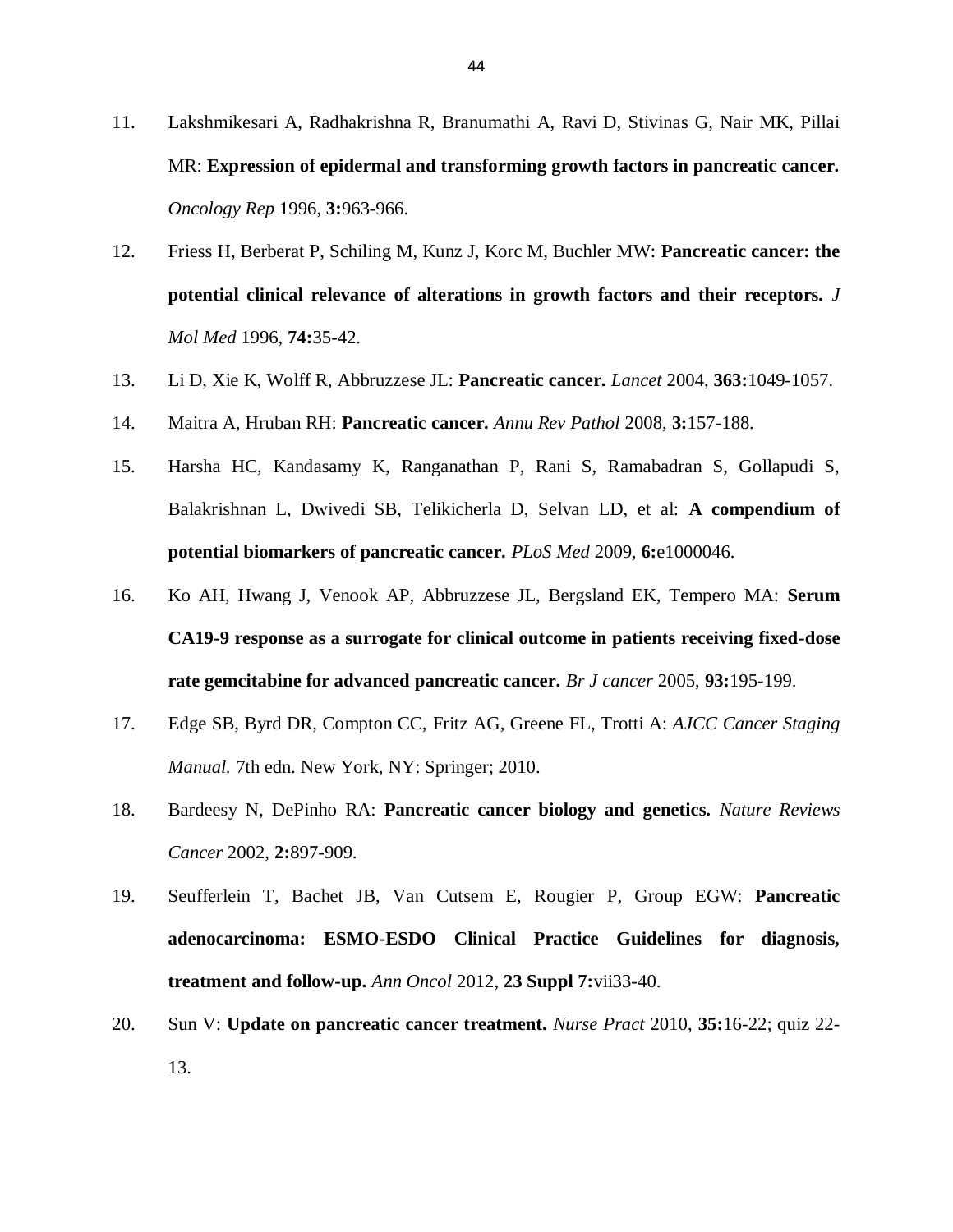11. Lakshmikesari A, Radhakrishna R, Branumathi A, Ravi D, Stivinas G, Nair MK, Pillai MR: **Expression of epidermal and transforming growth factors in pancreatic cancer.** *Oncology Rep* 1996, **3:**963-966.

12. Friess H, Berberat P, Schiling M, Kunz J, Korc M, Buchler MW: **Pancreatic cancer: the potential clinical relevance of alterations in growth factors and their receptors.** *J Mol Med* 1996, **74:**35-42.

13. Li D, Xie K, Wolff R, Abbruzzese JL: **Pancreatic cancer.** *Lancet* 2004, **363:**1049-1057.

14. Maitra A, Hruban RH: **Pancreatic cancer.** *Annu Rev Pathol* 2008, **3:**157-188.

15. Harsha HC, Kandasamy K, Ranganathan P, Rani S, Ramabadran S, Gollapudi S, Balakrishnan L, Dwivedi SB, Telikicherla D, Selvan LD, et al: **A compendium of potential biomarkers of pancreatic cancer.** *PLoS Med* 2009, **6:**e1000046.

16. Ko AH, Hwang J, Venook AP, Abbruzzese JL, Bergsland EK, Tempero MA: **Serum CA19-9 response as a surrogate for clinical outcome in patients receiving fixed-dose rate gemcitabine for advanced pancreatic cancer.** *Br J cancer* 2005, **93:**195-199.

17. Edge SB, Byrd DR, Compton CC, Fritz AG, Greene FL, Trotti A: *AJCC Cancer Staging Manual.* 7th edn. New York, NY: Springer; 2010.

18. Bardeesy N, DePinho RA: **Pancreatic cancer biology and genetics.** *Nature Reviews Cancer* 2002, **2:**897-909.

19. Seufferlein T, Bachet JB, Van Cutsem E, Rougier P, Group EGW: **Pancreatic adenocarcinoma: ESMO-ESDO Clinical Practice Guidelines for diagnosis, treatment and follow-up.** *Ann Oncol* 2012, **23 Suppl 7:**vii33-40.

20. Sun V: **Update on pancreatic cancer treatment.** *Nurse Pract* 2010, **35:**16-22; quiz 22-13.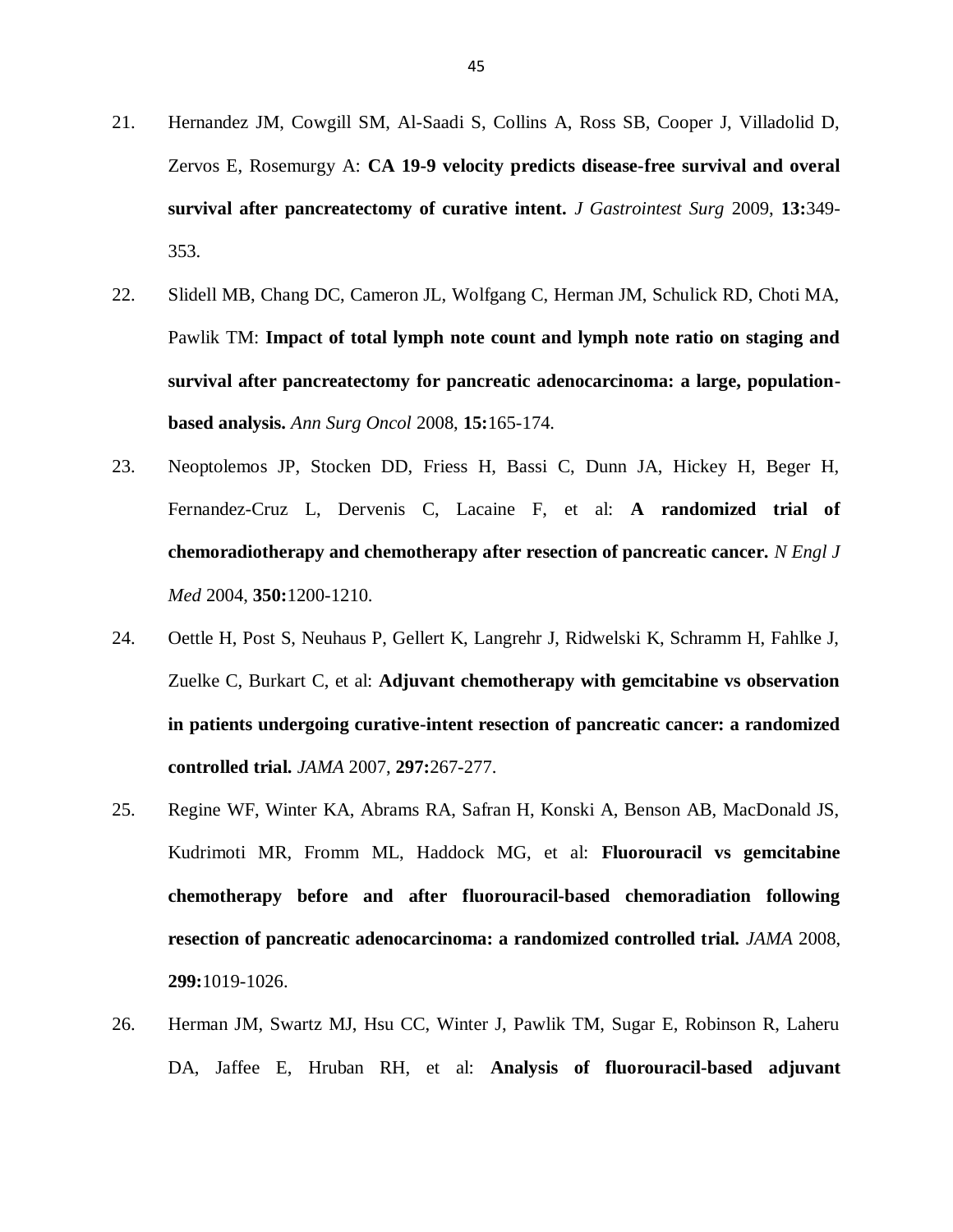21. Hernandez JM, Cowgill SM, Al-Saadi S, Collins A, Ross SB, Cooper J, Villadolid D, Zervos E, Rosemurgy A: **CA 19-9 velocity predicts disease-free survival and overal survival after pancreatectomy of curative intent.** *J Gastrointest Surg* 2009, **13:**349-353.

22. Slidell MB, Chang DC, Cameron JL, Wolfgang C, Herman JM, Schulick RD, Choti MA, Pawlik TM: **Impact of total lymph note count and lymph note ratio on staging and survival after pancreatectomy for pancreatic adenocarcinoma: a large, population-based analysis.** *Ann Surg Oncol* 2008, **15:**165-174.

23. Neoptolemos JP, Stocken DD, Friess H, Bassi C, Dunn JA, Hickey H, Beger H, Fernandez-Cruz L, Dervenis C, Lacaine F, et al: **A randomized trial of chemoradiotherapy and chemotherapy after resection of pancreatic cancer.** *N Engl J Med* 2004, **350:**1200-1210.

24. Oettle H, Post S, Neuhaus P, Gellert K, Langrehr J, Ridwelski K, Schramm H, Fahlke J, Zuelke C, Burkart C, et al: **Adjuvant chemotherapy with gemcitabine vs observation in patients undergoing curative-intent resection of pancreatic cancer: a randomized controlled trial.** *JAMA* 2007, **297:**267-277.

25. Regine WF, Winter KA, Abrams RA, Safran H, Konski A, Benson AB, MacDonald JS, Kudrimoti MR, Fromm ML, Haddock MG, et al: **Fluorouracil vs gemcitabine chemotherapy before and after fluorouracil-based chemoradiation following resection of pancreatic adenocarcinoma: a randomized controlled trial.** *JAMA* 2008, **299:**1019-1026.

26. Herman JM, Swartz MJ, Hsu CC, Winter J, Pawlik TM, Sugar E, Robinson R, Laheru DA, Jaffee E, Hruban RH, et al: **Analysis of fluorouracil-based adjuvant**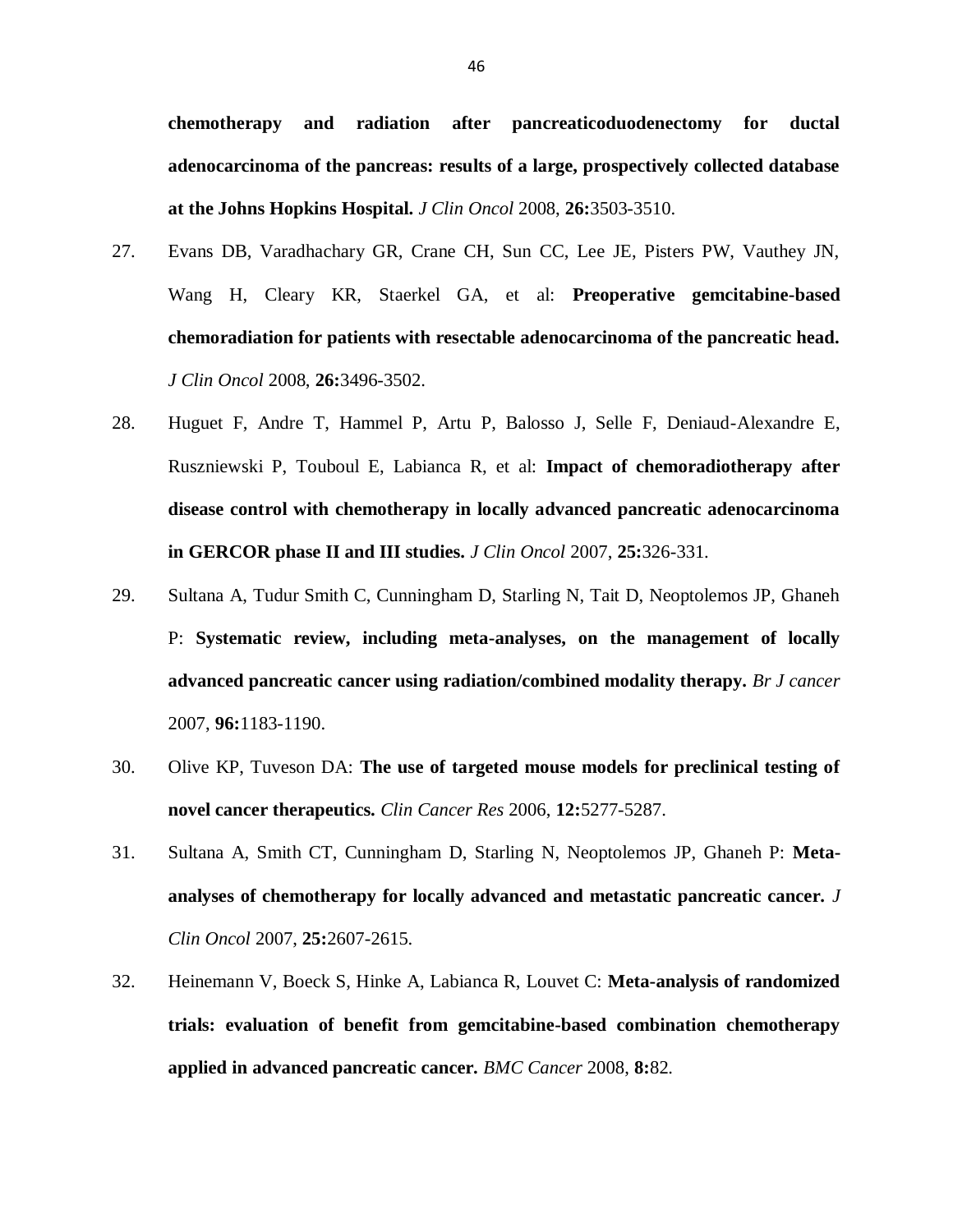**chemotherapy and radiation after pancreaticoduodenectomy for ductal adenocarcinoma of the pancreas: results of a large, prospectively collected database at the Johns Hopkins Hospital.** *J Clin Oncol* 2008, **26:**3503-3510.

27. Evans DB, Varadhachary GR, Crane CH, Sun CC, Lee JE, Pisters PW, Vauthey JN, Wang H, Cleary KR, Staerkel GA, et al: **Preoperative gemcitabine-based chemoradiation for patients with resectable adenocarcinoma of the pancreatic head.** *J Clin Oncol* 2008, **26:**3496-3502.

28. Huguet F, Andre T, Hammel P, Artu P, Balosso J, Selle F, Deniaud-Alexandre E, Ruszniewski P, Touboul E, Labianca R, et al: **Impact of chemoradiotherapy after disease control with chemotherapy in locally advanced pancreatic adenocarcinoma in GERCOR phase II and III studies.** *J Clin Oncol* 2007, **25:**326-331.

29. Sultana A, Tudur Smith C, Cunningham D, Starling N, Tait D, Neoptolemos JP, Ghaneh P: **Systematic review, including meta-analyses, on the management of locally advanced pancreatic cancer using radiation/combined modality therapy.** *Br J cancer* 2007, **96:**1183-1190.

30. Olive KP, Tuveson DA: **The use of targeted mouse models for preclinical testing of novel cancer therapeutics.** *Clin Cancer Res* 2006, **12:**5277-5287.

31. Sultana A, Smith CT, Cunningham D, Starling N, Neoptolemos JP, Ghaneh P: **Meta-analyses of chemotherapy for locally advanced and metastatic pancreatic cancer.** *J Clin Oncol* 2007, **25:**2607-2615.

32. Heinemann V, Boeck S, Hinke A, Labianca R, Louvet C: **Meta-analysis of randomized trials: evaluation of benefit from gemcitabine-based combination chemotherapy applied in advanced pancreatic cancer.** *BMC Cancer* 2008, **8:**82.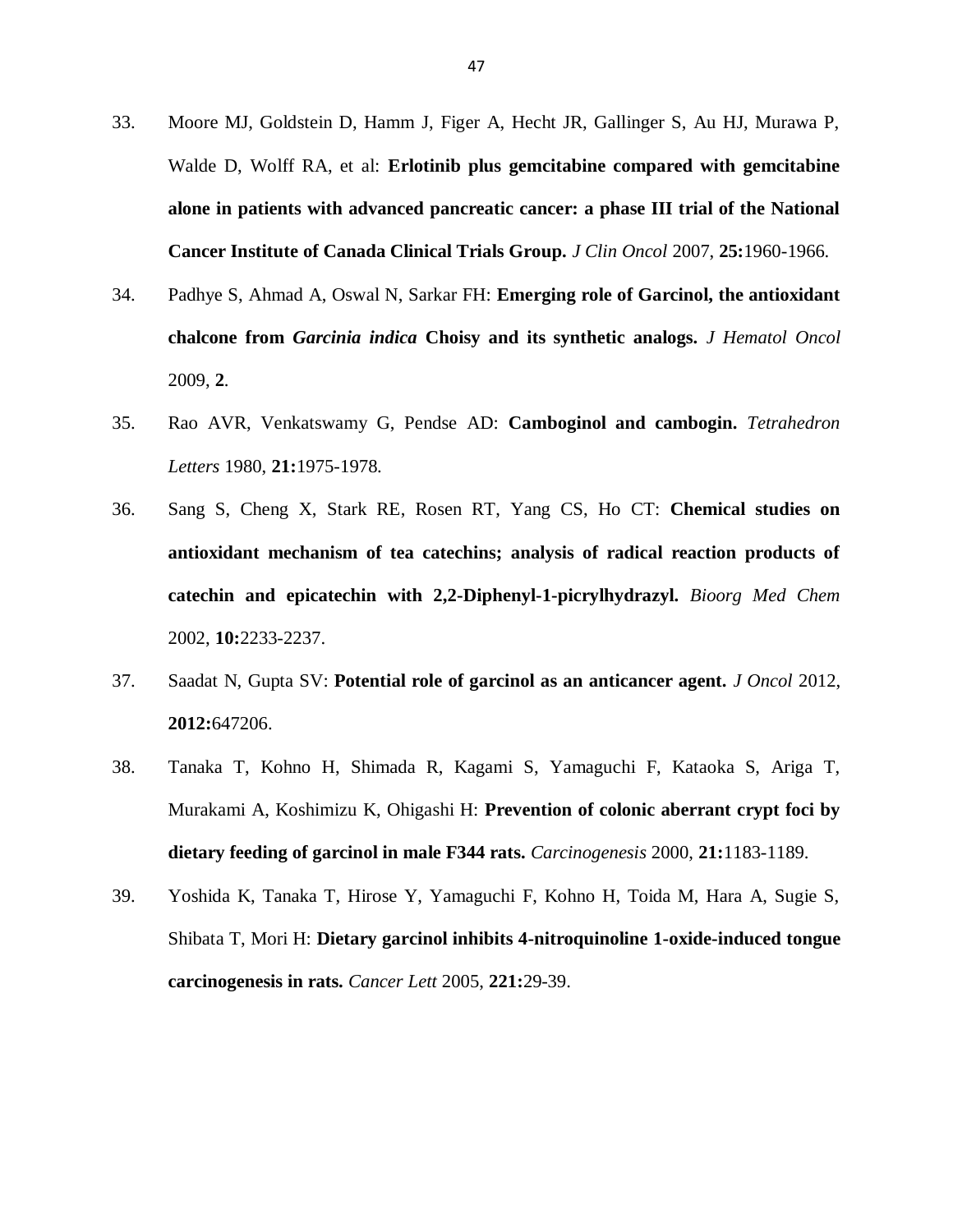33. Moore MJ, Goldstein D, Hamm J, Figer A, Hecht JR, Gallinger S, Au HJ, Murawa P, Walde D, Wolff RA, et al: **Erlotinib plus gemcitabine compared with gemcitabine alone in patients with advanced pancreatic cancer: a phase III trial of the National Cancer Institute of Canada Clinical Trials Group.** *J Clin Oncol* 2007, **25:**1960-1966.

34. Padhye S, Ahmad A, Oswal N, Sarkar FH: **Emerging role of Garcinol, the antioxidant chalcone from *Garcinia indica* Choisy and its synthetic analogs.** *J Hematol Oncol* 2009, **2**.

35. Rao AVR, Venkatswamy G, Pendse AD: **Camboginol and cambogin.** *Tetrahedron Letters* 1980, **21:**1975-1978.

36. Sang S, Cheng X, Stark RE, Rosen RT, Yang CS, Ho CT: **Chemical studies on antioxidant mechanism of tea catechins; analysis of radical reaction products of catechin and epicatechin with 2,2-Diphenyl-1-picrylhydrazyl.** *Bioorg Med Chem* 2002, **10:**2233-2237.

37. Saadat N, Gupta SV: **Potential role of garcinol as an anticancer agent.** *J Oncol* 2012, **2012:**647206.

38. Tanaka T, Kohno H, Shimada R, Kagami S, Yamaguchi F, Kataoka S, Ariga T, Murakami A, Koshimizu K, Ohigashi H: **Prevention of colonic aberrant crypt foci by dietary feeding of garcinol in male F344 rats.** *Carcinogenesis* 2000, **21:**1183-1189.

39. Yoshida K, Tanaka T, Hirose Y, Yamaguchi F, Kohno H, Toida M, Hara A, Sugie S, Shibata T, Mori H: **Dietary garcinol inhibits 4-nitroquinoline 1-oxide-induced tongue carcinogenesis in rats.** *Cancer Lett* 2005, **221:**29-39.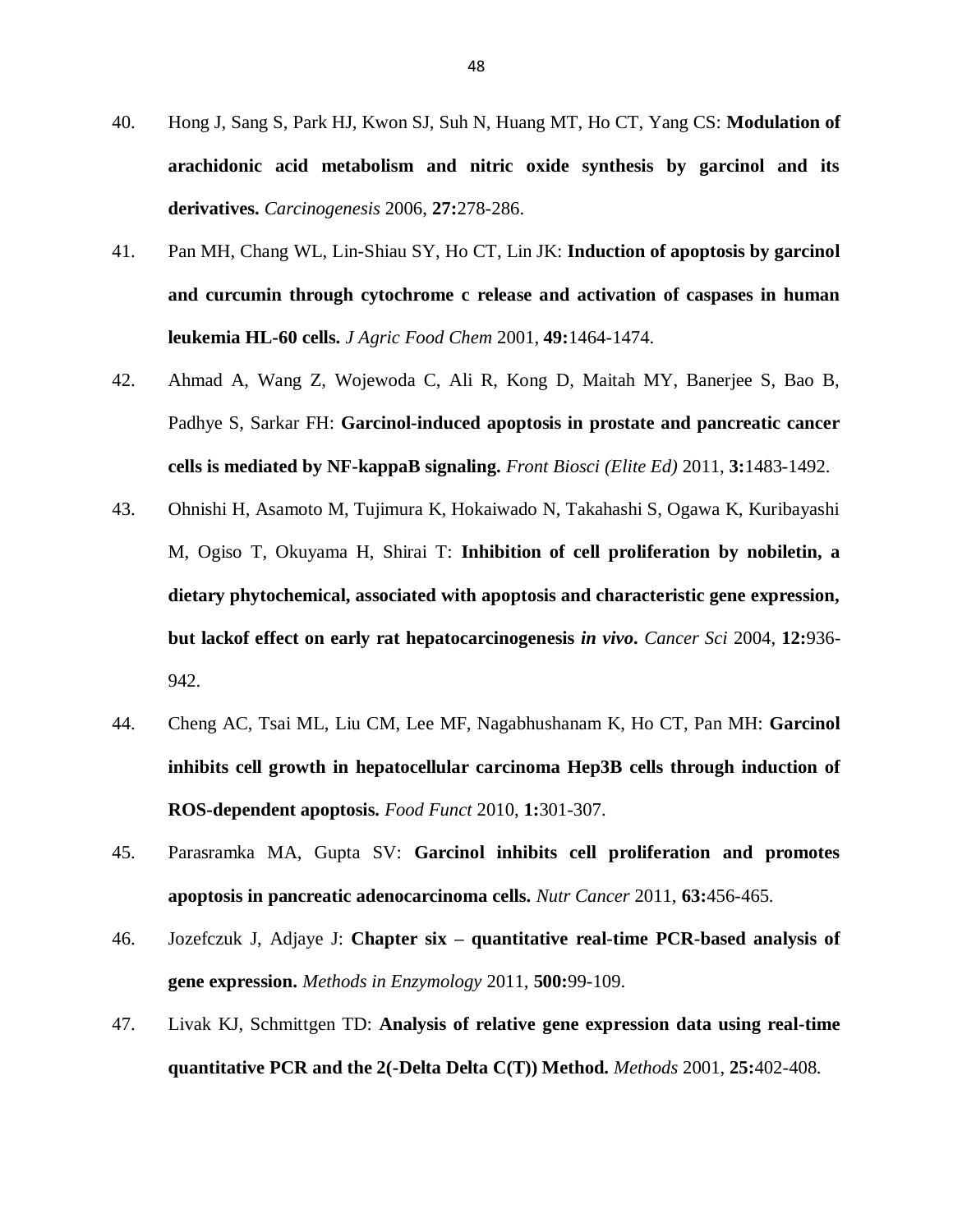40. Hong J, Sang S, Park HJ, Kwon SJ, Suh N, Huang MT, Ho CT, Yang CS: **Modulation of arachidonic acid metabolism and nitric oxide synthesis by garcinol and its derivatives.** *Carcinogenesis* 2006, **27:**278-286.

41. Pan MH, Chang WL, Lin-Shiau SY, Ho CT, Lin JK: **Induction of apoptosis by garcinol and curcumin through cytochrome c release and activation of caspases in human leukemia HL-60 cells.** *J Agric Food Chem* 2001, **49:**1464-1474.

42. Ahmad A, Wang Z, Wojewoda C, Ali R, Kong D, Maitah MY, Banerjee S, Bao B, Padhye S, Sarkar FH: **Garcinol-induced apoptosis in prostate and pancreatic cancer cells is mediated by NF-kappaB signaling.** *Front Biosci (Elite Ed)* 2011, **3:**1483-1492.

43. Ohnishi H, Asamoto M, Tujimura K, Hokaiwado N, Takahashi S, Ogawa K, Kuribayashi M, Ogiso T, Okuyama H, Shirai T: **Inhibition of cell proliferation by nobiletin, a dietary phytochemical, associated with apoptosis and characteristic gene expression, but lackof effect on early rat hepatocarcinogenesis *in vivo*.** *Cancer Sci* 2004, **12:**936-942.

44. Cheng AC, Tsai ML, Liu CM, Lee MF, Nagabhushanam K, Ho CT, Pan MH: **Garcinol inhibits cell growth in hepatocellular carcinoma Hep3B cells through induction of ROS-dependent apoptosis.** *Food Funct* 2010, **1:**301-307.

45. Parasramka MA, Gupta SV: **Garcinol inhibits cell proliferation and promotes apoptosis in pancreatic adenocarcinoma cells.** *Nutr Cancer* 2011, **63:**456-465.

46. Jozefczuk J, Adjaye J: **Chapter six – quantitative real-time PCR-based analysis of gene expression.** *Methods in Enzymology* 2011, **500:**99-109.

47. Livak KJ, Schmittgen TD: **Analysis of relative gene expression data using real-time quantitative PCR and the 2(-Delta Delta C(T)) Method.** *Methods* 2001, **25:**402-408.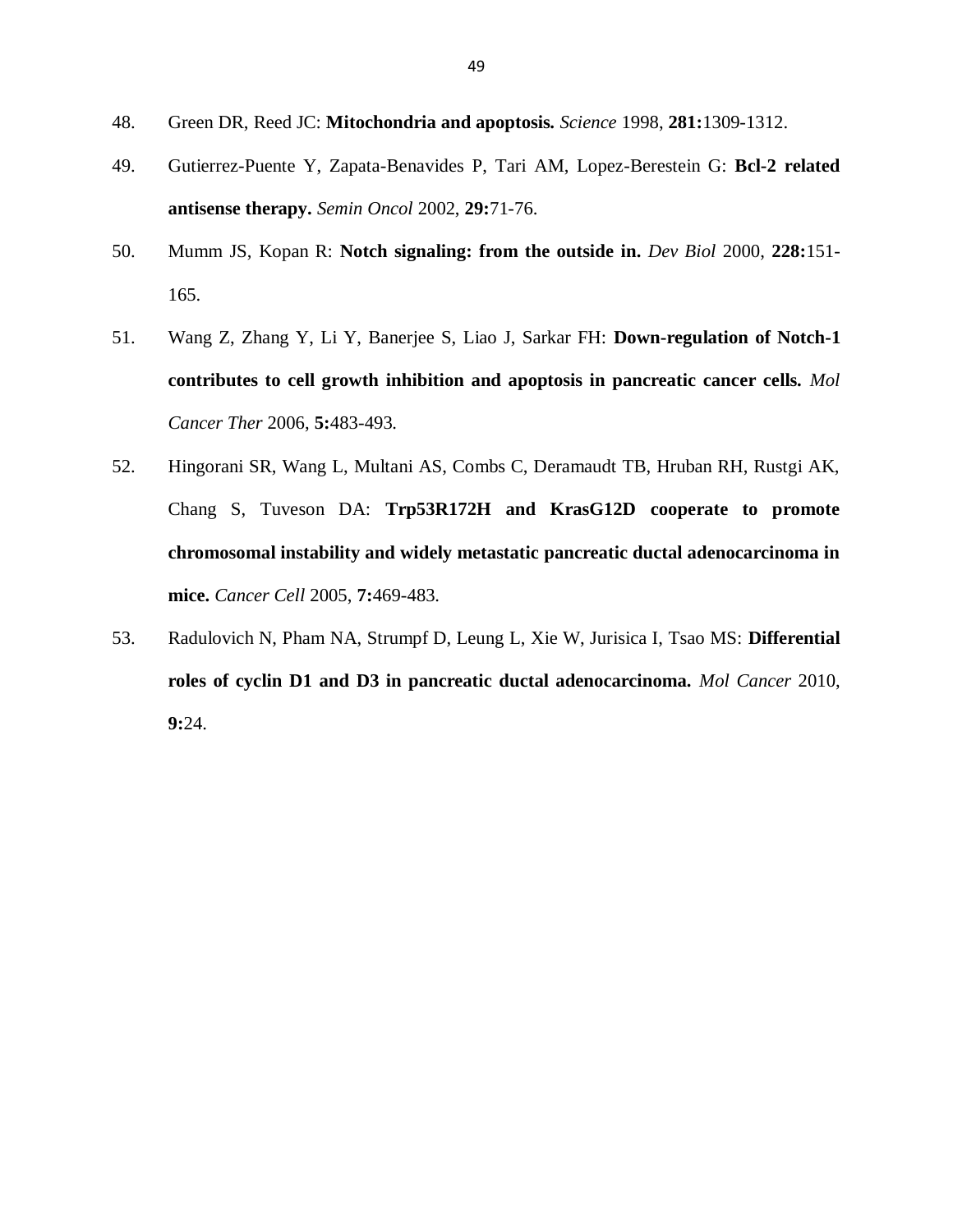48. Green DR, Reed JC: **Mitochondria and apoptosis.** *Science* 1998, **281:**1309-1312.

49. Gutierrez-Puente Y, Zapata-Benavides P, Tari AM, Lopez-Berestein G: **Bcl-2 related antisense therapy.** *Semin Oncol* 2002, **29:**71-76.

50. Mumm JS, Kopan R: **Notch signaling: from the outside in.** *Dev Biol* 2000, **228:**151-165.

51. Wang Z, Zhang Y, Li Y, Banerjee S, Liao J, Sarkar FH: **Down-regulation of Notch-1 contributes to cell growth inhibition and apoptosis in pancreatic cancer cells.** *Mol Cancer Ther* 2006, **5:**483-493.

52. Hingorani SR, Wang L, Multani AS, Combs C, Deramaudt TB, Hruban RH, Rustgi AK, Chang S, Tuveson DA: **Trp53R172H and KrasG12D cooperate to promote chromosomal instability and widely metastatic pancreatic ductal adenocarcinoma in mice.** *Cancer Cell* 2005, **7:**469-483.

53. Radulovich N, Pham NA, Strumpf D, Leung L, Xie W, Jurisica I, Tsao MS: **Differential roles of cyclin D1 and D3 in pancreatic ductal adenocarcinoma.** *Mol Cancer* 2010, **9:**24.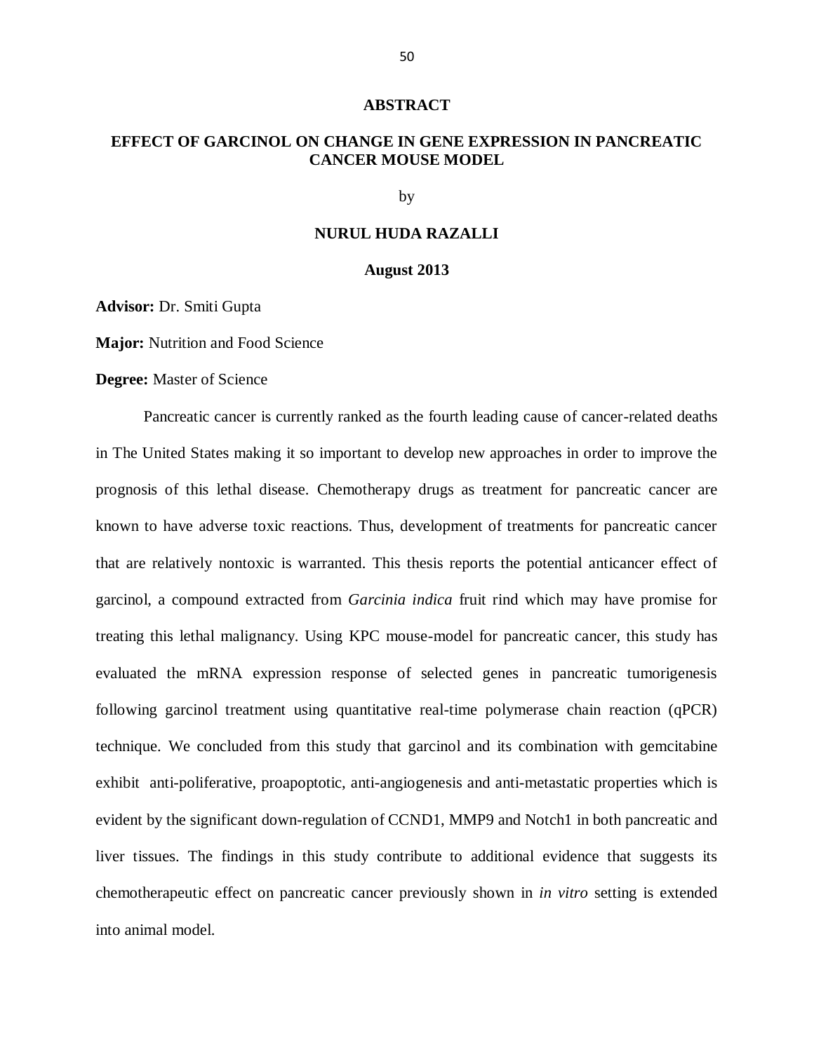# ABSTRACT

## EFFECT OF GARCINOL ON CHANGE IN GENE EXPRESSION IN PANCREATIC CANCER MOUSE MODEL

by

**NURUL HUDA RAZALLI**

**August 2013**

**Advisor:** Dr. Smiti Gupta

**Major:** Nutrition and Food Science

**Degree:** Master of Science

Pancreatic cancer is currently ranked as the fourth leading cause of cancer-related deaths in The United States making it so important to develop new approaches in order to improve the prognosis of this lethal disease. Chemotherapy drugs as treatment for pancreatic cancer are known to have adverse toxic reactions. Thus, development of treatments for pancreatic cancer that are relatively nontoxic is warranted. This thesis reports the potential anticancer effect of garcinol, a compound extracted from *Garcinia indica* fruit rind which may have promise for treating this lethal malignancy. Using KPC mouse-model for pancreatic cancer, this study has evaluated the mRNA expression response of selected genes in pancreatic tumorigenesis following garcinol treatment using quantitative real-time polymerase chain reaction (qPCR) technique. We concluded from this study that garcinol and its combination with gemcitabine exhibit anti-poliferative, proapoptotic, anti-angiogenesis and anti-metastatic properties which is evident by the significant down-regulation of CCND1, MMP9 and Notch1 in both pancreatic and liver tissues. The findings in this study contribute to additional evidence that suggests its chemotherapeutic effect on pancreatic cancer previously shown in *in vitro* setting is extended into animal model.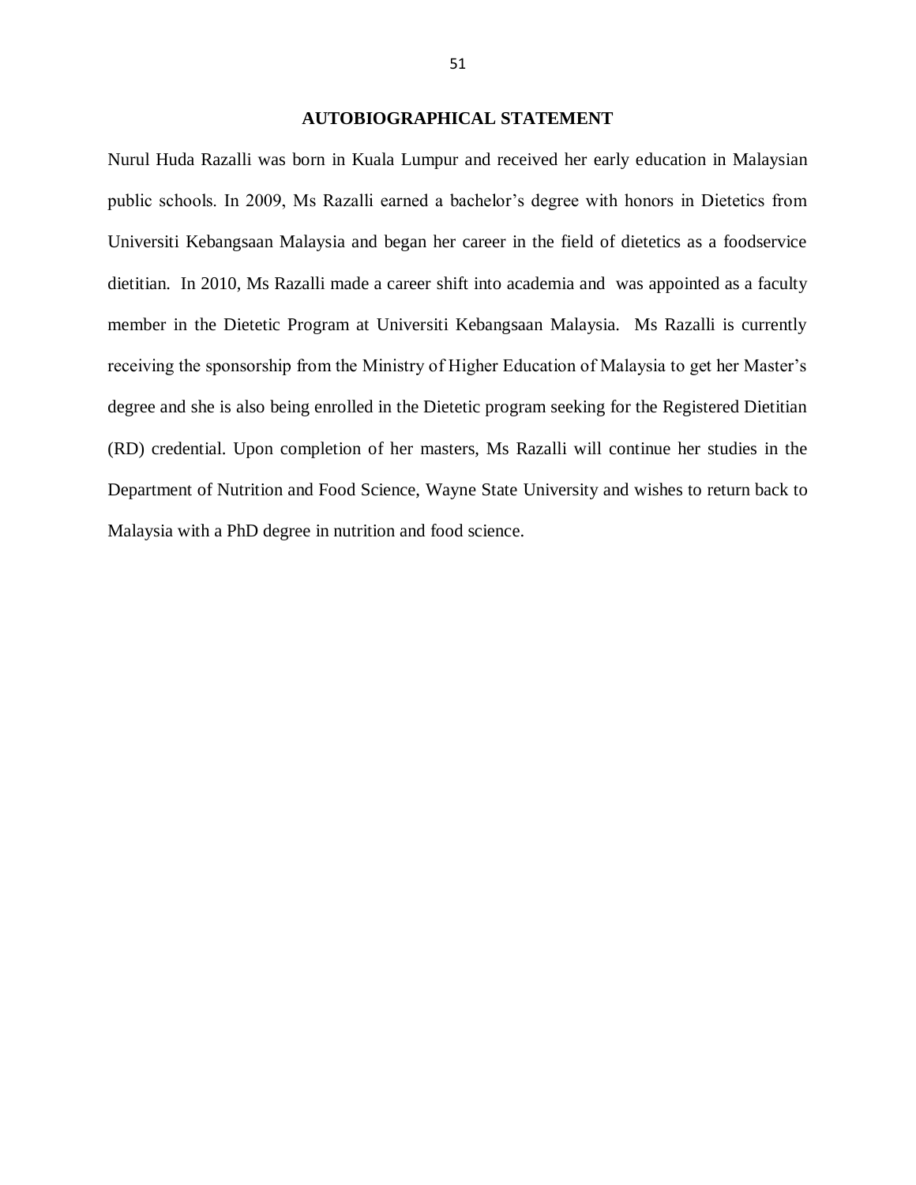# AUTOBIOGRAPHICAL STATEMENT

Nurul Huda Razalli was born in Kuala Lumpur and received her early education in Malaysian public schools. In 2009, Ms Razalli earned a bachelor's degree with honors in Dietetics from Universiti Kebangsaan Malaysia and began her career in the field of dietetics as a foodservice dietitian. In 2010, Ms Razalli made a career shift into academia and was appointed as a faculty member in the Dietetic Program at Universiti Kebangsaan Malaysia. Ms Razalli is currently receiving the sponsorship from the Ministry of Higher Education of Malaysia to get her Master's degree and she is also being enrolled in the Dietetic program seeking for the Registered Dietitian (RD) credential. Upon completion of her masters, Ms Razalli will continue her studies in the Department of Nutrition and Food Science, Wayne State University and wishes to return back to Malaysia with a PhD degree in nutrition and food science.